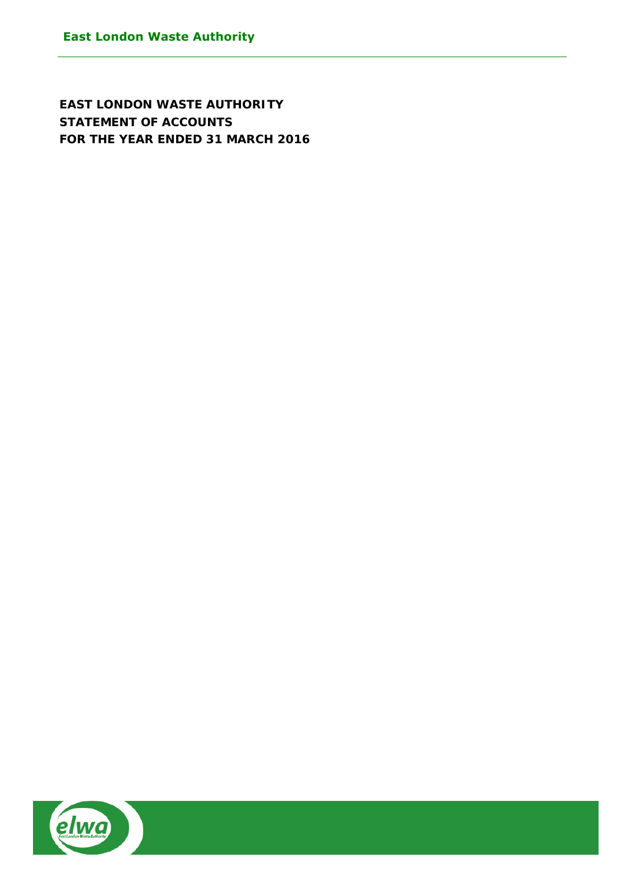East London Waste Authority

# EAST LONDON WASTE AUTHORITY
# STATEMENT OF ACCOUNTS
# FOR THE YEAR ENDED 31 MARCH 2016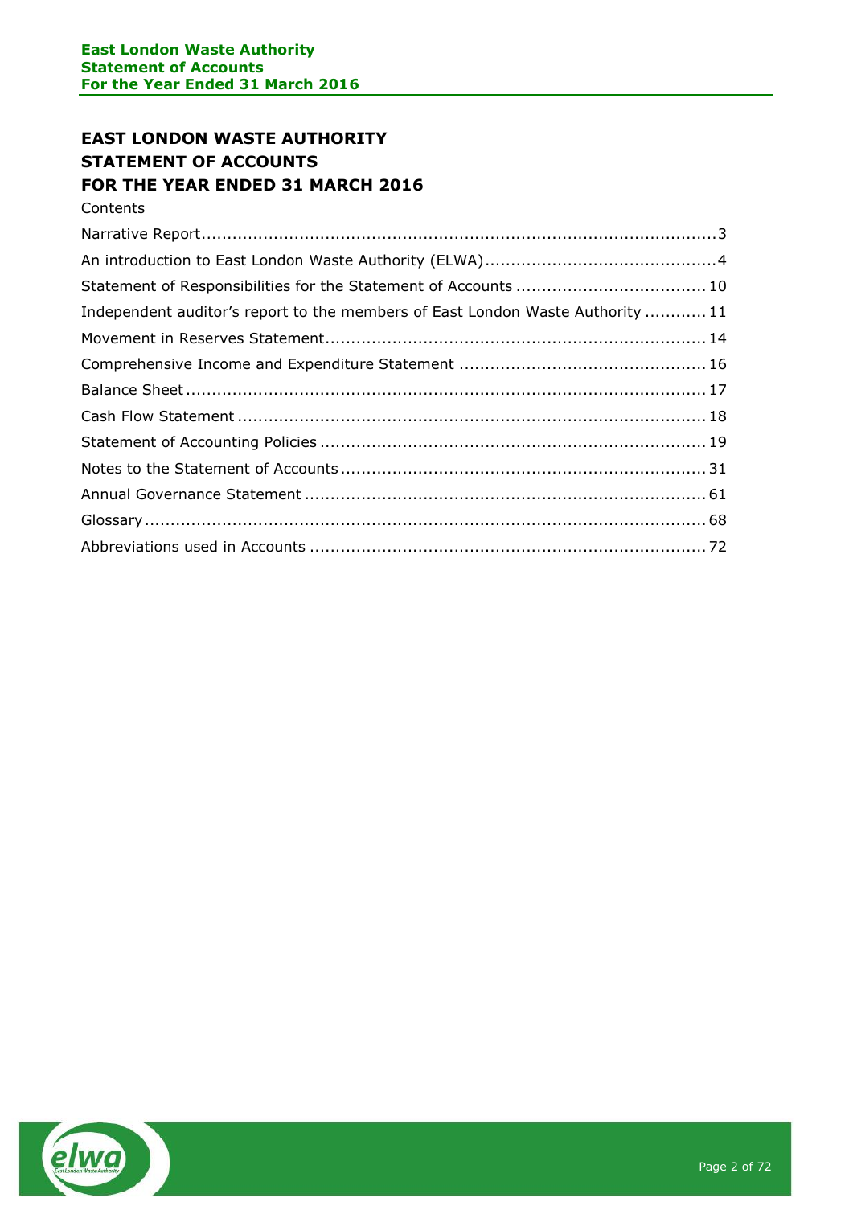# EAST LONDON WASTE AUTHORITY
# STATEMENT OF ACCOUNTS
# FOR THE YEAR ENDED 31 MARCH 2016

Contents

Narrative Report....................................................................................................3

An introduction to East London Waste Authority (ELWA).............................................4

Statement of Responsibilities for the Statement of Accounts .................................... 10

Independent auditor's report to the members of East London Waste Authority ............ 11

Movement in Reserves Statement......................................................................... 14

Comprehensive Income and Expenditure Statement ............................................... 16

Balance Sheet .................................................................................................... 17

Cash Flow Statement .......................................................................................... 18

Statement of Accounting Policies .......................................................................... 19

Notes to the Statement of Accounts ....................................................................... 31

Annual Governance Statement .............................................................................. 61

Glossary ............................................................................................................ 68

Abbreviations used in Accounts ............................................................................ 72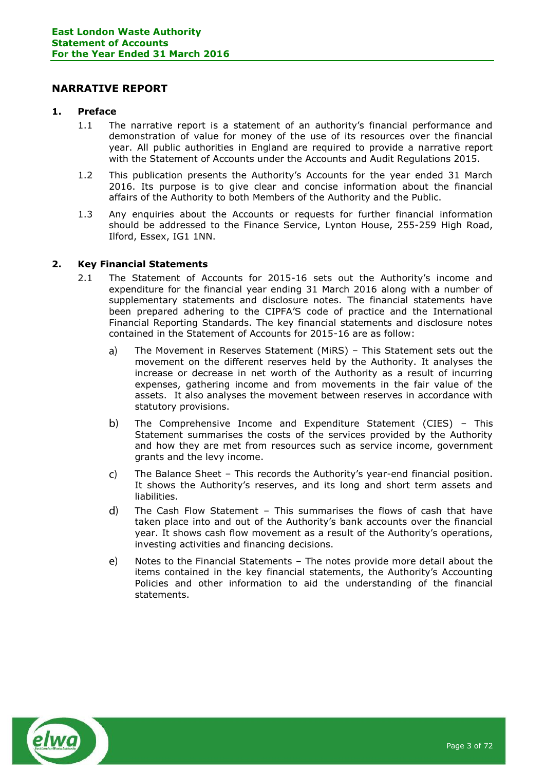# NARRATIVE REPORT

## 1. Preface

1.1 The narrative report is a statement of an authority's financial performance and demonstration of value for money of the use of its resources over the financial year. All public authorities in England are required to provide a narrative report with the Statement of Accounts under the Accounts and Audit Regulations 2015.

1.2 This publication presents the Authority's Accounts for the year ended 31 March 2016. Its purpose is to give clear and concise information about the financial affairs of the Authority to both Members of the Authority and the Public.

1.3 Any enquiries about the Accounts or requests for further financial information should be addressed to the Finance Service, Lynton House, 255-259 High Road, Ilford, Essex, IG1 1NN.

## 2. Key Financial Statements

2.1 The Statement of Accounts for 2015-16 sets out the Authority's income and expenditure for the financial year ending 31 March 2016 along with a number of supplementary statements and disclosure notes. The financial statements have been prepared adhering to the CIPFA'S code of practice and the International Financial Reporting Standards. The key financial statements and disclosure notes contained in the Statement of Accounts for 2015-16 are as follow:

a) The Movement in Reserves Statement (MiRS) – This Statement sets out the movement on the different reserves held by the Authority. It analyses the increase or decrease in net worth of the Authority as a result of incurring expenses, gathering income and from movements in the fair value of the assets. It also analyses the movement between reserves in accordance with statutory provisions.

b) The Comprehensive Income and Expenditure Statement (CIES) – This Statement summarises the costs of the services provided by the Authority and how they are met from resources such as service income, government grants and the levy income.

c) The Balance Sheet – This records the Authority's year-end financial position. It shows the Authority's reserves, and its long and short term assets and liabilities.

d) The Cash Flow Statement – This summarises the flows of cash that have taken place into and out of the Authority's bank accounts over the financial year. It shows cash flow movement as a result of the Authority's operations, investing activities and financing decisions.

e) Notes to the Financial Statements – The notes provide more detail about the items contained in the key financial statements, the Authority's Accounting Policies and other information to aid the understanding of the financial statements.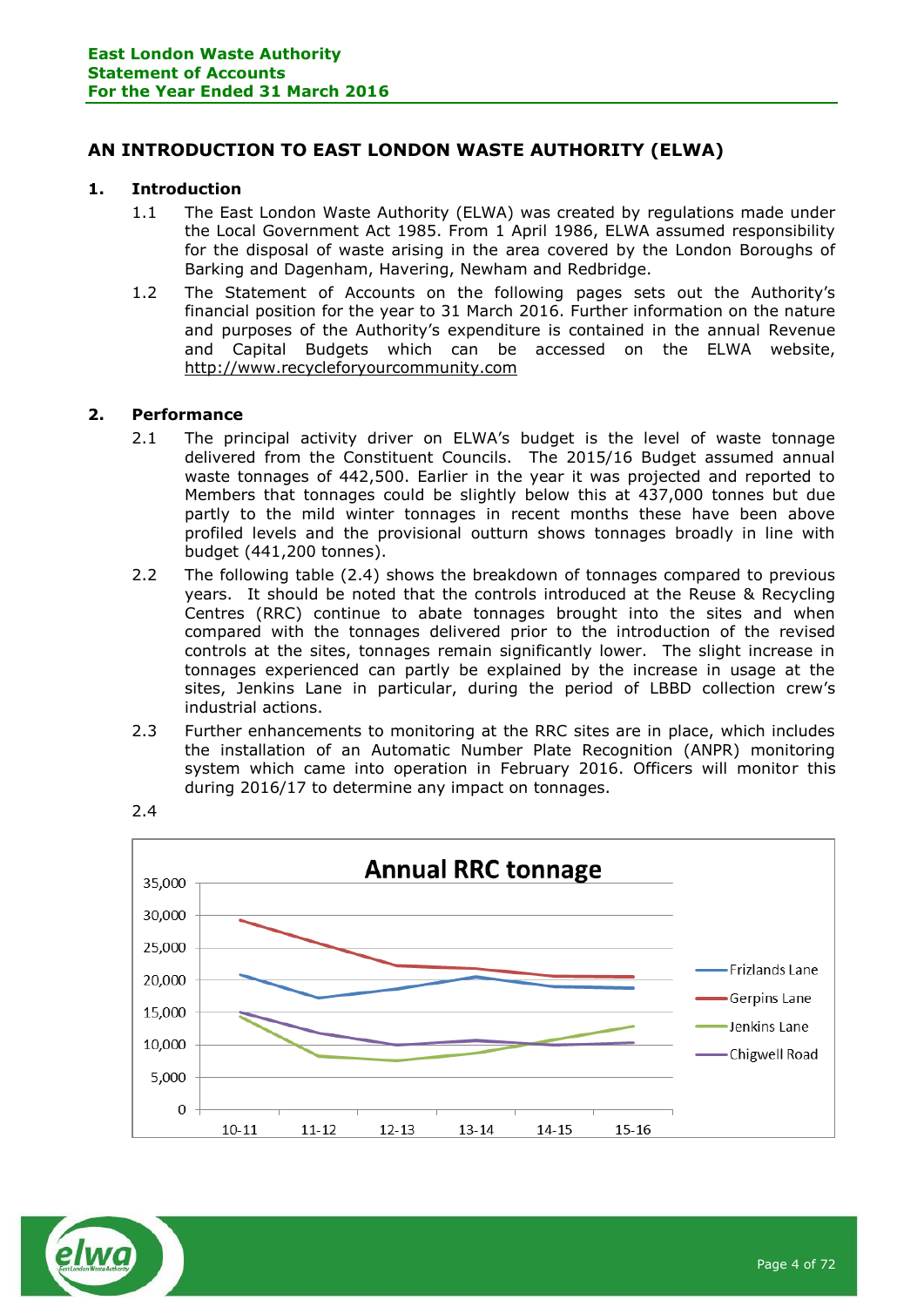## AN INTRODUCTION TO EAST LONDON WASTE AUTHORITY (ELWA)

### 1. Introduction

1.1 The East London Waste Authority (ELWA) was created by regulations made under the Local Government Act 1985. From 1 April 1986, ELWA assumed responsibility for the disposal of waste arising in the area covered by the London Boroughs of Barking and Dagenham, Havering, Newham and Redbridge.

1.2 The Statement of Accounts on the following pages sets out the Authority's financial position for the year to 31 March 2016. Further information on the nature and purposes of the Authority's expenditure is contained in the annual Revenue and Capital Budgets which can be accessed on the ELWA website, http://www.recycleforyourcommunity.com

### 2. Performance

2.1 The principal activity driver on ELWA's budget is the level of waste tonnage delivered from the Constituent Councils. The 2015/16 Budget assumed annual waste tonnages of 442,500. Earlier in the year it was projected and reported to Members that tonnages could be slightly below this at 437,000 tonnes but due partly to the mild winter tonnages in recent months these have been above profiled levels and the provisional outturn shows tonnages broadly in line with budget (441,200 tonnes).

2.2 The following table (2.4) shows the breakdown of tonnages compared to previous years. It should be noted that the controls introduced at the Reuse & Recycling Centres (RRC) continue to abate tonnages brought into the sites and when compared with the tonnages delivered prior to the introduction of the revised controls at the sites, tonnages remain significantly lower. The slight increase in tonnages experienced can partly be explained by the increase in usage at the sites, Jenkins Lane in particular, during the period of LBBD collection crew's industrial actions.

2.3 Further enhancements to monitoring at the RRC sites are in place, which includes the installation of an Automatic Number Plate Recognition (ANPR) monitoring system which came into operation in February 2016. Officers will monitor this during 2016/17 to determine any impact on tonnages.

2.4

Annual RRC tonnage

35,000
30,000
25,000
20,000
15,000
10,000
5,000
0

10-11 11-12 12-13 13-14 14-15 15-16

Frizlands Lane
Gerpins Lane
Jenkins Lane
Chigwell Road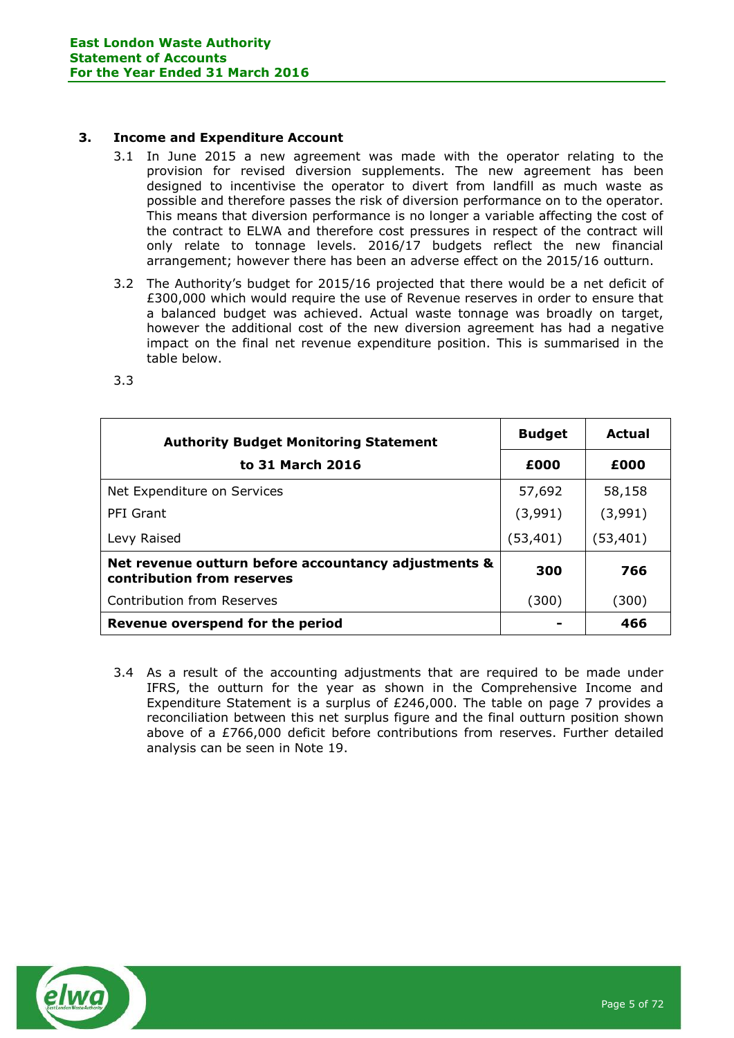### 3. Income and Expenditure Account

3.1 In June 2015 a new agreement was made with the operator relating to the provision for revised diversion supplements. The new agreement has been designed to incentivise the operator to divert from landfill as much waste as possible and therefore passes the risk of diversion performance on to the operator. This means that diversion performance is no longer a variable affecting the cost of the contract to ELWA and therefore cost pressures in respect of the contract will only relate to tonnage levels. 2016/17 budgets reflect the new financial arrangement; however there has been an adverse effect on the 2015/16 outturn.

3.2 The Authority's budget for 2015/16 projected that there would be a net deficit of £300,000 which would require the use of Revenue reserves in order to ensure that a balanced budget was achieved. Actual waste tonnage was broadly on target, however the additional cost of the new diversion agreement has had a negative impact on the final net revenue expenditure position. This is summarised in the table below.

3.3

| Authority Budget Monitoring Statement to 31 March 2016 | Budget | Actual |
|---|---|---|
| | £000 | £000 |
| Net Expenditure on Services | 57,692 | 58,158 |
| PFI Grant | (3,991) | (3,991) |
| Levy Raised | (53,401) | (53,401) |
| **Net revenue outturn before accountancy adjustments & contribution from reserves** | **300** | **766** |
| Contribution from Reserves | (300) | (300) |
| **Revenue overspend for the period** | **-** | **466** |

3.4 As a result of the accounting adjustments that are required to be made under IFRS, the outturn for the year as shown in the Comprehensive Income and Expenditure Statement is a surplus of £246,000. The table on page 7 provides a reconciliation between this net surplus figure and the final outturn position shown above of a £766,000 deficit before contributions from reserves. Further detailed analysis can be seen in Note 19.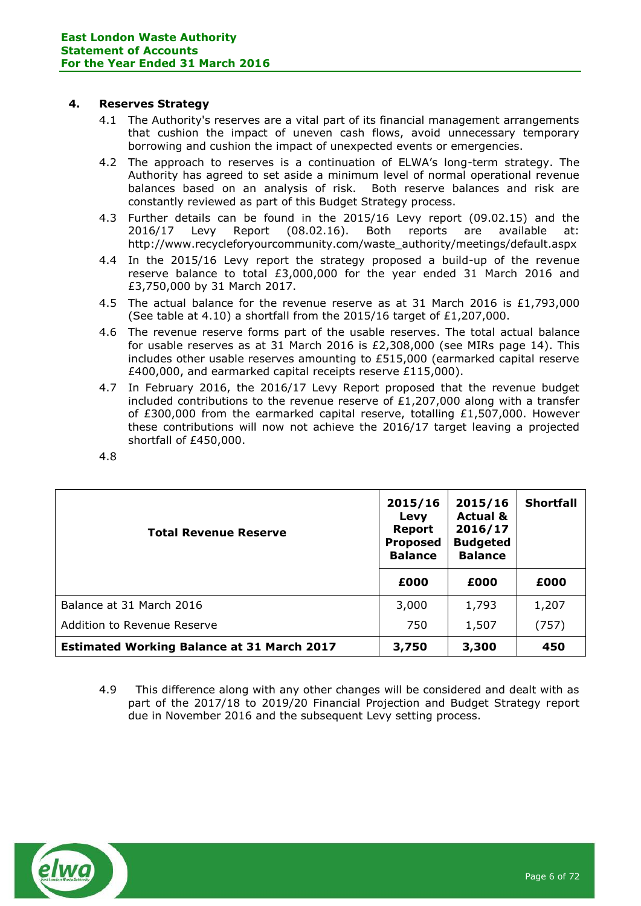## 4. Reserves Strategy

4.1 The Authority's reserves are a vital part of its financial management arrangements that cushion the impact of uneven cash flows, avoid unnecessary temporary borrowing and cushion the impact of unexpected events or emergencies.

4.2 The approach to reserves is a continuation of ELWA's long-term strategy. The Authority has agreed to set aside a minimum level of normal operational revenue balances based on an analysis of risk. Both reserve balances and risk are constantly reviewed as part of this Budget Strategy process.

4.3 Further details can be found in the 2015/16 Levy report (09.02.15) and the 2016/17 Levy Report (08.02.16). Both reports are available at: http://www.recycleforyourcommunity.com/waste_authority/meetings/default.aspx

4.4 In the 2015/16 Levy report the strategy proposed a build-up of the revenue reserve balance to total £3,000,000 for the year ended 31 March 2016 and £3,750,000 by 31 March 2017.

4.5 The actual balance for the revenue reserve as at 31 March 2016 is £1,793,000 (See table at 4.10) a shortfall from the 2015/16 target of £1,207,000.

4.6 The revenue reserve forms part of the usable reserves. The total actual balance for usable reserves as at 31 March 2016 is £2,308,000 (see MIRs page 14). This includes other usable reserves amounting to £515,000 (earmarked capital reserve £400,000, and earmarked capital receipts reserve £115,000).

4.7 In February 2016, the 2016/17 Levy Report proposed that the revenue budget included contributions to the revenue reserve of £1,207,000 along with a transfer of £300,000 from the earmarked capital reserve, totalling £1,507,000. However these contributions will now not achieve the 2016/17 target leaving a projected shortfall of £450,000.

4.8

| Total Revenue Reserve | 2015/16 Levy Report Proposed Balance | 2015/16 Actual & 2016/17 Budgeted Balance | Shortfall |
|---|---|---|---|
| | £000 | £000 | £000 |
| Balance at 31 March 2016 | 3,000 | 1,793 | 1,207 |
| Addition to Revenue Reserve | 750 | 1,507 | (757) |
| **Estimated Working Balance at 31 March 2017** | **3,750** | **3,300** | **450** |

4.9 This difference along with any other changes will be considered and dealt with as part of the 2017/18 to 2019/20 Financial Projection and Budget Strategy report due in November 2016 and the subsequent Levy setting process.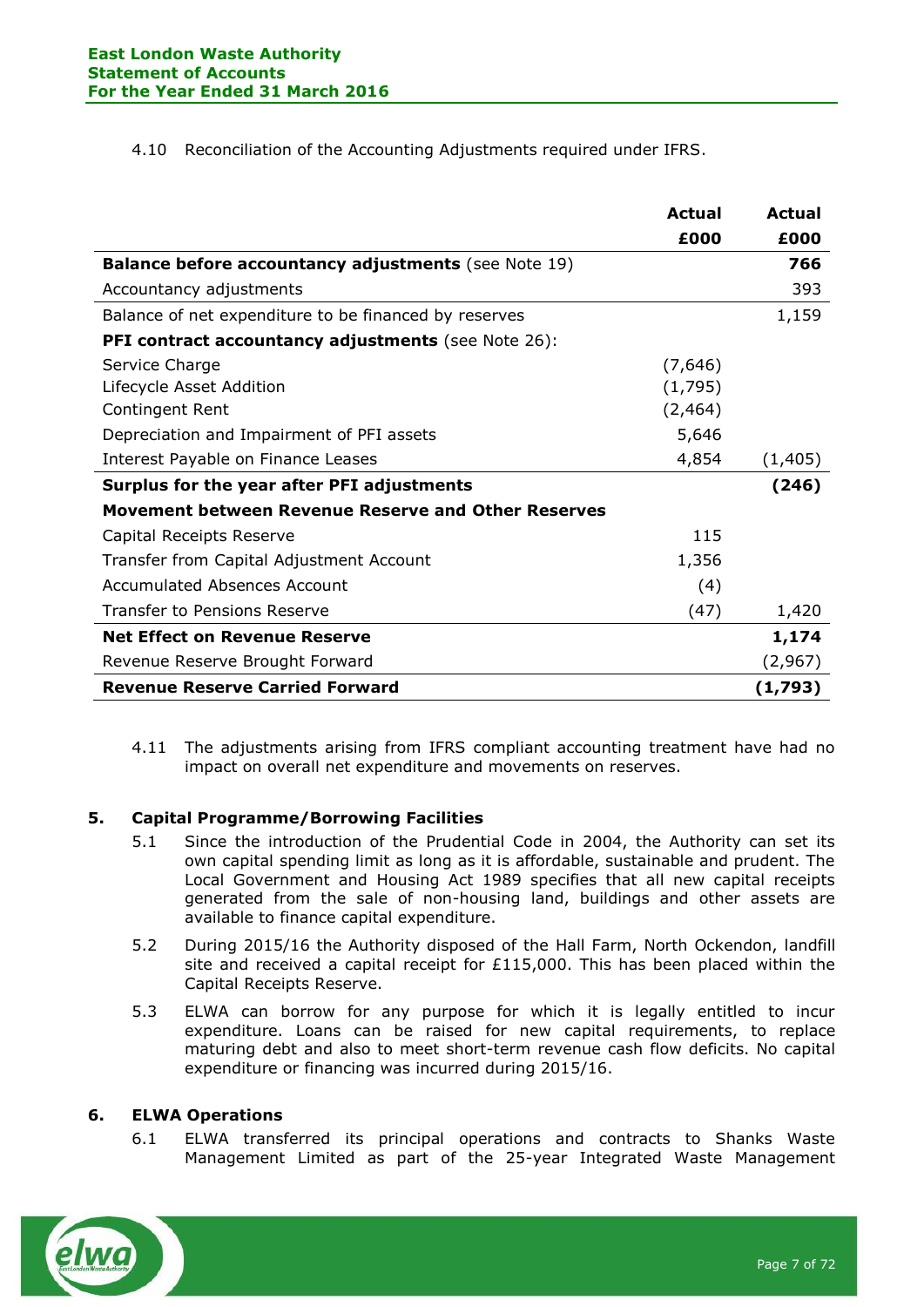4.10 Reconciliation of the Accounting Adjustments required under IFRS.

| | Actual £000 | Actual £000 |
|---|---|---|
| **Balance before accountancy adjustments** (see Note 19) | | **766** |
| Accountancy adjustments | | 393 |
| Balance of net expenditure to be financed by reserves | | 1,159 |
| **PFI contract accountancy adjustments** (see Note 26): | | |
| Service Charge | (7,646) | |
| Lifecycle Asset Addition | (1,795) | |
| Contingent Rent | (2,464) | |
| Depreciation and Impairment of PFI assets | 5,646 | |
| Interest Payable on Finance Leases | 4,854 | (1,405) |
| **Surplus for the year after PFI adjustments** | | **(246)** |
| **Movement between Revenue Reserve and Other Reserves** | | |
| Capital Receipts Reserve | 115 | |
| Transfer from Capital Adjustment Account | 1,356 | |
| Accumulated Absences Account | (4) | |
| Transfer to Pensions Reserve | (47) | 1,420 |
| **Net Effect on Revenue Reserve** | | **1,174** |
| Revenue Reserve Brought Forward | | (2,967) |
| **Revenue Reserve Carried Forward** | | **(1,793)** |

4.11 The adjustments arising from IFRS compliant accounting treatment have had no impact on overall net expenditure and movements on reserves.

## 5. Capital Programme/Borrowing Facilities

5.1 Since the introduction of the Prudential Code in 2004, the Authority can set its own capital spending limit as long as it is affordable, sustainable and prudent. The Local Government and Housing Act 1989 specifies that all new capital receipts generated from the sale of non-housing land, buildings and other assets are available to finance capital expenditure.

5.2 During 2015/16 the Authority disposed of the Hall Farm, North Ockendon, landfill site and received a capital receipt for £115,000. This has been placed within the Capital Receipts Reserve.

5.3 ELWA can borrow for any purpose for which it is legally entitled to incur expenditure. Loans can be raised for new capital requirements, to replace maturing debt and also to meet short-term revenue cash flow deficits. No capital expenditure or financing was incurred during 2015/16.

## 6. ELWA Operations

6.1 ELWA transferred its principal operations and contracts to Shanks Waste Management Limited as part of the 25-year Integrated Waste Management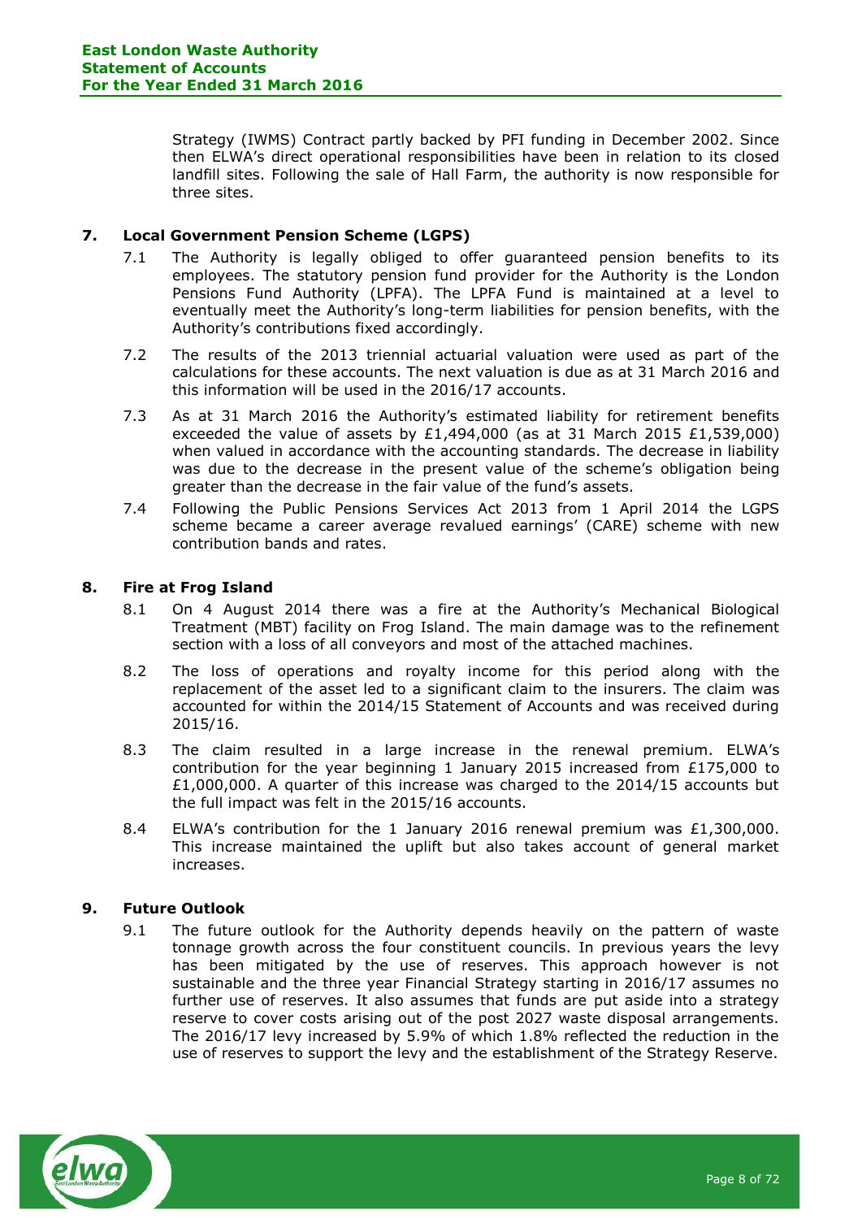Strategy (IWMS) Contract partly backed by PFI funding in December 2002. Since then ELWA's direct operational responsibilities have been in relation to its closed landfill sites. Following the sale of Hall Farm, the authority is now responsible for three sites.

## 7. Local Government Pension Scheme (LGPS)

7.1 The Authority is legally obliged to offer guaranteed pension benefits to its employees. The statutory pension fund provider for the Authority is the London Pensions Fund Authority (LPFA). The LPFA Fund is maintained at a level to eventually meet the Authority's long-term liabilities for pension benefits, with the Authority's contributions fixed accordingly.

7.2 The results of the 2013 triennial actuarial valuation were used as part of the calculations for these accounts. The next valuation is due as at 31 March 2016 and this information will be used in the 2016/17 accounts.

7.3 As at 31 March 2016 the Authority's estimated liability for retirement benefits exceeded the value of assets by £1,494,000 (as at 31 March 2015 £1,539,000) when valued in accordance with the accounting standards. The decrease in liability was due to the decrease in the present value of the scheme's obligation being greater than the decrease in the fair value of the fund's assets.

7.4 Following the Public Pensions Services Act 2013 from 1 April 2014 the LGPS scheme became a career average revalued earnings' (CARE) scheme with new contribution bands and rates.

## 8. Fire at Frog Island

8.1 On 4 August 2014 there was a fire at the Authority's Mechanical Biological Treatment (MBT) facility on Frog Island. The main damage was to the refinement section with a loss of all conveyors and most of the attached machines.

8.2 The loss of operations and royalty income for this period along with the replacement of the asset led to a significant claim to the insurers. The claim was accounted for within the 2014/15 Statement of Accounts and was received during 2015/16.

8.3 The claim resulted in a large increase in the renewal premium. ELWA's contribution for the year beginning 1 January 2015 increased from £175,000 to £1,000,000. A quarter of this increase was charged to the 2014/15 accounts but the full impact was felt in the 2015/16 accounts.

8.4 ELWA's contribution for the 1 January 2016 renewal premium was £1,300,000. This increase maintained the uplift but also takes account of general market increases.

## 9. Future Outlook

9.1 The future outlook for the Authority depends heavily on the pattern of waste tonnage growth across the four constituent councils. In previous years the levy has been mitigated by the use of reserves. This approach however is not sustainable and the three year Financial Strategy starting in 2016/17 assumes no further use of reserves. It also assumes that funds are put aside into a strategy reserve to cover costs arising out of the post 2027 waste disposal arrangements. The 2016/17 levy increased by 5.9% of which 1.8% reflected the reduction in the use of reserves to support the levy and the establishment of the Strategy Reserve.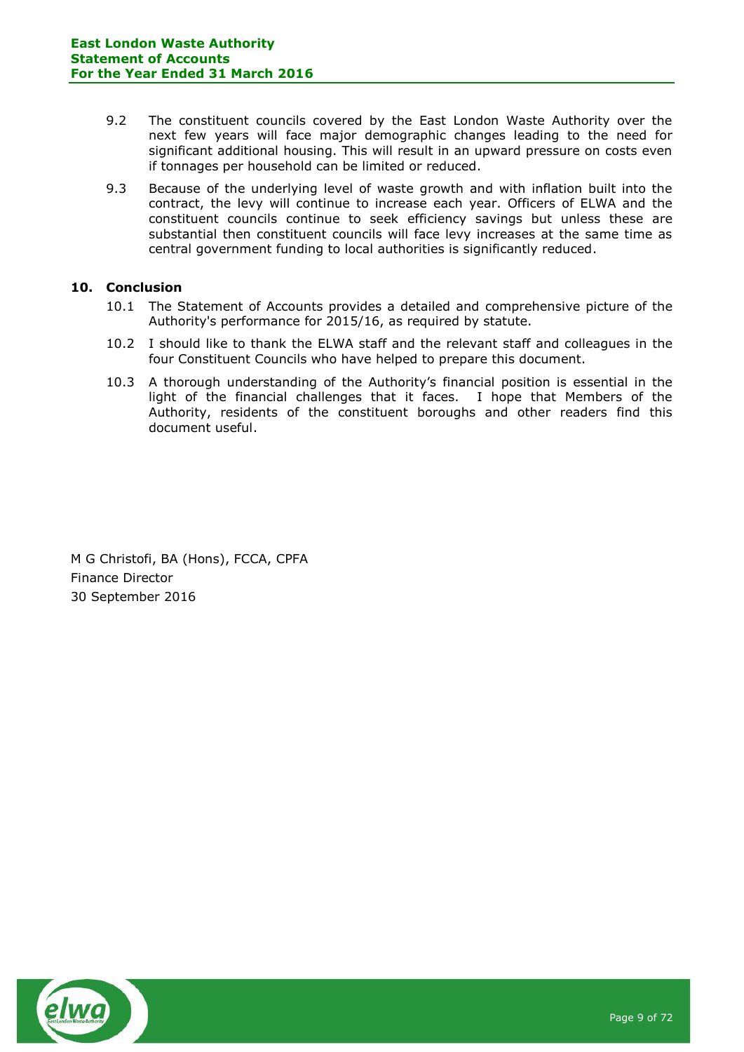9.2 The constituent councils covered by the East London Waste Authority over the next few years will face major demographic changes leading to the need for significant additional housing. This will result in an upward pressure on costs even if tonnages per household can be limited or reduced.

9.3 Because of the underlying level of waste growth and with inflation built into the contract, the levy will continue to increase each year. Officers of ELWA and the constituent councils continue to seek efficiency savings but unless these are substantial then constituent councils will face levy increases at the same time as central government funding to local authorities is significantly reduced.

## 10. Conclusion

10.1 The Statement of Accounts provides a detailed and comprehensive picture of the Authority's performance for 2015/16, as required by statute.

10.2 I should like to thank the ELWA staff and the relevant staff and colleagues in the four Constituent Councils who have helped to prepare this document.

10.3 A thorough understanding of the Authority's financial position is essential in the light of the financial challenges that it faces. I hope that Members of the Authority, residents of the constituent boroughs and other readers find this document useful.

M G Christofi, BA (Hons), FCCA, CPFA
Finance Director
30 September 2016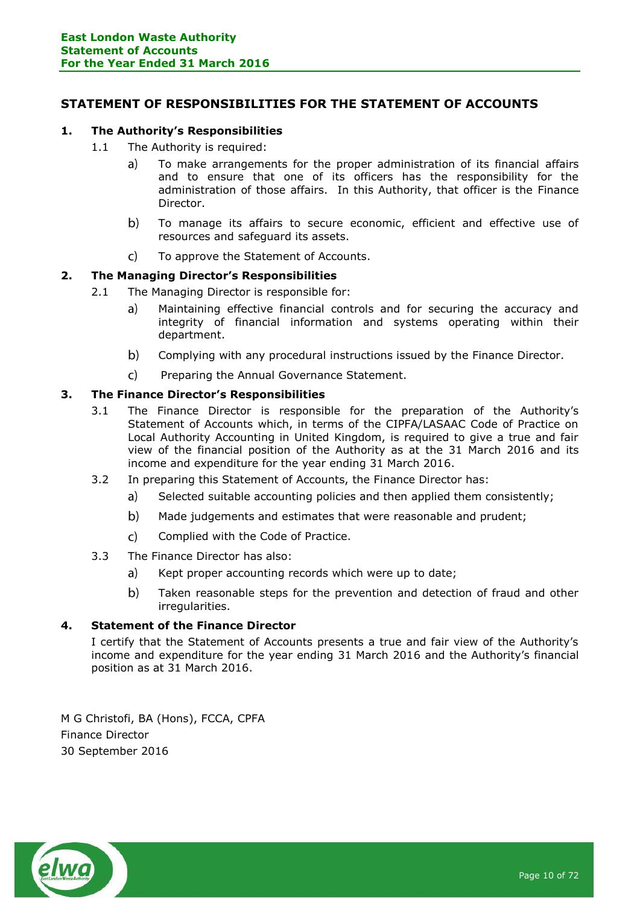## STATEMENT OF RESPONSIBILITIES FOR THE STATEMENT OF ACCOUNTS

### 1. The Authority's Responsibilities

1.1 The Authority is required:

a) To make arrangements for the proper administration of its financial affairs and to ensure that one of its officers has the responsibility for the administration of those affairs. In this Authority, that officer is the Finance Director.

b) To manage its affairs to secure economic, efficient and effective use of resources and safeguard its assets.

c) To approve the Statement of Accounts.

### 2. The Managing Director's Responsibilities

2.1 The Managing Director is responsible for:

a) Maintaining effective financial controls and for securing the accuracy and integrity of financial information and systems operating within their department.

b) Complying with any procedural instructions issued by the Finance Director.

c) Preparing the Annual Governance Statement.

### 3. The Finance Director's Responsibilities

3.1 The Finance Director is responsible for the preparation of the Authority's Statement of Accounts which, in terms of the CIPFA/LASAAC Code of Practice on Local Authority Accounting in United Kingdom, is required to give a true and fair view of the financial position of the Authority as at the 31 March 2016 and its income and expenditure for the year ending 31 March 2016.

3.2 In preparing this Statement of Accounts, the Finance Director has:

a) Selected suitable accounting policies and then applied them consistently;

b) Made judgements and estimates that were reasonable and prudent;

c) Complied with the Code of Practice.

3.3 The Finance Director has also:

a) Kept proper accounting records which were up to date;

b) Taken reasonable steps for the prevention and detection of fraud and other irregularities.

### 4. Statement of the Finance Director

I certify that the Statement of Accounts presents a true and fair view of the Authority's income and expenditure for the year ending 31 March 2016 and the Authority's financial position as at 31 March 2016.

M G Christofi, BA (Hons), FCCA, CPFA
Finance Director
30 September 2016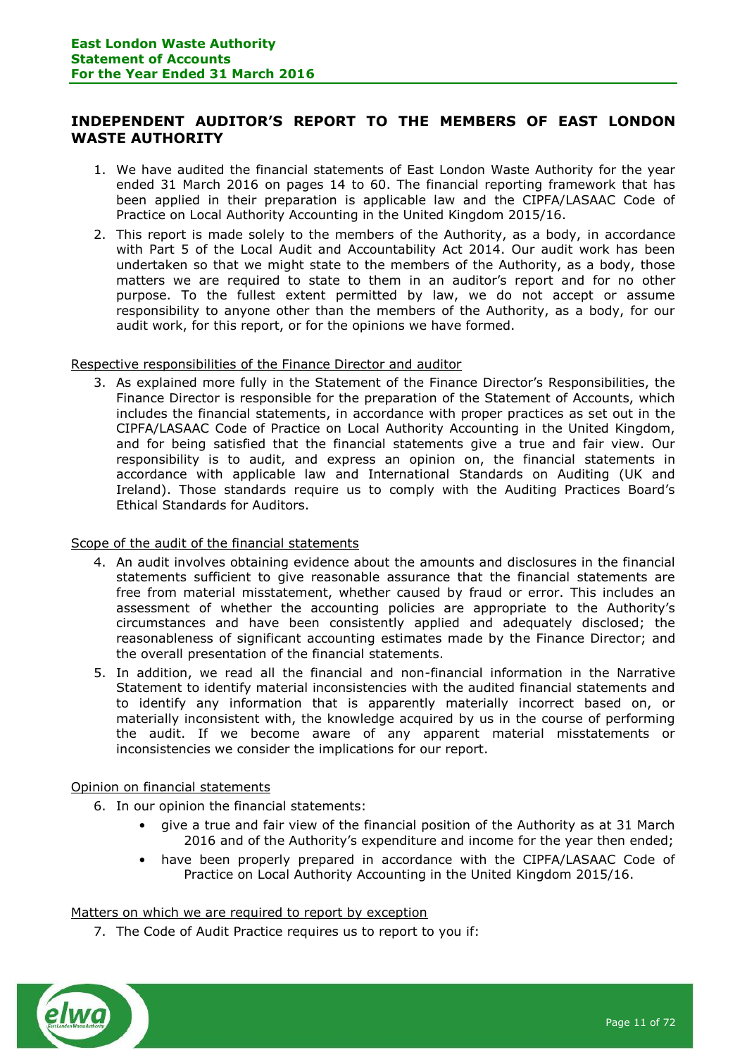## INDEPENDENT AUDITOR'S REPORT TO THE MEMBERS OF EAST LONDON WASTE AUTHORITY

1. We have audited the financial statements of East London Waste Authority for the year ended 31 March 2016 on pages 14 to 60. The financial reporting framework that has been applied in their preparation is applicable law and the CIPFA/LASAAC Code of Practice on Local Authority Accounting in the United Kingdom 2015/16.
2. This report is made solely to the members of the Authority, as a body, in accordance with Part 5 of the Local Audit and Accountability Act 2014. Our audit work has been undertaken so that we might state to the members of the Authority, as a body, those matters we are required to state to them in an auditor's report and for no other purpose. To the fullest extent permitted by law, we do not accept or assume responsibility to anyone other than the members of the Authority, as a body, for our audit work, for this report, or for the opinions we have formed.

### Respective responsibilities of the Finance Director and auditor

3. As explained more fully in the Statement of the Finance Director's Responsibilities, the Finance Director is responsible for the preparation of the Statement of Accounts, which includes the financial statements, in accordance with proper practices as set out in the CIPFA/LASAAC Code of Practice on Local Authority Accounting in the United Kingdom, and for being satisfied that the financial statements give a true and fair view. Our responsibility is to audit, and express an opinion on, the financial statements in accordance with applicable law and International Standards on Auditing (UK and Ireland). Those standards require us to comply with the Auditing Practices Board's Ethical Standards for Auditors.

### Scope of the audit of the financial statements

4. An audit involves obtaining evidence about the amounts and disclosures in the financial statements sufficient to give reasonable assurance that the financial statements are free from material misstatement, whether caused by fraud or error. This includes an assessment of whether the accounting policies are appropriate to the Authority's circumstances and have been consistently applied and adequately disclosed; the reasonableness of significant accounting estimates made by the Finance Director; and the overall presentation of the financial statements.
5. In addition, we read all the financial and non-financial information in the Narrative Statement to identify material inconsistencies with the audited financial statements and to identify any information that is apparently materially incorrect based on, or materially inconsistent with, the knowledge acquired by us in the course of performing the audit. If we become aware of any apparent material misstatements or inconsistencies we consider the implications for our report.

### Opinion on financial statements

6. In our opinion the financial statements:
    - give a true and fair view of the financial position of the Authority as at 31 March 2016 and of the Authority's expenditure and income for the year then ended;
    - have been properly prepared in accordance with the CIPFA/LASAAC Code of Practice on Local Authority Accounting in the United Kingdom 2015/16.

### Matters on which we are required to report by exception

7. The Code of Audit Practice requires us to report to you if: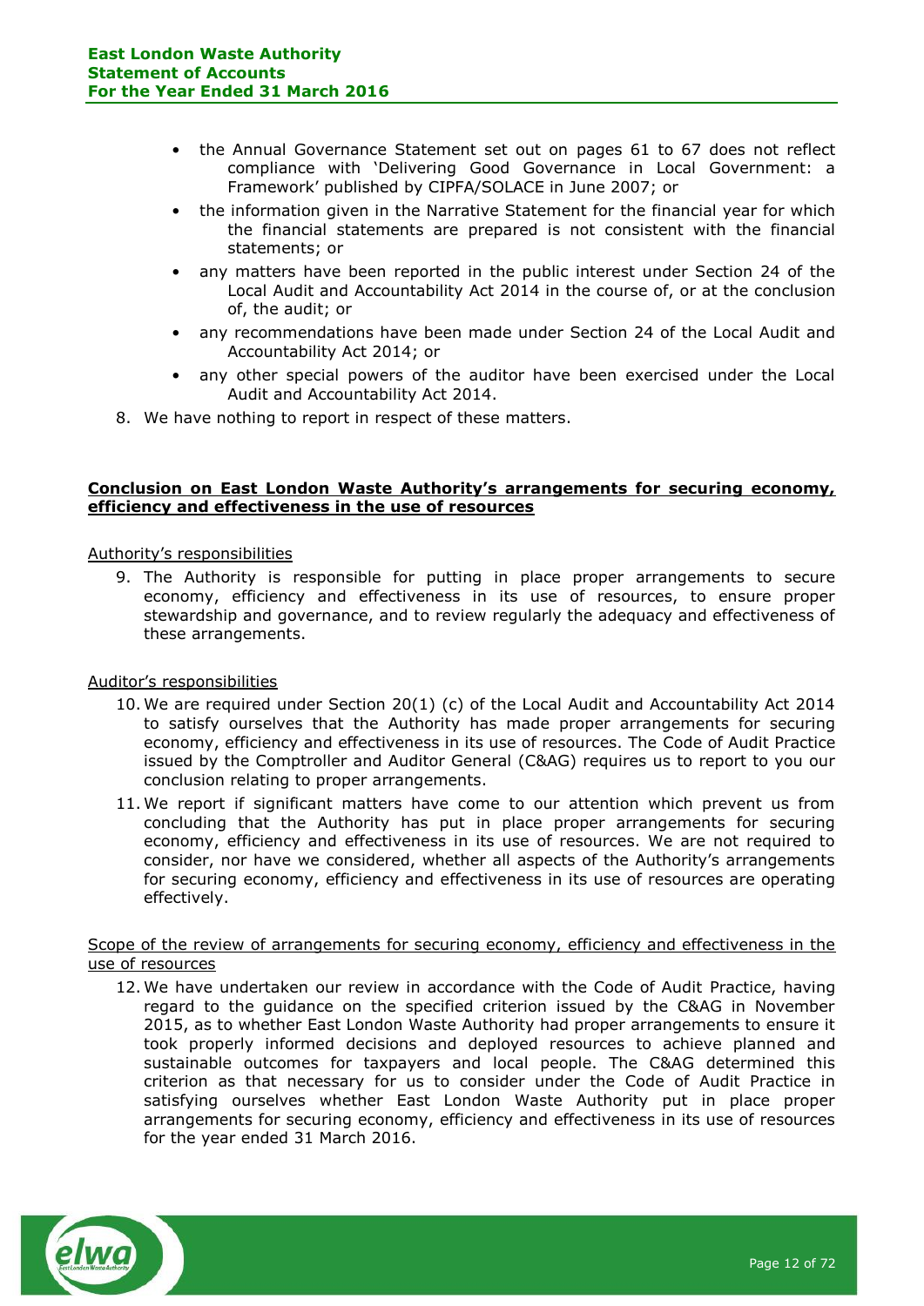- the Annual Governance Statement set out on pages 61 to 67 does not reflect compliance with 'Delivering Good Governance in Local Government: a Framework' published by CIPFA/SOLACE in June 2007; or
- the information given in the Narrative Statement for the financial year for which the financial statements are prepared is not consistent with the financial statements; or
- any matters have been reported in the public interest under Section 24 of the Local Audit and Accountability Act 2014 in the course of, or at the conclusion of, the audit; or
- any recommendations have been made under Section 24 of the Local Audit and Accountability Act 2014; or
- any other special powers of the auditor have been exercised under the Local Audit and Accountability Act 2014.

8. We have nothing to report in respect of these matters.

## Conclusion on East London Waste Authority's arrangements for securing economy, efficiency and effectiveness in the use of resources

### Authority's responsibilities

9. The Authority is responsible for putting in place proper arrangements to secure economy, efficiency and effectiveness in its use of resources, to ensure proper stewardship and governance, and to review regularly the adequacy and effectiveness of these arrangements.

### Auditor's responsibilities

10. We are required under Section 20(1) (c) of the Local Audit and Accountability Act 2014 to satisfy ourselves that the Authority has made proper arrangements for securing economy, efficiency and effectiveness in its use of resources. The Code of Audit Practice issued by the Comptroller and Auditor General (C&AG) requires us to report to you our conclusion relating to proper arrangements.
11. We report if significant matters have come to our attention which prevent us from concluding that the Authority has put in place proper arrangements for securing economy, efficiency and effectiveness in its use of resources. We are not required to consider, nor have we considered, whether all aspects of the Authority's arrangements for securing economy, efficiency and effectiveness in its use of resources are operating effectively.

### Scope of the review of arrangements for securing economy, efficiency and effectiveness in the use of resources

12. We have undertaken our review in accordance with the Code of Audit Practice, having regard to the guidance on the specified criterion issued by the C&AG in November 2015, as to whether East London Waste Authority had proper arrangements to ensure it took properly informed decisions and deployed resources to achieve planned and sustainable outcomes for taxpayers and local people. The C&AG determined this criterion as that necessary for us to consider under the Code of Audit Practice in satisfying ourselves whether East London Waste Authority put in place proper arrangements for securing economy, efficiency and effectiveness in its use of resources for the year ended 31 March 2016.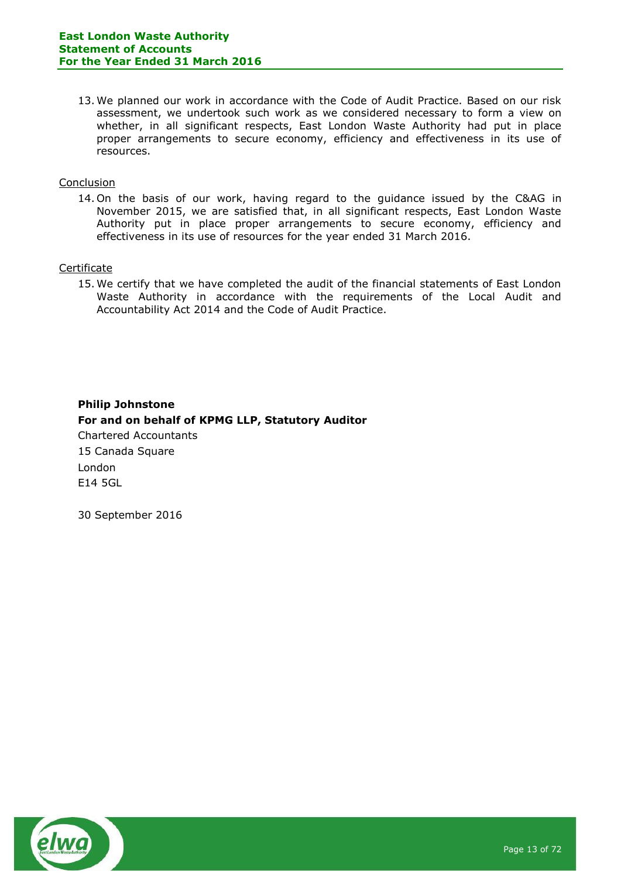13. We planned our work in accordance with the Code of Audit Practice. Based on our risk assessment, we undertook such work as we considered necessary to form a view on whether, in all significant respects, East London Waste Authority had put in place proper arrangements to secure economy, efficiency and effectiveness in its use of resources.

Conclusion

14. On the basis of our work, having regard to the guidance issued by the C&AG in November 2015, we are satisfied that, in all significant respects, East London Waste Authority put in place proper arrangements to secure economy, efficiency and effectiveness in its use of resources for the year ended 31 March 2016.

Certificate

15. We certify that we have completed the audit of the financial statements of East London Waste Authority in accordance with the requirements of the Local Audit and Accountability Act 2014 and the Code of Audit Practice.

**Philip Johnstone**
**For and on behalf of KPMG LLP, Statutory Auditor**
Chartered Accountants
15 Canada Square
London
E14 5GL

30 September 2016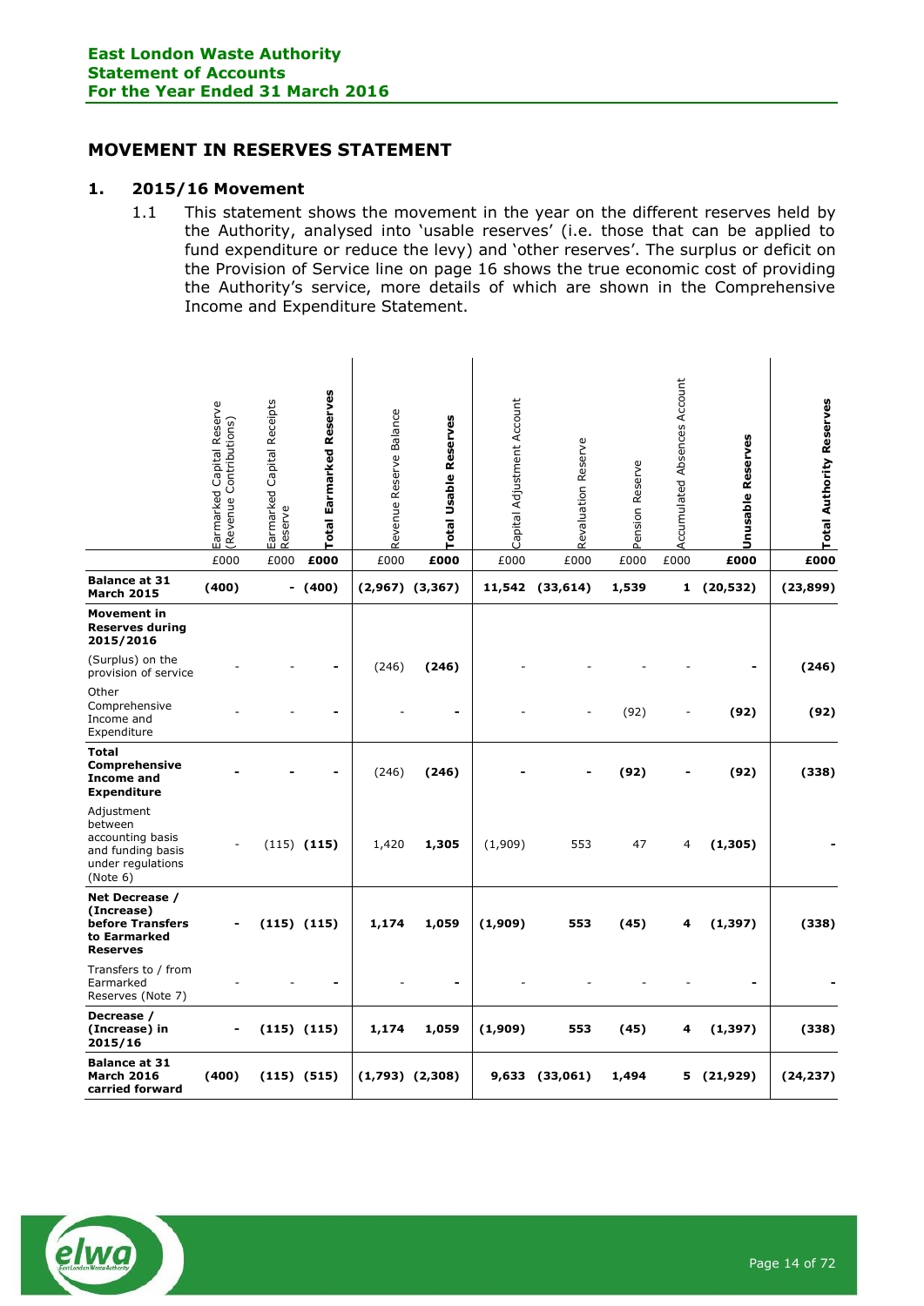# MOVEMENT IN RESERVES STATEMENT

## 1. 2015/16 Movement

1.1 This statement shows the movement in the year on the different reserves held by the Authority, analysed into 'usable reserves' (i.e. those that can be applied to fund expenditure or reduce the levy) and 'other reserves'. The surplus or deficit on the Provision of Service line on page 16 shows the true economic cost of providing the Authority's service, more details of which are shown in the Comprehensive Income and Expenditure Statement.

| | Earmarked Capital Reserve (Revenue Contributions) | Earmarked Capital Receipts Reserve | **Total Earmarked Reserves** | Revenue Reserve Balance | **Total Usable Reserves** | Capital Adjustment Account | Revaluation Reserve | Pension Reserve | Accumulated Absences Account | **Unusable Reserves** | **Total Authority Reserves** |
|---|---|---|---|---|---|---|---|---|---|---|---|
| | £000 | £000 | **£000** | £000 | **£000** | £000 | £000 | £000 | £000 | **£000** | **£000** |
| **Balance at 31 March 2015** | **(400)** | **-** | **(400)** | **(2,967)** | **(3,367)** | **11,542** | **(33,614)** | **1,539** | **1** | **(20,532)** | **(23,899)** |
| **Movement in Reserves during 2015/2016** | | | | | | | | | | | |
| (Surplus) on the provision of service | - | - | **-** | (246) | **(246)** | - | - | - | - | **-** | **(246)** |
| Other Comprehensive Income and Expenditure | - | - | **-** | - | **-** | - | - | (92) | - | **(92)** | **(92)** |
| **Total Comprehensive Income and Expenditure** | **-** | **-** | **-** | (246) | **(246)** | **-** | **-** | **(92)** | **-** | **(92)** | **(338)** |
| Adjustment between accounting basis and funding basis under regulations (Note 6) | - | (115) | **(115)** | 1,420 | **1,305** | (1,909) | 553 | 47 | 4 | **(1,305)** | **-** |
| **Net Decrease / (Increase) before Transfers to Earmarked Reserves** | **-** | **(115)** | **(115)** | **1,174** | **1,059** | **(1,909)** | **553** | **(45)** | **4** | **(1,397)** | **(338)** |
| Transfers to / from Earmarked Reserves (Note 7) | - | - | **-** | - | **-** | - | - | - | - | **-** | **-** |
| **Decrease / (Increase) in 2015/16** | **-** | **(115)** | **(115)** | **1,174** | **1,059** | **(1,909)** | **553** | **(45)** | **4** | **(1,397)** | **(338)** |
| **Balance at 31 March 2016 carried forward** | **(400)** | **(115)** | **(515)** | **(1,793)** | **(2,308)** | **9,633** | **(33,061)** | **1,494** | **5** | **(21,929)** | **(24,237)** |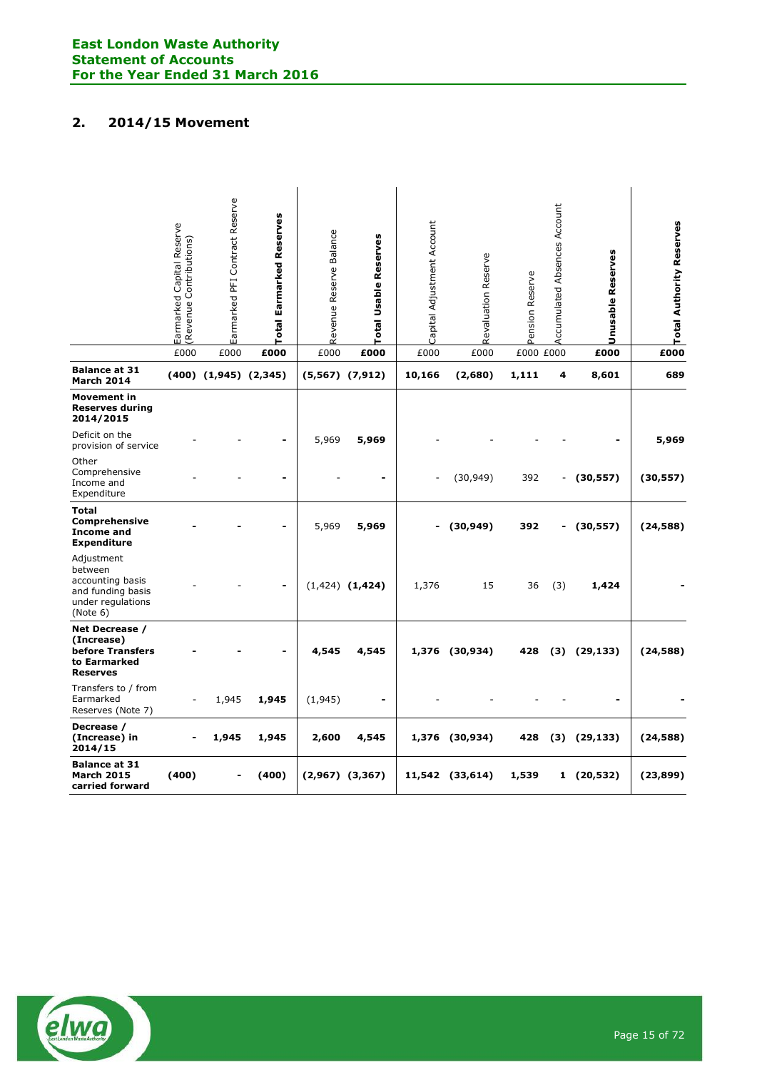## 2. 2014/15 Movement

| | Earmarked Capital Reserve (Revenue Contributions) | Earmarked PFI Contract Reserve | **Total Earmarked Reserves** | Revenue Reserve Balance | **Total Usable Reserves** | Capital Adjustment Account | Revaluation Reserve | Pension Reserve | Accumulated Absences Account | **Unusable Reserves** | **Total Authority Reserves** |
|---|---|---|---|---|---|---|---|---|---|---|---|
| | £000 | £000 | **£000** | £000 | **£000** | £000 | £000 | £000 | £000 | **£000** | **£000** |
| **Balance at 31 March 2014** | **(400)** | **(1,945)** | **(2,345)** | **(5,567)** | **(7,912)** | **10,166** | **(2,680)** | **1,111** | **4** | **8,601** | **689** |
| **Movement in Reserves during 2014/2015** | | | | | | | | | | | |
| Deficit on the provision of service | - | - | **-** | 5,969 | **5,969** | - | - | - | - | **-** | **5,969** |
| Other Comprehensive Income and Expenditure | - | - | **-** | - | **-** | - | (30,949) | 392 | - | **(30,557)** | **(30,557)** |
| **Total Comprehensive Income and Expenditure** | **-** | **-** | **-** | 5,969 | **5,969** | **-** | **(30,949)** | **392** | **-** | **(30,557)** | **(24,588)** |
| Adjustment between accounting basis and funding basis under regulations (Note 6) | - | - | **-** | (1,424) | **(1,424)** | 1,376 | 15 | 36 | (3) | **1,424** | **-** |
| **Net Decrease / (Increase) before Transfers to Earmarked Reserves** | **-** | **-** | **-** | **4,545** | **4,545** | **1,376** | **(30,934)** | **428** | **(3)** | **(29,133)** | **(24,588)** |
| Transfers to / from Earmarked Reserves (Note 7) | - | 1,945 | **1,945** | (1,945) | **-** | - | - | - | - | **-** | **-** |
| **Decrease / (Increase) in 2014/15** | **-** | **1,945** | **1,945** | **2,600** | **4,545** | **1,376** | **(30,934)** | **428** | **(3)** | **(29,133)** | **(24,588)** |
| **Balance at 31 March 2015 carried forward** | **(400)** | **-** | **(400)** | **(2,967)** | **(3,367)** | **11,542** | **(33,614)** | **1,539** | **1** | **(20,532)** | **(23,899)** |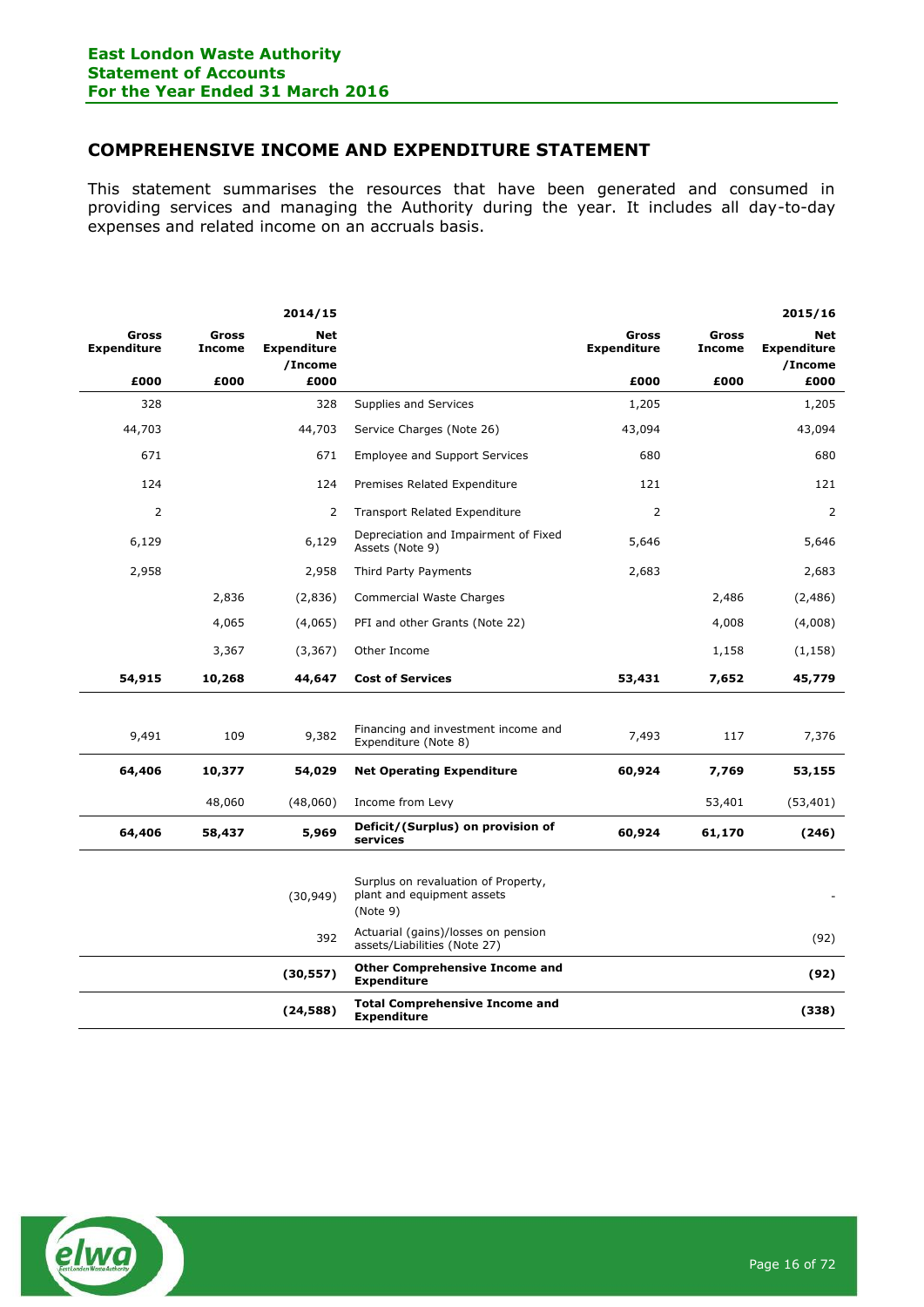## COMPREHENSIVE INCOME AND EXPENDITURE STATEMENT

This statement summarises the resources that have been generated and consumed in providing services and managing the Authority during the year. It includes all day-to-day expenses and related income on an accruals basis.

| | | 2014/15 | | | | 2015/16 |
|---|---|---|---|---|---|---|
| **Gross Expenditure** | **Gross Income** | **Net Expenditure /Income** | | **Gross Expenditure** | **Gross Income** | **Net Expenditure /Income** |
| **£000** | **£000** | **£000** | | **£000** | **£000** | **£000** |
| 328 | | 328 | Supplies and Services | 1,205 | | 1,205 |
| 44,703 | | 44,703 | Service Charges (Note 26) | 43,094 | | 43,094 |
| 671 | | 671 | Employee and Support Services | 680 | | 680 |
| 124 | | 124 | Premises Related Expenditure | 121 | | 121 |
| 2 | | 2 | Transport Related Expenditure | 2 | | 2 |
| 6,129 | | 6,129 | Depreciation and Impairment of Fixed Assets (Note 9) | 5,646 | | 5,646 |
| 2,958 | | 2,958 | Third Party Payments | 2,683 | | 2,683 |
| | 2,836 | (2,836) | Commercial Waste Charges | | 2,486 | (2,486) |
| | 4,065 | (4,065) | PFI and other Grants (Note 22) | | 4,008 | (4,008) |
| | 3,367 | (3,367) | Other Income | | 1,158 | (1,158) |
| **54,915** | **10,268** | **44,647** | **Cost of Services** | **53,431** | **7,652** | **45,779** |
| 9,491 | 109 | 9,382 | Financing and investment income and Expenditure (Note 8) | 7,493 | 117 | 7,376 |
| **64,406** | **10,377** | **54,029** | **Net Operating Expenditure** | **60,924** | **7,769** | **53,155** |
| | 48,060 | (48,060) | Income from Levy | | 53,401 | (53,401) |
| **64,406** | **58,437** | **5,969** | **Deficit/(Surplus) on provision of services** | **60,924** | **61,170** | **(246)** |
| | | (30,949) | Surplus on revaluation of Property, plant and equipment assets (Note 9) | | | - |
| | | 392 | Actuarial (gains)/losses on pension assets/Liabilities (Note 27) | | | (92) |
| | | **(30,557)** | **Other Comprehensive Income and Expenditure** | | | **(92)** |
| | | **(24,588)** | **Total Comprehensive Income and Expenditure** | | | **(338)** |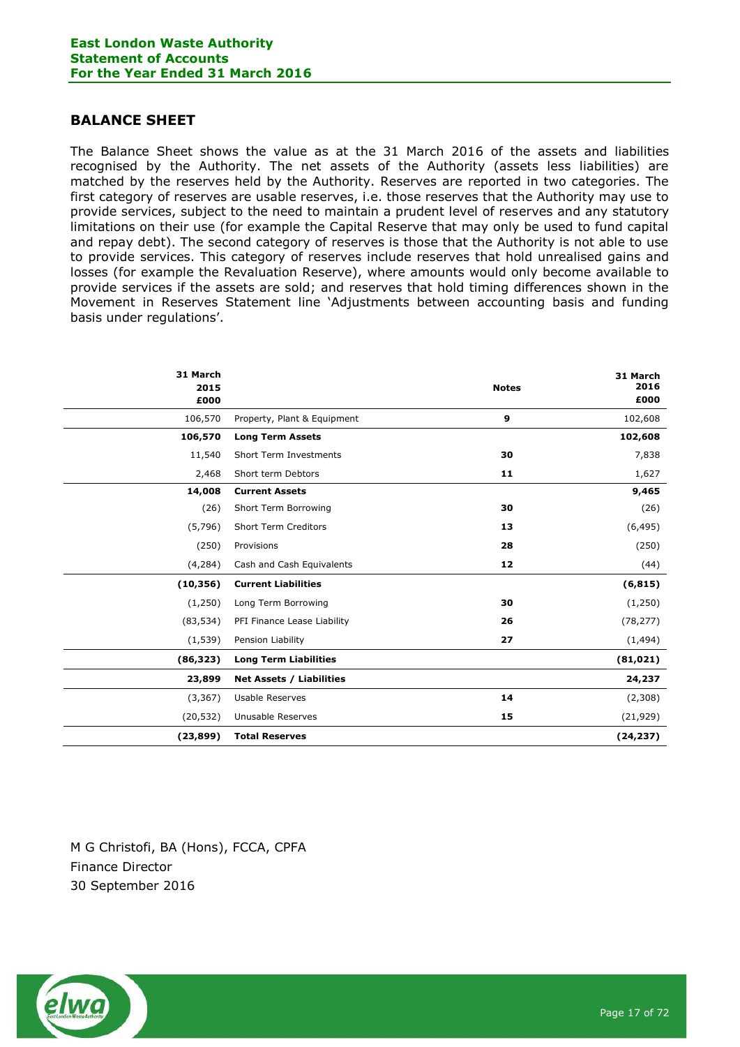## BALANCE SHEET

The Balance Sheet shows the value as at the 31 March 2016 of the assets and liabilities recognised by the Authority. The net assets of the Authority (assets less liabilities) are matched by the reserves held by the Authority. Reserves are reported in two categories. The first category of reserves are usable reserves, i.e. those reserves that the Authority may use to provide services, subject to the need to maintain a prudent level of reserves and any statutory limitations on their use (for example the Capital Reserve that may only be used to fund capital and repay debt). The second category of reserves is those that the Authority is not able to use to provide services. This category of reserves include reserves that hold unrealised gains and losses (for example the Revaluation Reserve), where amounts would only become available to provide services if the assets are sold; and reserves that hold timing differences shown in the Movement in Reserves Statement line 'Adjustments between accounting basis and funding basis under regulations'.

| 31 March 2015 £000 | | Notes | 31 March 2016 £000 |
|---|---|---|---|
| 106,570 | Property, Plant & Equipment | 9 | 102,608 |
| **106,570** | **Long Term Assets** | | **102,608** |
| 11,540 | Short Term Investments | 30 | 7,838 |
| 2,468 | Short term Debtors | 11 | 1,627 |
| **14,008** | **Current Assets** | | **9,465** |
| (26) | Short Term Borrowing | 30 | (26) |
| (5,796) | Short Term Creditors | 13 | (6,495) |
| (250) | Provisions | 28 | (250) |
| (4,284) | Cash and Cash Equivalents | 12 | (44) |
| **(10,356)** | **Current Liabilities** | | **(6,815)** |
| (1,250) | Long Term Borrowing | 30 | (1,250) |
| (83,534) | PFI Finance Lease Liability | 26 | (78,277) |
| (1,539) | Pension Liability | 27 | (1,494) |
| **(86,323)** | **Long Term Liabilities** | | **(81,021)** |
| **23,899** | **Net Assets / Liabilities** | | **24,237** |
| (3,367) | Usable Reserves | 14 | (2,308) |
| (20,532) | Unusable Reserves | 15 | (21,929) |
| **(23,899)** | **Total Reserves** | | **(24,237)** |

M G Christofi, BA (Hons), FCCA, CPFA
Finance Director
30 September 2016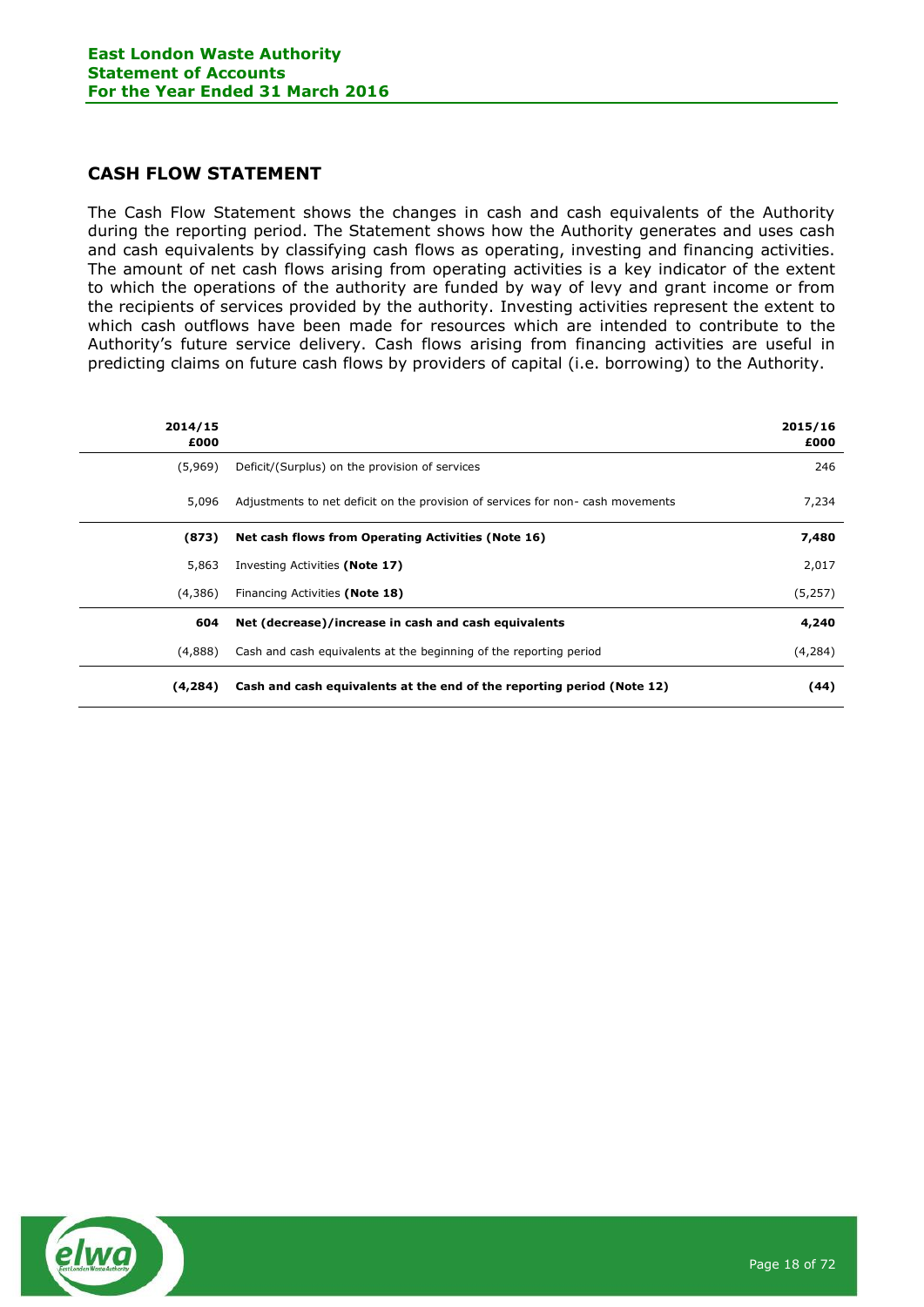## CASH FLOW STATEMENT

The Cash Flow Statement shows the changes in cash and cash equivalents of the Authority during the reporting period. The Statement shows how the Authority generates and uses cash and cash equivalents by classifying cash flows as operating, investing and financing activities. The amount of net cash flows arising from operating activities is a key indicator of the extent to which the operations of the authority are funded by way of levy and grant income or from the recipients of services provided by the authority. Investing activities represent the extent to which cash outflows have been made for resources which are intended to contribute to the Authority's future service delivery. Cash flows arising from financing activities are useful in predicting claims on future cash flows by providers of capital (i.e. borrowing) to the Authority.

| 2014/15 £000 | | 2015/16 £000 |
|---|---|---|
| (5,969) | Deficit/(Surplus) on the provision of services | 246 |
| 5,096 | Adjustments to net deficit on the provision of services for non- cash movements | 7,234 |
| **(873)** | **Net cash flows from Operating Activities (Note 16)** | **7,480** |
| 5,863 | Investing Activities **(Note 17)** | 2,017 |
| (4,386) | Financing Activities **(Note 18)** | (5,257) |
| **604** | **Net (decrease)/increase in cash and cash equivalents** | **4,240** |
| (4,888) | Cash and cash equivalents at the beginning of the reporting period | (4,284) |
| **(4,284)** | **Cash and cash equivalents at the end of the reporting period (Note 12)** | **(44)** |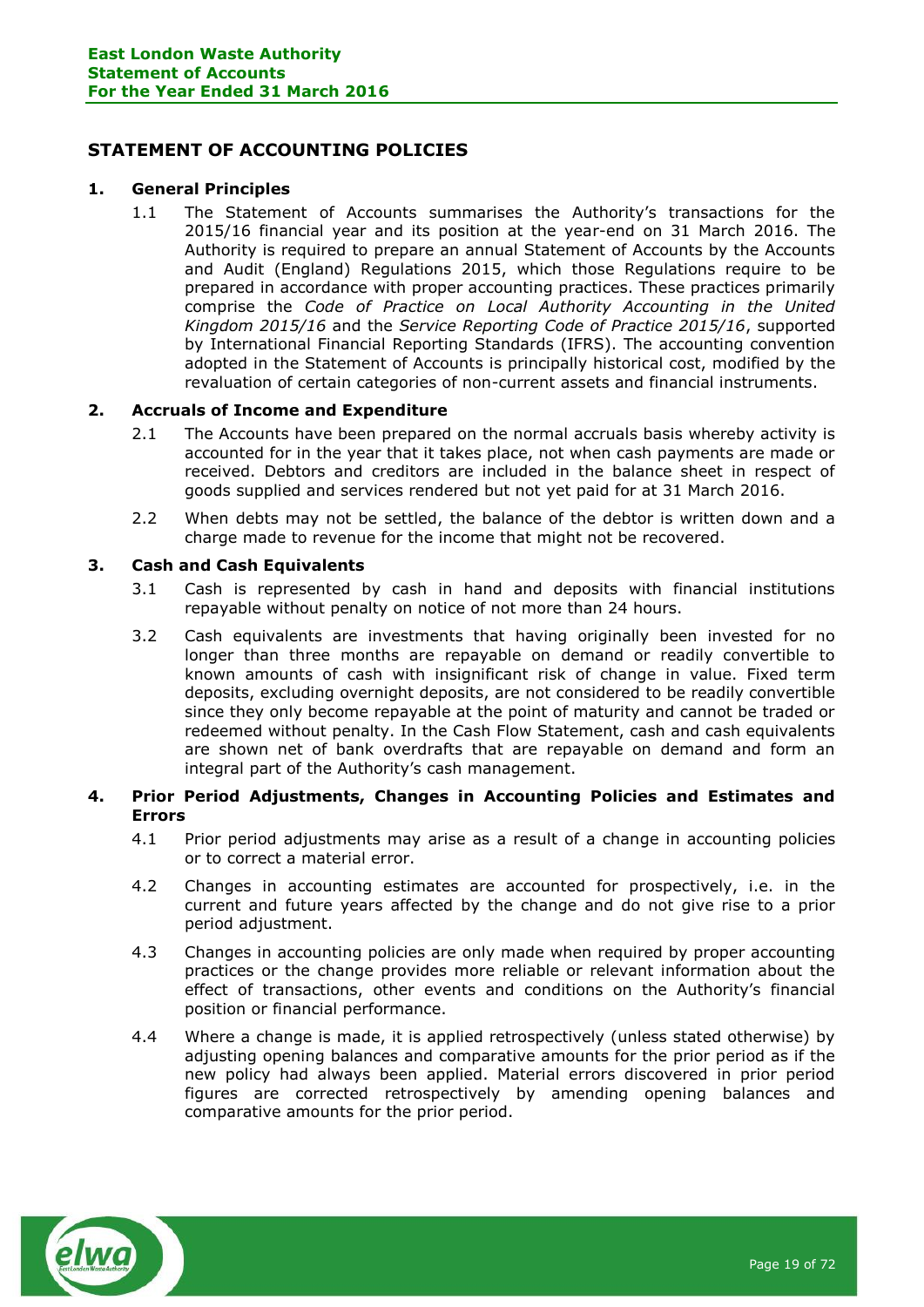## STATEMENT OF ACCOUNTING POLICIES

### 1. General Principles

1.1 The Statement of Accounts summarises the Authority's transactions for the 2015/16 financial year and its position at the year-end on 31 March 2016. The Authority is required to prepare an annual Statement of Accounts by the Accounts and Audit (England) Regulations 2015, which those Regulations require to be prepared in accordance with proper accounting practices. These practices primarily comprise the *Code of Practice on Local Authority Accounting in the United Kingdom 2015/16* and the *Service Reporting Code of Practice 2015/16*, supported by International Financial Reporting Standards (IFRS). The accounting convention adopted in the Statement of Accounts is principally historical cost, modified by the revaluation of certain categories of non-current assets and financial instruments.

### 2. Accruals of Income and Expenditure

2.1 The Accounts have been prepared on the normal accruals basis whereby activity is accounted for in the year that it takes place, not when cash payments are made or received. Debtors and creditors are included in the balance sheet in respect of goods supplied and services rendered but not yet paid for at 31 March 2016.

2.2 When debts may not be settled, the balance of the debtor is written down and a charge made to revenue for the income that might not be recovered.

### 3. Cash and Cash Equivalents

3.1 Cash is represented by cash in hand and deposits with financial institutions repayable without penalty on notice of not more than 24 hours.

3.2 Cash equivalents are investments that having originally been invested for no longer than three months are repayable on demand or readily convertible to known amounts of cash with insignificant risk of change in value. Fixed term deposits, excluding overnight deposits, are not considered to be readily convertible since they only become repayable at the point of maturity and cannot be traded or redeemed without penalty. In the Cash Flow Statement, cash and cash equivalents are shown net of bank overdrafts that are repayable on demand and form an integral part of the Authority's cash management.

### 4. Prior Period Adjustments, Changes in Accounting Policies and Estimates and Errors

4.1 Prior period adjustments may arise as a result of a change in accounting policies or to correct a material error.

4.2 Changes in accounting estimates are accounted for prospectively, i.e. in the current and future years affected by the change and do not give rise to a prior period adjustment.

4.3 Changes in accounting policies are only made when required by proper accounting practices or the change provides more reliable or relevant information about the effect of transactions, other events and conditions on the Authority's financial position or financial performance.

4.4 Where a change is made, it is applied retrospectively (unless stated otherwise) by adjusting opening balances and comparative amounts for the prior period as if the new policy had always been applied. Material errors discovered in prior period figures are corrected retrospectively by amending opening balances and comparative amounts for the prior period.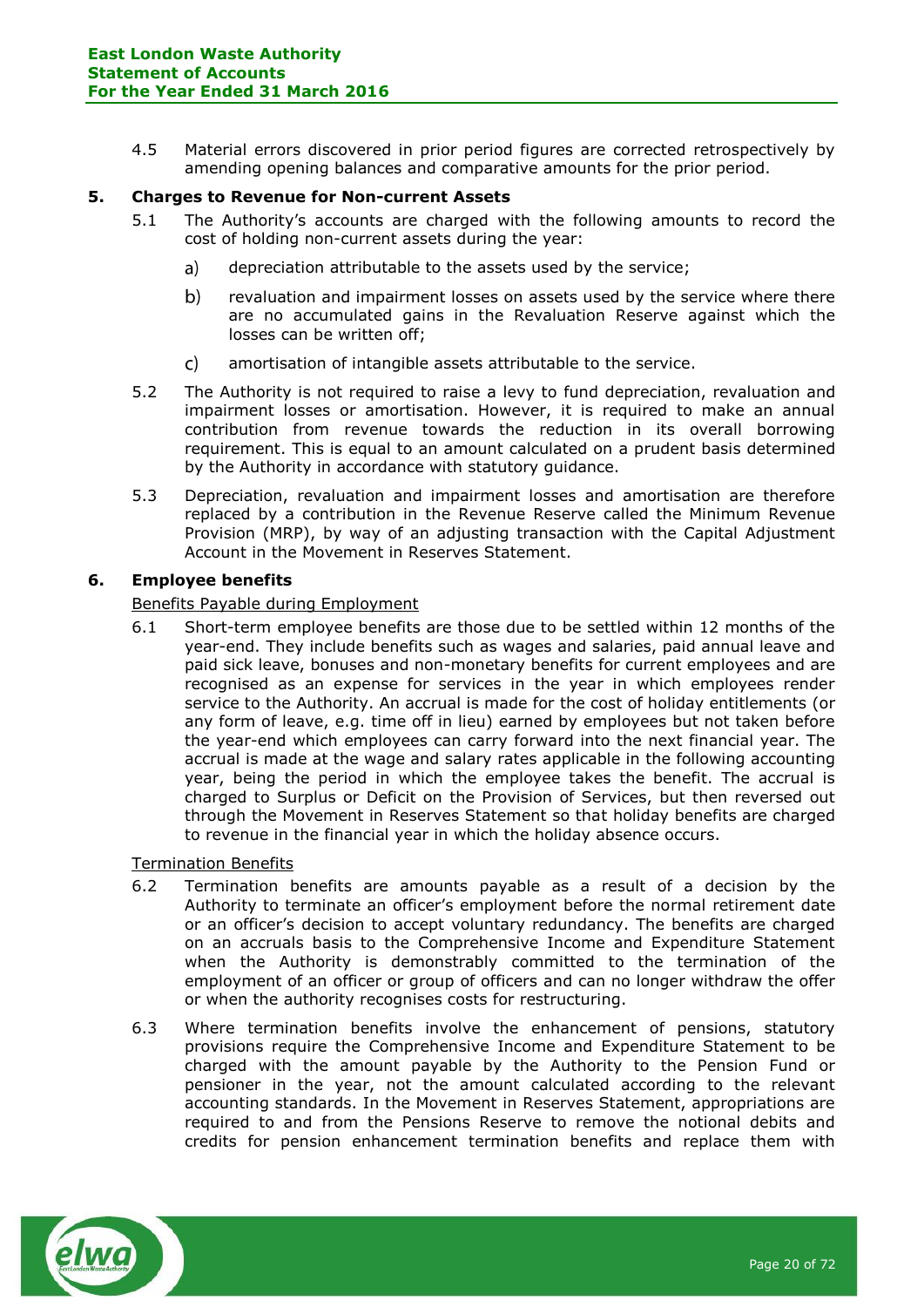4.5 Material errors discovered in prior period figures are corrected retrospectively by amending opening balances and comparative amounts for the prior period.

## 5. Charges to Revenue for Non-current Assets

5.1 The Authority's accounts are charged with the following amounts to record the cost of holding non-current assets during the year:

a) depreciation attributable to the assets used by the service;

b) revaluation and impairment losses on assets used by the service where there are no accumulated gains in the Revaluation Reserve against which the losses can be written off;

c) amortisation of intangible assets attributable to the service.

5.2 The Authority is not required to raise a levy to fund depreciation, revaluation and impairment losses or amortisation. However, it is required to make an annual contribution from revenue towards the reduction in its overall borrowing requirement. This is equal to an amount calculated on a prudent basis determined by the Authority in accordance with statutory guidance.

5.3 Depreciation, revaluation and impairment losses and amortisation are therefore replaced by a contribution in the Revenue Reserve called the Minimum Revenue Provision (MRP), by way of an adjusting transaction with the Capital Adjustment Account in the Movement in Reserves Statement.

## 6. Employee benefits

Benefits Payable during Employment

6.1 Short-term employee benefits are those due to be settled within 12 months of the year-end. They include benefits such as wages and salaries, paid annual leave and paid sick leave, bonuses and non-monetary benefits for current employees and are recognised as an expense for services in the year in which employees render service to the Authority. An accrual is made for the cost of holiday entitlements (or any form of leave, e.g. time off in lieu) earned by employees but not taken before the year-end which employees can carry forward into the next financial year. The accrual is made at the wage and salary rates applicable in the following accounting year, being the period in which the employee takes the benefit. The accrual is charged to Surplus or Deficit on the Provision of Services, but then reversed out through the Movement in Reserves Statement so that holiday benefits are charged to revenue in the financial year in which the holiday absence occurs.

Termination Benefits

6.2 Termination benefits are amounts payable as a result of a decision by the Authority to terminate an officer's employment before the normal retirement date or an officer's decision to accept voluntary redundancy. The benefits are charged on an accruals basis to the Comprehensive Income and Expenditure Statement when the Authority is demonstrably committed to the termination of the employment of an officer or group of officers and can no longer withdraw the offer or when the authority recognises costs for restructuring.

6.3 Where termination benefits involve the enhancement of pensions, statutory provisions require the Comprehensive Income and Expenditure Statement to be charged with the amount payable by the Authority to the Pension Fund or pensioner in the year, not the amount calculated according to the relevant accounting standards. In the Movement in Reserves Statement, appropriations are required to and from the Pensions Reserve to remove the notional debits and credits for pension enhancement termination benefits and replace them with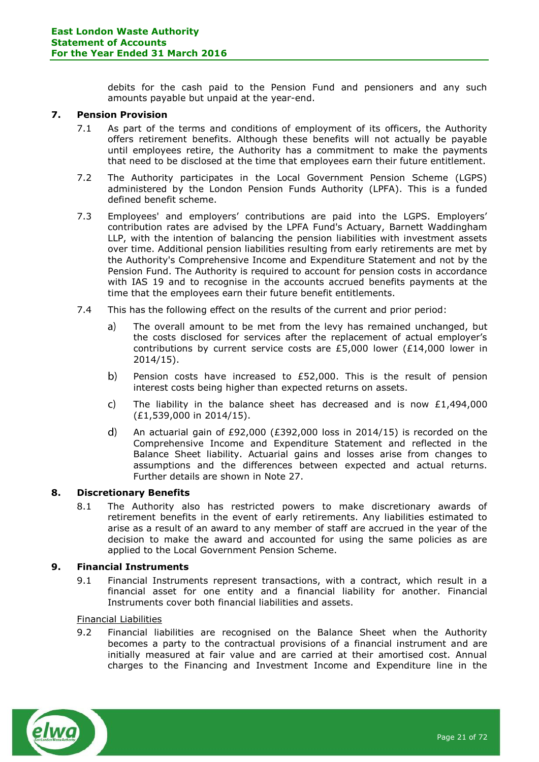debits for the cash paid to the Pension Fund and pensioners and any such amounts payable but unpaid at the year-end.

## 7. Pension Provision

7.1 As part of the terms and conditions of employment of its officers, the Authority offers retirement benefits. Although these benefits will not actually be payable until employees retire, the Authority has a commitment to make the payments that need to be disclosed at the time that employees earn their future entitlement.

7.2 The Authority participates in the Local Government Pension Scheme (LGPS) administered by the London Pension Funds Authority (LPFA). This is a funded defined benefit scheme.

7.3 Employees' and employers' contributions are paid into the LGPS. Employers' contribution rates are advised by the LPFA Fund's Actuary, Barnett Waddingham LLP, with the intention of balancing the pension liabilities with investment assets over time. Additional pension liabilities resulting from early retirements are met by the Authority's Comprehensive Income and Expenditure Statement and not by the Pension Fund. The Authority is required to account for pension costs in accordance with IAS 19 and to recognise in the accounts accrued benefits payments at the time that the employees earn their future benefit entitlements.

7.4 This has the following effect on the results of the current and prior period:

a) The overall amount to be met from the levy has remained unchanged, but the costs disclosed for services after the replacement of actual employer's contributions by current service costs are £5,000 lower (£14,000 lower in 2014/15).

b) Pension costs have increased to £52,000. This is the result of pension interest costs being higher than expected returns on assets.

c) The liability in the balance sheet has decreased and is now £1,494,000 (£1,539,000 in 2014/15).

d) An actuarial gain of £92,000 (£392,000 loss in 2014/15) is recorded on the Comprehensive Income and Expenditure Statement and reflected in the Balance Sheet liability. Actuarial gains and losses arise from changes to assumptions and the differences between expected and actual returns. Further details are shown in Note 27.

## 8. Discretionary Benefits

8.1 The Authority also has restricted powers to make discretionary awards of retirement benefits in the event of early retirements. Any liabilities estimated to arise as a result of an award to any member of staff are accrued in the year of the decision to make the award and accounted for using the same policies as are applied to the Local Government Pension Scheme.

## 9. Financial Instruments

9.1 Financial Instruments represent transactions, with a contract, which result in a financial asset for one entity and a financial liability for another. Financial Instruments cover both financial liabilities and assets.

Financial Liabilities

9.2 Financial liabilities are recognised on the Balance Sheet when the Authority becomes a party to the contractual provisions of a financial instrument and are initially measured at fair value and are carried at their amortised cost. Annual charges to the Financing and Investment Income and Expenditure line in the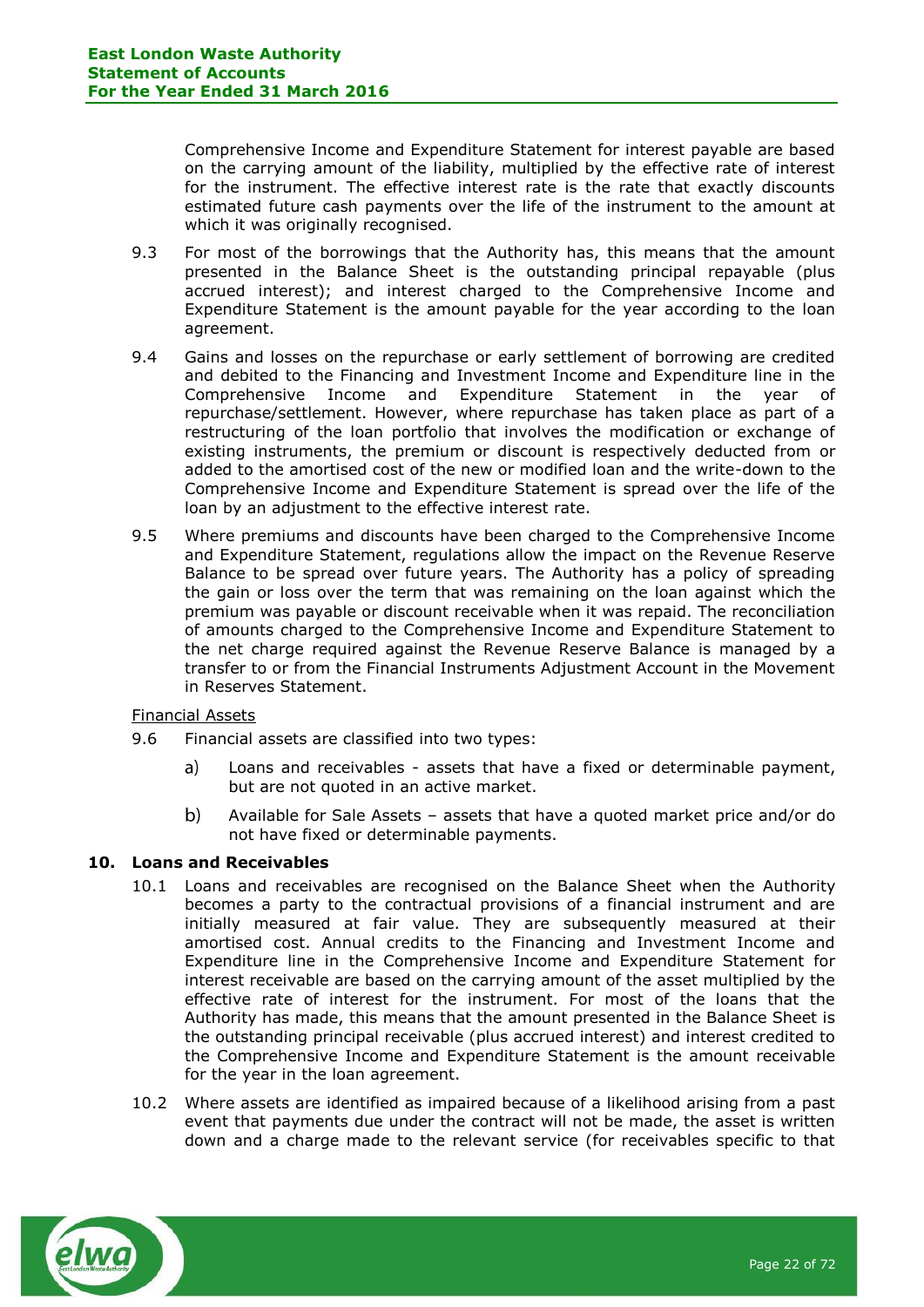Comprehensive Income and Expenditure Statement for interest payable are based on the carrying amount of the liability, multiplied by the effective rate of interest for the instrument. The effective interest rate is the rate that exactly discounts estimated future cash payments over the life of the instrument to the amount at which it was originally recognised.

9.3 For most of the borrowings that the Authority has, this means that the amount presented in the Balance Sheet is the outstanding principal repayable (plus accrued interest); and interest charged to the Comprehensive Income and Expenditure Statement is the amount payable for the year according to the loan agreement.

9.4 Gains and losses on the repurchase or early settlement of borrowing are credited and debited to the Financing and Investment Income and Expenditure line in the Comprehensive Income and Expenditure Statement in the year of repurchase/settlement. However, where repurchase has taken place as part of a restructuring of the loan portfolio that involves the modification or exchange of existing instruments, the premium or discount is respectively deducted from or added to the amortised cost of the new or modified loan and the write-down to the Comprehensive Income and Expenditure Statement is spread over the life of the loan by an adjustment to the effective interest rate.

9.5 Where premiums and discounts have been charged to the Comprehensive Income and Expenditure Statement, regulations allow the impact on the Revenue Reserve Balance to be spread over future years. The Authority has a policy of spreading the gain or loss over the term that was remaining on the loan against which the premium was payable or discount receivable when it was repaid. The reconciliation of amounts charged to the Comprehensive Income and Expenditure Statement to the net charge required against the Revenue Reserve Balance is managed by a transfer to or from the Financial Instruments Adjustment Account in the Movement in Reserves Statement.

Financial Assets

9.6 Financial assets are classified into two types:

a) Loans and receivables - assets that have a fixed or determinable payment, but are not quoted in an active market.

b) Available for Sale Assets – assets that have a quoted market price and/or do not have fixed or determinable payments.

## 10. Loans and Receivables

10.1 Loans and receivables are recognised on the Balance Sheet when the Authority becomes a party to the contractual provisions of a financial instrument and are initially measured at fair value. They are subsequently measured at their amortised cost. Annual credits to the Financing and Investment Income and Expenditure line in the Comprehensive Income and Expenditure Statement for interest receivable are based on the carrying amount of the asset multiplied by the effective rate of interest for the instrument. For most of the loans that the Authority has made, this means that the amount presented in the Balance Sheet is the outstanding principal receivable (plus accrued interest) and interest credited to the Comprehensive Income and Expenditure Statement is the amount receivable for the year in the loan agreement.

10.2 Where assets are identified as impaired because of a likelihood arising from a past event that payments due under the contract will not be made, the asset is written down and a charge made to the relevant service (for receivables specific to that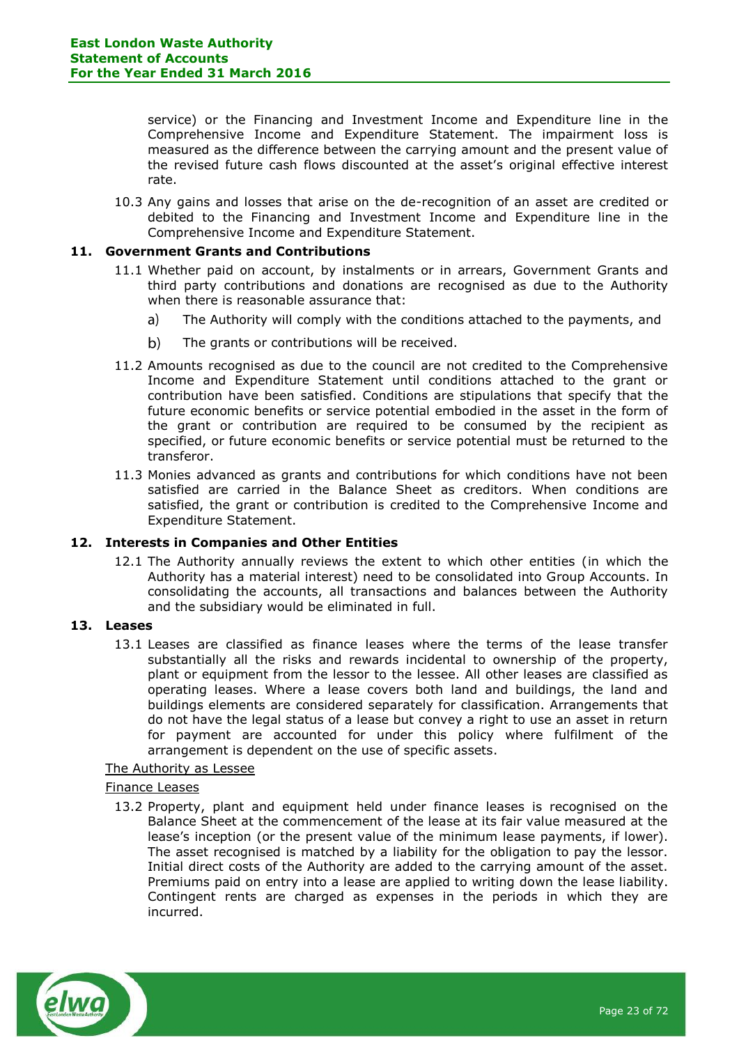service) or the Financing and Investment Income and Expenditure line in the Comprehensive Income and Expenditure Statement. The impairment loss is measured as the difference between the carrying amount and the present value of the revised future cash flows discounted at the asset's original effective interest rate.

10.3 Any gains and losses that arise on the de-recognition of an asset are credited or debited to the Financing and Investment Income and Expenditure line in the Comprehensive Income and Expenditure Statement.

## 11. Government Grants and Contributions

11.1 Whether paid on account, by instalments or in arrears, Government Grants and third party contributions and donations are recognised as due to the Authority when there is reasonable assurance that:

a) The Authority will comply with the conditions attached to the payments, and

b) The grants or contributions will be received.

11.2 Amounts recognised as due to the council are not credited to the Comprehensive Income and Expenditure Statement until conditions attached to the grant or contribution have been satisfied. Conditions are stipulations that specify that the future economic benefits or service potential embodied in the asset in the form of the grant or contribution are required to be consumed by the recipient as specified, or future economic benefits or service potential must be returned to the transferor.

11.3 Monies advanced as grants and contributions for which conditions have not been satisfied are carried in the Balance Sheet as creditors. When conditions are satisfied, the grant or contribution is credited to the Comprehensive Income and Expenditure Statement.

## 12. Interests in Companies and Other Entities

12.1 The Authority annually reviews the extent to which other entities (in which the Authority has a material interest) need to be consolidated into Group Accounts. In consolidating the accounts, all transactions and balances between the Authority and the subsidiary would be eliminated in full.

## 13. Leases

13.1 Leases are classified as finance leases where the terms of the lease transfer substantially all the risks and rewards incidental to ownership of the property, plant or equipment from the lessor to the lessee. All other leases are classified as operating leases. Where a lease covers both land and buildings, the land and buildings elements are considered separately for classification. Arrangements that do not have the legal status of a lease but convey a right to use an asset in return for payment are accounted for under this policy where fulfilment of the arrangement is dependent on the use of specific assets.

The Authority as Lessee

Finance Leases

13.2 Property, plant and equipment held under finance leases is recognised on the Balance Sheet at the commencement of the lease at its fair value measured at the lease's inception (or the present value of the minimum lease payments, if lower). The asset recognised is matched by a liability for the obligation to pay the lessor. Initial direct costs of the Authority are added to the carrying amount of the asset. Premiums paid on entry into a lease are applied to writing down the lease liability. Contingent rents are charged as expenses in the periods in which they are incurred.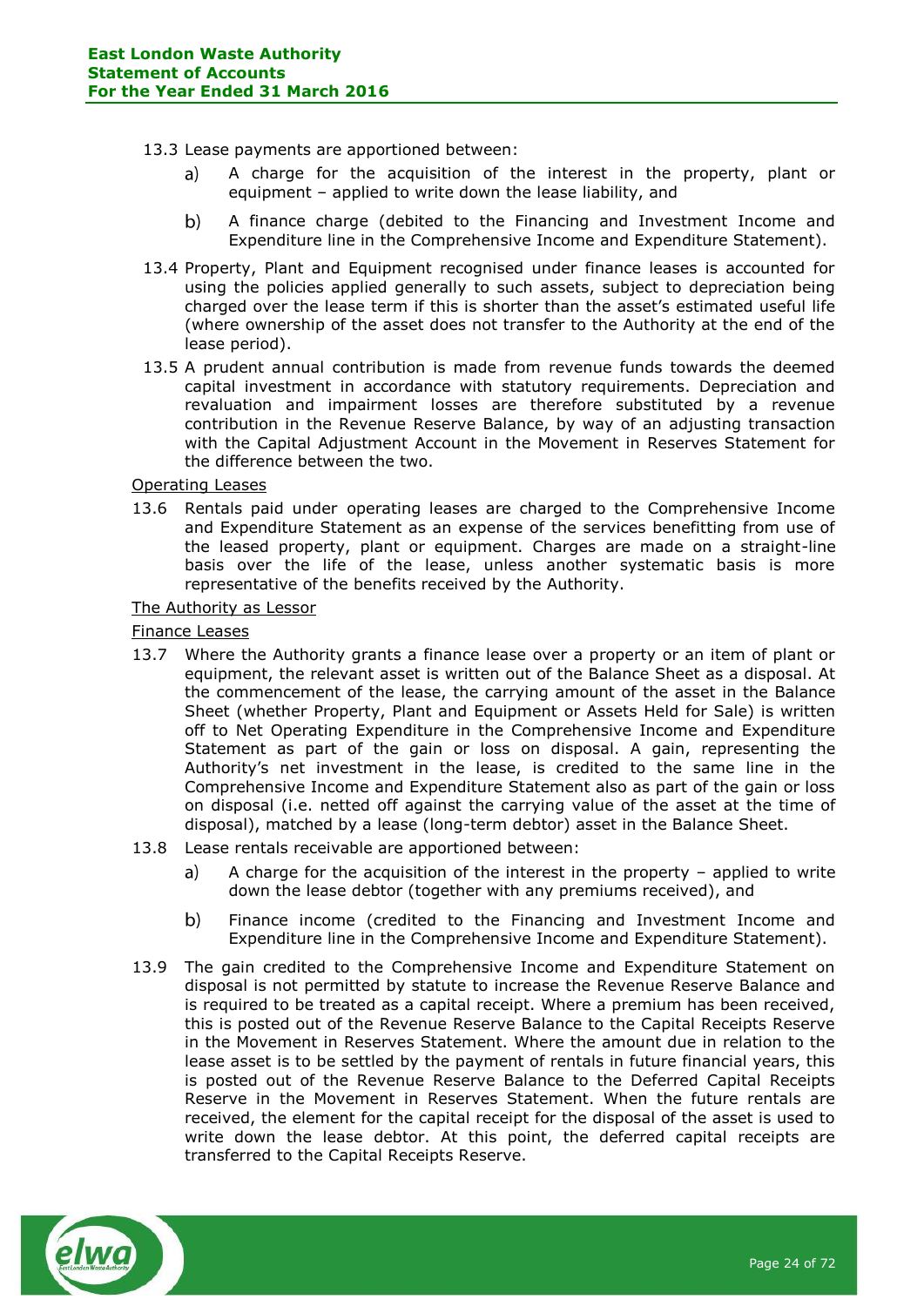13.3 Lease payments are apportioned between:

a) A charge for the acquisition of the interest in the property, plant or equipment – applied to write down the lease liability, and

b) A finance charge (debited to the Financing and Investment Income and Expenditure line in the Comprehensive Income and Expenditure Statement).

13.4 Property, Plant and Equipment recognised under finance leases is accounted for using the policies applied generally to such assets, subject to depreciation being charged over the lease term if this is shorter than the asset's estimated useful life (where ownership of the asset does not transfer to the Authority at the end of the lease period).

13.5 A prudent annual contribution is made from revenue funds towards the deemed capital investment in accordance with statutory requirements. Depreciation and revaluation and impairment losses are therefore substituted by a revenue contribution in the Revenue Reserve Balance, by way of an adjusting transaction with the Capital Adjustment Account in the Movement in Reserves Statement for the difference between the two.

<u>Operating Leases</u>

13.6 Rentals paid under operating leases are charged to the Comprehensive Income and Expenditure Statement as an expense of the services benefitting from use of the leased property, plant or equipment. Charges are made on a straight-line basis over the life of the lease, unless another systematic basis is more representative of the benefits received by the Authority.

<u>The Authority as Lessor</u>

<u>Finance Leases</u>

13.7 Where the Authority grants a finance lease over a property or an item of plant or equipment, the relevant asset is written out of the Balance Sheet as a disposal. At the commencement of the lease, the carrying amount of the asset in the Balance Sheet (whether Property, Plant and Equipment or Assets Held for Sale) is written off to Net Operating Expenditure in the Comprehensive Income and Expenditure Statement as part of the gain or loss on disposal. A gain, representing the Authority's net investment in the lease, is credited to the same line in the Comprehensive Income and Expenditure Statement also as part of the gain or loss on disposal (i.e. netted off against the carrying value of the asset at the time of disposal), matched by a lease (long-term debtor) asset in the Balance Sheet.

13.8 Lease rentals receivable are apportioned between:

a) A charge for the acquisition of the interest in the property – applied to write down the lease debtor (together with any premiums received), and

b) Finance income (credited to the Financing and Investment Income and Expenditure line in the Comprehensive Income and Expenditure Statement).

13.9 The gain credited to the Comprehensive Income and Expenditure Statement on disposal is not permitted by statute to increase the Revenue Reserve Balance and is required to be treated as a capital receipt. Where a premium has been received, this is posted out of the Revenue Reserve Balance to the Capital Receipts Reserve in the Movement in Reserves Statement. Where the amount due in relation to the lease asset is to be settled by the payment of rentals in future financial years, this is posted out of the Revenue Reserve Balance to the Deferred Capital Receipts Reserve in the Movement in Reserves Statement. When the future rentals are received, the element for the capital receipt for the disposal of the asset is used to write down the lease debtor. At this point, the deferred capital receipts are transferred to the Capital Receipts Reserve.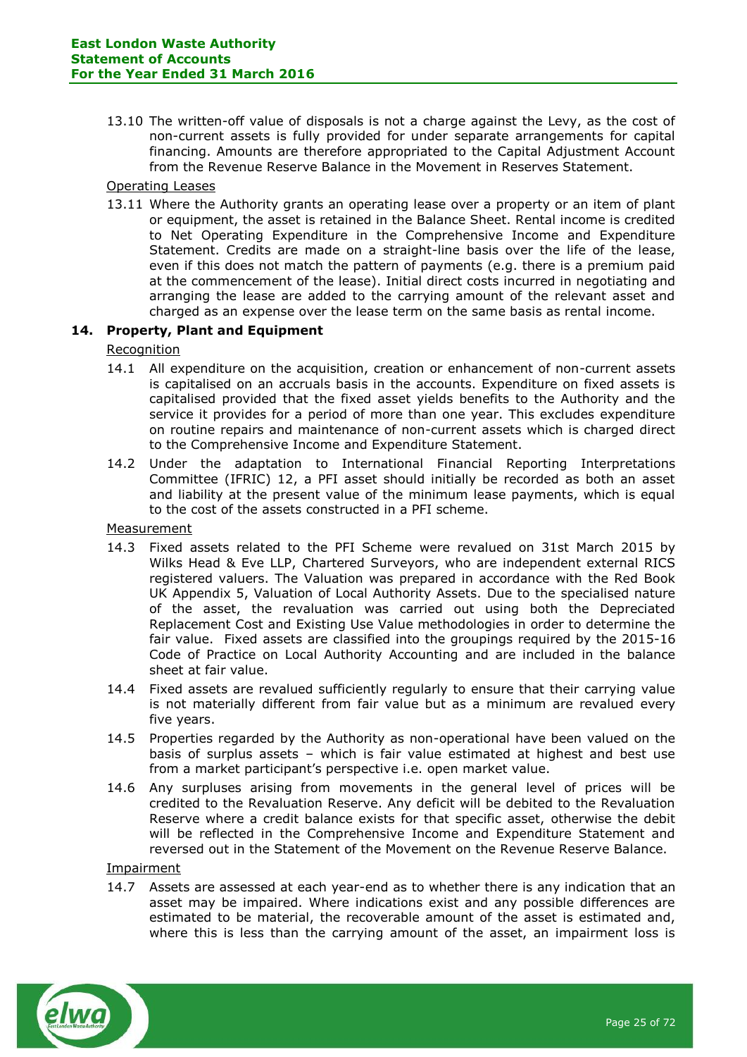13.10 The written-off value of disposals is not a charge against the Levy, as the cost of non-current assets is fully provided for under separate arrangements for capital financing. Amounts are therefore appropriated to the Capital Adjustment Account from the Revenue Reserve Balance in the Movement in Reserves Statement.

Operating Leases

13.11 Where the Authority grants an operating lease over a property or an item of plant or equipment, the asset is retained in the Balance Sheet. Rental income is credited to Net Operating Expenditure in the Comprehensive Income and Expenditure Statement. Credits are made on a straight-line basis over the life of the lease, even if this does not match the pattern of payments (e.g. there is a premium paid at the commencement of the lease). Initial direct costs incurred in negotiating and arranging the lease are added to the carrying amount of the relevant asset and charged as an expense over the lease term on the same basis as rental income.

## 14. Property, Plant and Equipment

Recognition

14.1 All expenditure on the acquisition, creation or enhancement of non-current assets is capitalised on an accruals basis in the accounts. Expenditure on fixed assets is capitalised provided that the fixed asset yields benefits to the Authority and the service it provides for a period of more than one year. This excludes expenditure on routine repairs and maintenance of non-current assets which is charged direct to the Comprehensive Income and Expenditure Statement.

14.2 Under the adaptation to International Financial Reporting Interpretations Committee (IFRIC) 12, a PFI asset should initially be recorded as both an asset and liability at the present value of the minimum lease payments, which is equal to the cost of the assets constructed in a PFI scheme.

Measurement

14.3 Fixed assets related to the PFI Scheme were revalued on 31st March 2015 by Wilks Head & Eve LLP, Chartered Surveyors, who are independent external RICS registered valuers. The Valuation was prepared in accordance with the Red Book UK Appendix 5, Valuation of Local Authority Assets. Due to the specialised nature of the asset, the revaluation was carried out using both the Depreciated Replacement Cost and Existing Use Value methodologies in order to determine the fair value. Fixed assets are classified into the groupings required by the 2015-16 Code of Practice on Local Authority Accounting and are included in the balance sheet at fair value.

14.4 Fixed assets are revalued sufficiently regularly to ensure that their carrying value is not materially different from fair value but as a minimum are revalued every five years.

14.5 Properties regarded by the Authority as non-operational have been valued on the basis of surplus assets – which is fair value estimated at highest and best use from a market participant's perspective i.e. open market value.

14.6 Any surpluses arising from movements in the general level of prices will be credited to the Revaluation Reserve. Any deficit will be debited to the Revaluation Reserve where a credit balance exists for that specific asset, otherwise the debit will be reflected in the Comprehensive Income and Expenditure Statement and reversed out in the Statement of the Movement on the Revenue Reserve Balance.

Impairment

14.7 Assets are assessed at each year-end as to whether there is any indication that an asset may be impaired. Where indications exist and any possible differences are estimated to be material, the recoverable amount of the asset is estimated and, where this is less than the carrying amount of the asset, an impairment loss is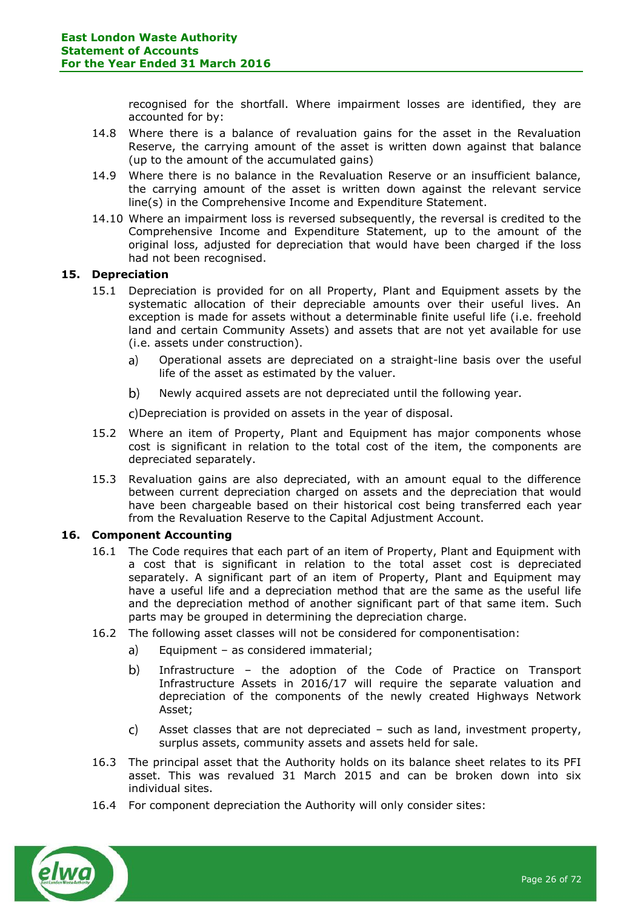recognised for the shortfall. Where impairment losses are identified, they are accounted for by:

14.8 Where there is a balance of revaluation gains for the asset in the Revaluation Reserve, the carrying amount of the asset is written down against that balance (up to the amount of the accumulated gains)

14.9 Where there is no balance in the Revaluation Reserve or an insufficient balance, the carrying amount of the asset is written down against the relevant service line(s) in the Comprehensive Income and Expenditure Statement.

14.10 Where an impairment loss is reversed subsequently, the reversal is credited to the Comprehensive Income and Expenditure Statement, up to the amount of the original loss, adjusted for depreciation that would have been charged if the loss had not been recognised.

## 15. Depreciation

15.1 Depreciation is provided for on all Property, Plant and Equipment assets by the systematic allocation of their depreciable amounts over their useful lives. An exception is made for assets without a determinable finite useful life (i.e. freehold land and certain Community Assets) and assets that are not yet available for use (i.e. assets under construction).

a) Operational assets are depreciated on a straight-line basis over the useful life of the asset as estimated by the valuer.

b) Newly acquired assets are not depreciated until the following year.

c) Depreciation is provided on assets in the year of disposal.

15.2 Where an item of Property, Plant and Equipment has major components whose cost is significant in relation to the total cost of the item, the components are depreciated separately.

15.3 Revaluation gains are also depreciated, with an amount equal to the difference between current depreciation charged on assets and the depreciation that would have been chargeable based on their historical cost being transferred each year from the Revaluation Reserve to the Capital Adjustment Account.

## 16. Component Accounting

16.1 The Code requires that each part of an item of Property, Plant and Equipment with a cost that is significant in relation to the total asset cost is depreciated separately. A significant part of an item of Property, Plant and Equipment may have a useful life and a depreciation method that are the same as the useful life and the depreciation method of another significant part of that same item. Such parts may be grouped in determining the depreciation charge.

16.2 The following asset classes will not be considered for componentisation:

a) Equipment – as considered immaterial;

b) Infrastructure – the adoption of the Code of Practice on Transport Infrastructure Assets in 2016/17 will require the separate valuation and depreciation of the components of the newly created Highways Network Asset;

c) Asset classes that are not depreciated – such as land, investment property, surplus assets, community assets and assets held for sale.

16.3 The principal asset that the Authority holds on its balance sheet relates to its PFI asset. This was revalued 31 March 2015 and can be broken down into six individual sites.

16.4 For component depreciation the Authority will only consider sites: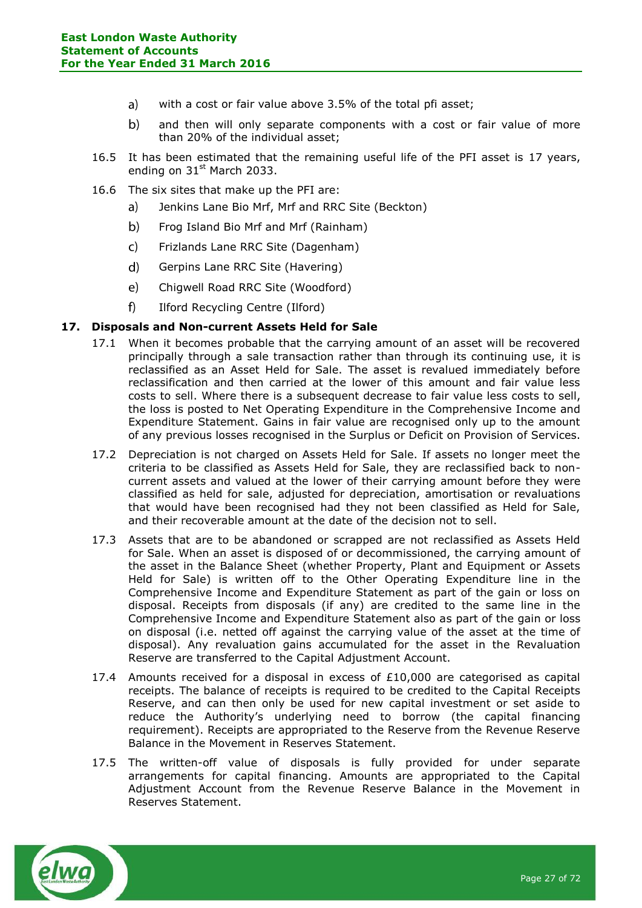a) with a cost or fair value above 3.5% of the total pfi asset;

b) and then will only separate components with a cost or fair value of more than 20% of the individual asset;

16.5 It has been estimated that the remaining useful life of the PFI asset is 17 years, ending on 31st March 2033.

16.6 The six sites that make up the PFI are:

a) Jenkins Lane Bio Mrf, Mrf and RRC Site (Beckton)

b) Frog Island Bio Mrf and Mrf (Rainham)

c) Frizlands Lane RRC Site (Dagenham)

d) Gerpins Lane RRC Site (Havering)

e) Chigwell Road RRC Site (Woodford)

f) Ilford Recycling Centre (Ilford)

## 17. Disposals and Non-current Assets Held for Sale

17.1 When it becomes probable that the carrying amount of an asset will be recovered principally through a sale transaction rather than through its continuing use, it is reclassified as an Asset Held for Sale. The asset is revalued immediately before reclassification and then carried at the lower of this amount and fair value less costs to sell. Where there is a subsequent decrease to fair value less costs to sell, the loss is posted to Net Operating Expenditure in the Comprehensive Income and Expenditure Statement. Gains in fair value are recognised only up to the amount of any previous losses recognised in the Surplus or Deficit on Provision of Services.

17.2 Depreciation is not charged on Assets Held for Sale. If assets no longer meet the criteria to be classified as Assets Held for Sale, they are reclassified back to non-current assets and valued at the lower of their carrying amount before they were classified as held for sale, adjusted for depreciation, amortisation or revaluations that would have been recognised had they not been classified as Held for Sale, and their recoverable amount at the date of the decision not to sell.

17.3 Assets that are to be abandoned or scrapped are not reclassified as Assets Held for Sale. When an asset is disposed of or decommissioned, the carrying amount of the asset in the Balance Sheet (whether Property, Plant and Equipment or Assets Held for Sale) is written off to the Other Operating Expenditure line in the Comprehensive Income and Expenditure Statement as part of the gain or loss on disposal. Receipts from disposals (if any) are credited to the same line in the Comprehensive Income and Expenditure Statement also as part of the gain or loss on disposal (i.e. netted off against the carrying value of the asset at the time of disposal). Any revaluation gains accumulated for the asset in the Revaluation Reserve are transferred to the Capital Adjustment Account.

17.4 Amounts received for a disposal in excess of £10,000 are categorised as capital receipts. The balance of receipts is required to be credited to the Capital Receipts Reserve, and can then only be used for new capital investment or set aside to reduce the Authority's underlying need to borrow (the capital financing requirement). Receipts are appropriated to the Reserve from the Revenue Reserve Balance in the Movement in Reserves Statement.

17.5 The written-off value of disposals is fully provided for under separate arrangements for capital financing. Amounts are appropriated to the Capital Adjustment Account from the Revenue Reserve Balance in the Movement in Reserves Statement.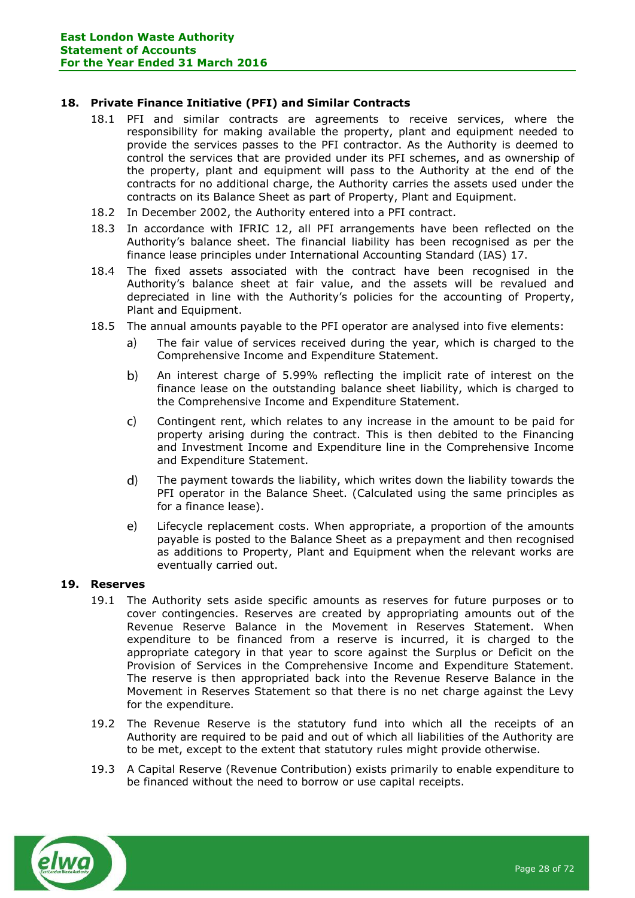## 18. Private Finance Initiative (PFI) and Similar Contracts

18.1 PFI and similar contracts are agreements to receive services, where the responsibility for making available the property, plant and equipment needed to provide the services passes to the PFI contractor. As the Authority is deemed to control the services that are provided under its PFI schemes, and as ownership of the property, plant and equipment will pass to the Authority at the end of the contracts for no additional charge, the Authority carries the assets used under the contracts on its Balance Sheet as part of Property, Plant and Equipment.

18.2 In December 2002, the Authority entered into a PFI contract.

18.3 In accordance with IFRIC 12, all PFI arrangements have been reflected on the Authority's balance sheet. The financial liability has been recognised as per the finance lease principles under International Accounting Standard (IAS) 17.

18.4 The fixed assets associated with the contract have been recognised in the Authority's balance sheet at fair value, and the assets will be revalued and depreciated in line with the Authority's policies for the accounting of Property, Plant and Equipment.

18.5 The annual amounts payable to the PFI operator are analysed into five elements:

a) The fair value of services received during the year, which is charged to the Comprehensive Income and Expenditure Statement.

b) An interest charge of 5.99% reflecting the implicit rate of interest on the finance lease on the outstanding balance sheet liability, which is charged to the Comprehensive Income and Expenditure Statement.

c) Contingent rent, which relates to any increase in the amount to be paid for property arising during the contract. This is then debited to the Financing and Investment Income and Expenditure line in the Comprehensive Income and Expenditure Statement.

d) The payment towards the liability, which writes down the liability towards the PFI operator in the Balance Sheet. (Calculated using the same principles as for a finance lease).

e) Lifecycle replacement costs. When appropriate, a proportion of the amounts payable is posted to the Balance Sheet as a prepayment and then recognised as additions to Property, Plant and Equipment when the relevant works are eventually carried out.

## 19. Reserves

19.1 The Authority sets aside specific amounts as reserves for future purposes or to cover contingencies. Reserves are created by appropriating amounts out of the Revenue Reserve Balance in the Movement in Reserves Statement. When expenditure to be financed from a reserve is incurred, it is charged to the appropriate category in that year to score against the Surplus or Deficit on the Provision of Services in the Comprehensive Income and Expenditure Statement. The reserve is then appropriated back into the Revenue Reserve Balance in the Movement in Reserves Statement so that there is no net charge against the Levy for the expenditure.

19.2 The Revenue Reserve is the statutory fund into which all the receipts of an Authority are required to be paid and out of which all liabilities of the Authority are to be met, except to the extent that statutory rules might provide otherwise.

19.3 A Capital Reserve (Revenue Contribution) exists primarily to enable expenditure to be financed without the need to borrow or use capital receipts.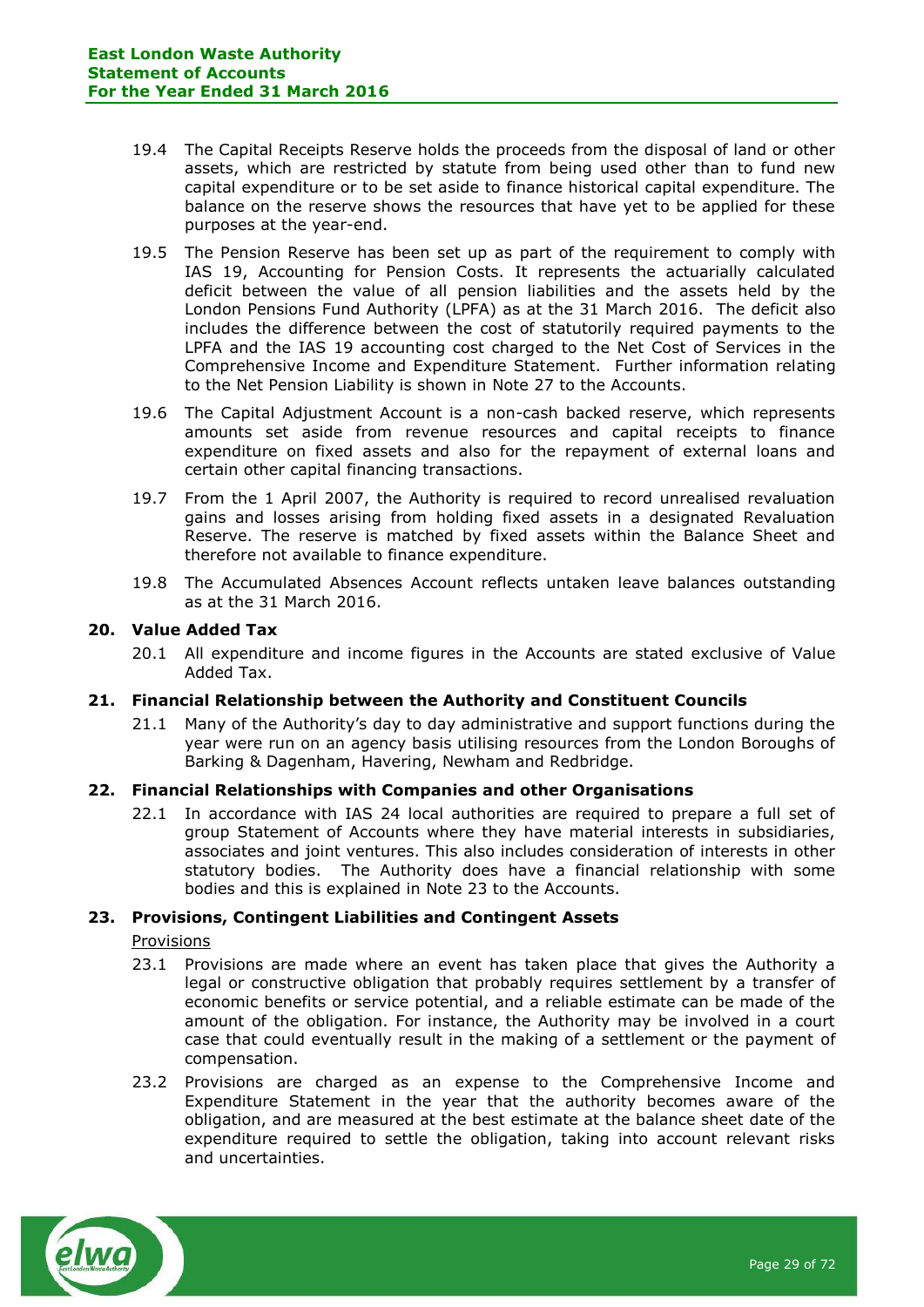19.4 The Capital Receipts Reserve holds the proceeds from the disposal of land or other assets, which are restricted by statute from being used other than to fund new capital expenditure or to be set aside to finance historical capital expenditure. The balance on the reserve shows the resources that have yet to be applied for these purposes at the year-end.

19.5 The Pension Reserve has been set up as part of the requirement to comply with IAS 19, Accounting for Pension Costs. It represents the actuarially calculated deficit between the value of all pension liabilities and the assets held by the London Pensions Fund Authority (LPFA) as at the 31 March 2016. The deficit also includes the difference between the cost of statutorily required payments to the LPFA and the IAS 19 accounting cost charged to the Net Cost of Services in the Comprehensive Income and Expenditure Statement. Further information relating to the Net Pension Liability is shown in Note 27 to the Accounts.

19.6 The Capital Adjustment Account is a non-cash backed reserve, which represents amounts set aside from revenue resources and capital receipts to finance expenditure on fixed assets and also for the repayment of external loans and certain other capital financing transactions.

19.7 From the 1 April 2007, the Authority is required to record unrealised revaluation gains and losses arising from holding fixed assets in a designated Revaluation Reserve. The reserve is matched by fixed assets within the Balance Sheet and therefore not available to finance expenditure.

19.8 The Accumulated Absences Account reflects untaken leave balances outstanding as at the 31 March 2016.

## 20. Value Added Tax

20.1 All expenditure and income figures in the Accounts are stated exclusive of Value Added Tax.

## 21. Financial Relationship between the Authority and Constituent Councils

21.1 Many of the Authority's day to day administrative and support functions during the year were run on an agency basis utilising resources from the London Boroughs of Barking & Dagenham, Havering, Newham and Redbridge.

## 22. Financial Relationships with Companies and other Organisations

22.1 In accordance with IAS 24 local authorities are required to prepare a full set of group Statement of Accounts where they have material interests in subsidiaries, associates and joint ventures. This also includes consideration of interests in other statutory bodies. The Authority does have a financial relationship with some bodies and this is explained in Note 23 to the Accounts.

## 23. Provisions, Contingent Liabilities and Contingent Assets

Provisions

23.1 Provisions are made where an event has taken place that gives the Authority a legal or constructive obligation that probably requires settlement by a transfer of economic benefits or service potential, and a reliable estimate can be made of the amount of the obligation. For instance, the Authority may be involved in a court case that could eventually result in the making of a settlement or the payment of compensation.

23.2 Provisions are charged as an expense to the Comprehensive Income and Expenditure Statement in the year that the authority becomes aware of the obligation, and are measured at the best estimate at the balance sheet date of the expenditure required to settle the obligation, taking into account relevant risks and uncertainties.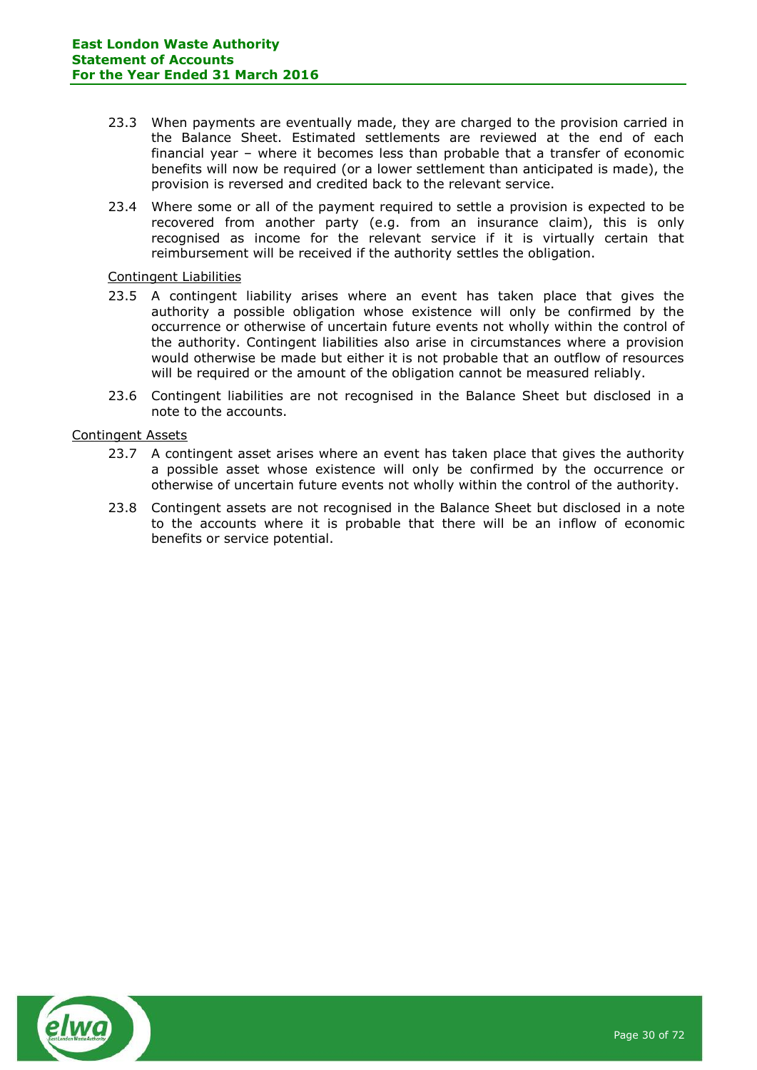23.3 When payments are eventually made, they are charged to the provision carried in the Balance Sheet. Estimated settlements are reviewed at the end of each financial year – where it becomes less than probable that a transfer of economic benefits will now be required (or a lower settlement than anticipated is made), the provision is reversed and credited back to the relevant service.

23.4 Where some or all of the payment required to settle a provision is expected to be recovered from another party (e.g. from an insurance claim), this is only recognised as income for the relevant service if it is virtually certain that reimbursement will be received if the authority settles the obligation.

<u>Contingent Liabilities</u>

23.5 A contingent liability arises where an event has taken place that gives the authority a possible obligation whose existence will only be confirmed by the occurrence or otherwise of uncertain future events not wholly within the control of the authority. Contingent liabilities also arise in circumstances where a provision would otherwise be made but either it is not probable that an outflow of resources will be required or the amount of the obligation cannot be measured reliably.

23.6 Contingent liabilities are not recognised in the Balance Sheet but disclosed in a note to the accounts.

<u>Contingent Assets</u>

23.7 A contingent asset arises where an event has taken place that gives the authority a possible asset whose existence will only be confirmed by the occurrence or otherwise of uncertain future events not wholly within the control of the authority.

23.8 Contingent assets are not recognised in the Balance Sheet but disclosed in a note to the accounts where it is probable that there will be an inflow of economic benefits or service potential.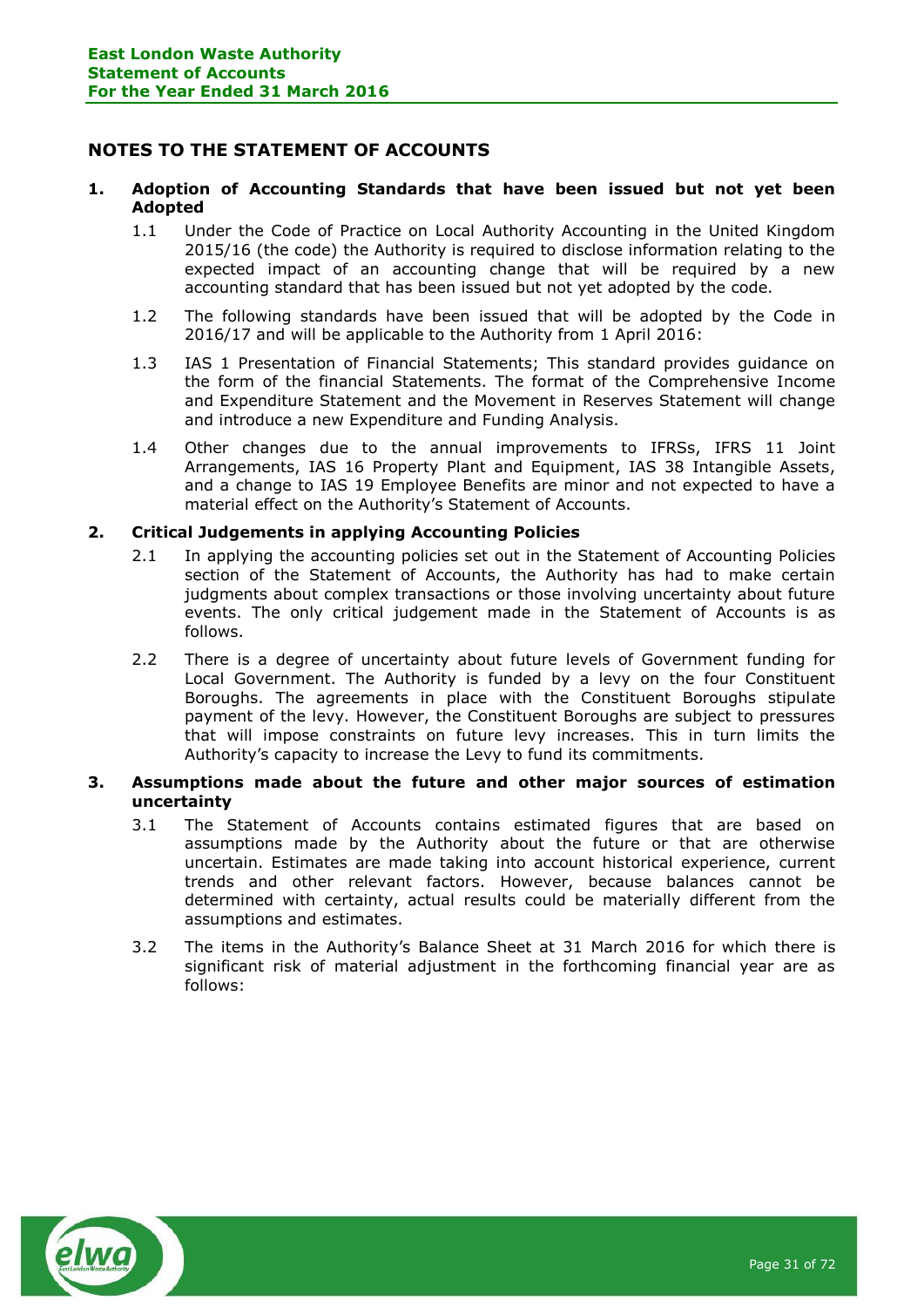# NOTES TO THE STATEMENT OF ACCOUNTS

## 1. Adoption of Accounting Standards that have been issued but not yet been Adopted

1.1 Under the Code of Practice on Local Authority Accounting in the United Kingdom 2015/16 (the code) the Authority is required to disclose information relating to the expected impact of an accounting change that will be required by a new accounting standard that has been issued but not yet adopted by the code.

1.2 The following standards have been issued that will be adopted by the Code in 2016/17 and will be applicable to the Authority from 1 April 2016:

1.3 IAS 1 Presentation of Financial Statements; This standard provides guidance on the form of the financial Statements. The format of the Comprehensive Income and Expenditure Statement and the Movement in Reserves Statement will change and introduce a new Expenditure and Funding Analysis.

1.4 Other changes due to the annual improvements to IFRSs, IFRS 11 Joint Arrangements, IAS 16 Property Plant and Equipment, IAS 38 Intangible Assets, and a change to IAS 19 Employee Benefits are minor and not expected to have a material effect on the Authority's Statement of Accounts.

## 2. Critical Judgements in applying Accounting Policies

2.1 In applying the accounting policies set out in the Statement of Accounting Policies section of the Statement of Accounts, the Authority has had to make certain judgments about complex transactions or those involving uncertainty about future events. The only critical judgement made in the Statement of Accounts is as follows.

2.2 There is a degree of uncertainty about future levels of Government funding for Local Government. The Authority is funded by a levy on the four Constituent Boroughs. The agreements in place with the Constituent Boroughs stipulate payment of the levy. However, the Constituent Boroughs are subject to pressures that will impose constraints on future levy increases. This in turn limits the Authority's capacity to increase the Levy to fund its commitments.

## 3. Assumptions made about the future and other major sources of estimation uncertainty

3.1 The Statement of Accounts contains estimated figures that are based on assumptions made by the Authority about the future or that are otherwise uncertain. Estimates are made taking into account historical experience, current trends and other relevant factors. However, because balances cannot be determined with certainty, actual results could be materially different from the assumptions and estimates.

3.2 The items in the Authority's Balance Sheet at 31 March 2016 for which there is significant risk of material adjustment in the forthcoming financial year are as follows: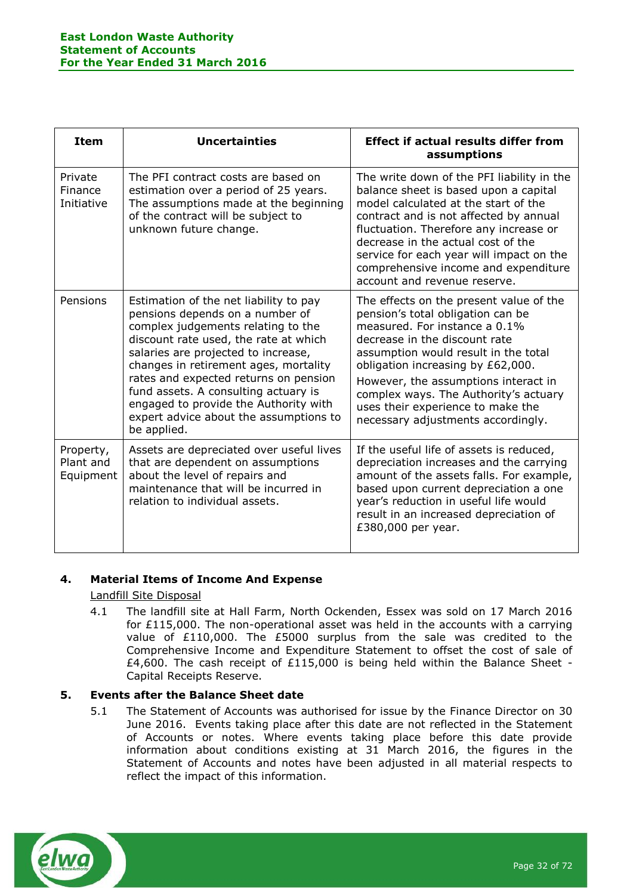| Item | Uncertainties | Effect if actual results differ from assumptions |
|---|---|---|
| Private Finance Initiative | The PFI contract costs are based on estimation over a period of 25 years. The assumptions made at the beginning of the contract will be subject to unknown future change. | The write down of the PFI liability in the balance sheet is based upon a capital model calculated at the start of the contract and is not affected by annual fluctuation. Therefore any increase or decrease in the actual cost of the service for each year will impact on the comprehensive income and expenditure account and revenue reserve. |
| Pensions | Estimation of the net liability to pay pensions depends on a number of complex judgements relating to the discount rate used, the rate at which salaries are projected to increase, changes in retirement ages, mortality rates and expected returns on pension fund assets. A consulting actuary is engaged to provide the Authority with expert advice about the assumptions to be applied. | The effects on the present value of the pension's total obligation can be measured. For instance a 0.1% decrease in the discount rate assumption would result in the total obligation increasing by £62,000. However, the assumptions interact in complex ways. The Authority's actuary uses their experience to make the necessary adjustments accordingly. |
| Property, Plant and Equipment | Assets are depreciated over useful lives that are dependent on assumptions about the level of repairs and maintenance that will be incurred in relation to individual assets. | If the useful life of assets is reduced, depreciation increases and the carrying amount of the assets falls. For example, based upon current depreciation a one year's reduction in useful life would result in an increased depreciation of £380,000 per year. |

## 4. Material Items of Income And Expense

Landfill Site Disposal

4.1 The landfill site at Hall Farm, North Ockenden, Essex was sold on 17 March 2016 for £115,000. The non-operational asset was held in the accounts with a carrying value of £110,000. The £5000 surplus from the sale was credited to the Comprehensive Income and Expenditure Statement to offset the cost of sale of £4,600. The cash receipt of £115,000 is being held within the Balance Sheet - Capital Receipts Reserve.

## 5. Events after the Balance Sheet date

5.1 The Statement of Accounts was authorised for issue by the Finance Director on 30 June 2016. Events taking place after this date are not reflected in the Statement of Accounts or notes. Where events taking place before this date provide information about conditions existing at 31 March 2016, the figures in the Statement of Accounts and notes have been adjusted in all material respects to reflect the impact of this information.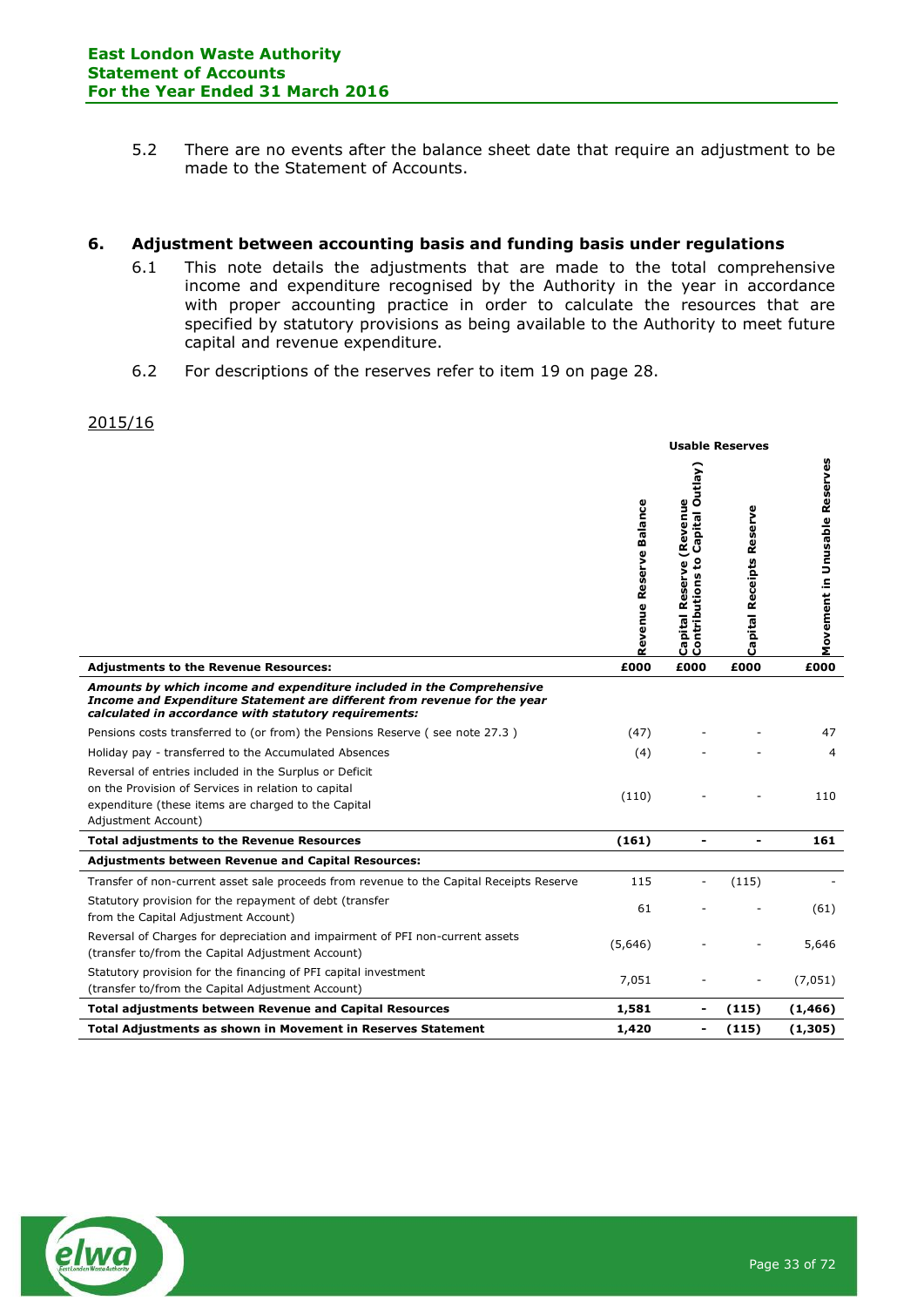5.2 There are no events after the balance sheet date that require an adjustment to be made to the Statement of Accounts.

## 6. Adjustment between accounting basis and funding basis under regulations

6.1 This note details the adjustments that are made to the total comprehensive income and expenditure recognised by the Authority in the year in accordance with proper accounting practice in order to calculate the resources that are specified by statutory provisions as being available to the Authority to meet future capital and revenue expenditure.

6.2 For descriptions of the reserves refer to item 19 on page 28.

2015/16

| | Usable Reserves | | | |
|---|---|---|---|---|
| | Revenue Reserve Balance | Capital Reserve (Revenue Contributions to Capital Outlay) | Capital Receipts Reserve | Movement in Unusable Reserves |
| **Adjustments to the Revenue Resources:** | **£000** | **£000** | **£000** | **£000** |
| ***Amounts by which income and expenditure included in the Comprehensive Income and Expenditure Statement are different from revenue for the year calculated in accordance with statutory requirements:*** | | | | |
| Pensions costs transferred to (or from) the Pensions Reserve ( see note 27.3 ) | (47) | - | - | 47 |
| Holiday pay - transferred to the Accumulated Absences | (4) | - | - | 4 |
| Reversal of entries included in the Surplus or Deficit on the Provision of Services in relation to capital expenditure (these items are charged to the Capital Adjustment Account) | (110) | - | - | 110 |
| **Total adjustments to the Revenue Resources** | **(161)** | **-** | **-** | **161** |
| **Adjustments between Revenue and Capital Resources:** | | | | |
| Transfer of non-current asset sale proceeds from revenue to the Capital Receipts Reserve | 115 | - | (115) | - |
| Statutory provision for the repayment of debt (transfer from the Capital Adjustment Account) | 61 | - | - | (61) |
| Reversal of Charges for depreciation and impairment of PFI non-current assets (transfer to/from the Capital Adjustment Account) | (5,646) | - | - | 5,646 |
| Statutory provision for the financing of PFI capital investment (transfer to/from the Capital Adjustment Account) | 7,051 | - | - | (7,051) |
| **Total adjustments between Revenue and Capital Resources** | **1,581** | **-** | **(115)** | **(1,466)** |
| **Total Adjustments as shown in Movement in Reserves Statement** | **1,420** | **-** | **(115)** | **(1,305)** |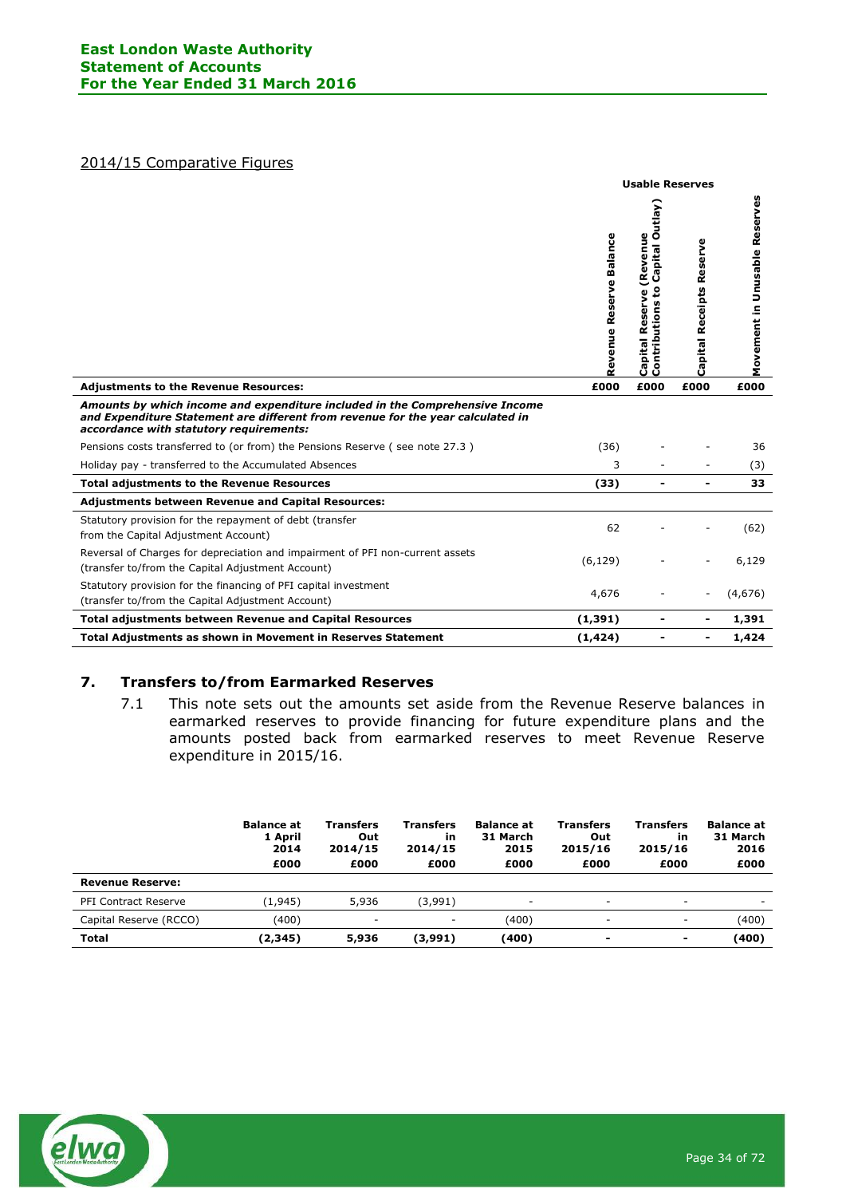## 2014/15 Comparative Figures

| | Usable Reserves | | | |
|---|---|---|---|---|
| | Revenue Reserve Balance | Capital Reserve (Revenue Contributions to Capital Outlay) | Capital Receipts Reserve | Movement in Unusable Reserves |
| **Adjustments to the Revenue Resources:** | **£000** | **£000** | **£000** | **£000** |
| ***Amounts by which income and expenditure included in the Comprehensive Income and Expenditure Statement are different from revenue for the year calculated in accordance with statutory requirements:*** | | | | |
| Pensions costs transferred to (or from) the Pensions Reserve ( see note 27.3 ) | (36) | - | - | 36 |
| Holiday pay - transferred to the Accumulated Absences | 3 | - | - | (3) |
| **Total adjustments to the Revenue Resources** | **(33)** | **-** | **-** | **33** |
| **Adjustments between Revenue and Capital Resources:** | | | | |
| Statutory provision for the repayment of debt (transfer from the Capital Adjustment Account) | 62 | - | - | (62) |
| Reversal of Charges for depreciation and impairment of PFI non-current assets (transfer to/from the Capital Adjustment Account) | (6,129) | - | - | 6,129 |
| Statutory provision for the financing of PFI capital investment (transfer to/from the Capital Adjustment Account) | 4,676 | - | - | (4,676) |
| **Total adjustments between Revenue and Capital Resources** | **(1,391)** | **-** | **-** | **1,391** |
| **Total Adjustments as shown in Movement in Reserves Statement** | **(1,424)** | **-** | **-** | **1,424** |

## 7. Transfers to/from Earmarked Reserves

7.1 This note sets out the amounts set aside from the Revenue Reserve balances in earmarked reserves to provide financing for future expenditure plans and the amounts posted back from earmarked reserves to meet Revenue Reserve expenditure in 2015/16.

| | Balance at 1 April 2014 | Transfers Out 2014/15 | Transfers in 2014/15 | Balance at 31 March 2015 | Transfers Out 2015/16 | Transfers in 2015/16 | Balance at 31 March 2016 |
|---|---|---|---|---|---|---|---|
| | £000 | £000 | £000 | £000 | £000 | £000 | £000 |
| **Revenue Reserve:** | | | | | | | |
| PFI Contract Reserve | (1,945) | 5,936 | (3,991) | - | - | - | - |
| Capital Reserve (RCCO) | (400) | - | - | (400) | - | - | (400) |
| **Total** | **(2,345)** | **5,936** | **(3,991)** | **(400)** | **-** | **-** | **(400)** |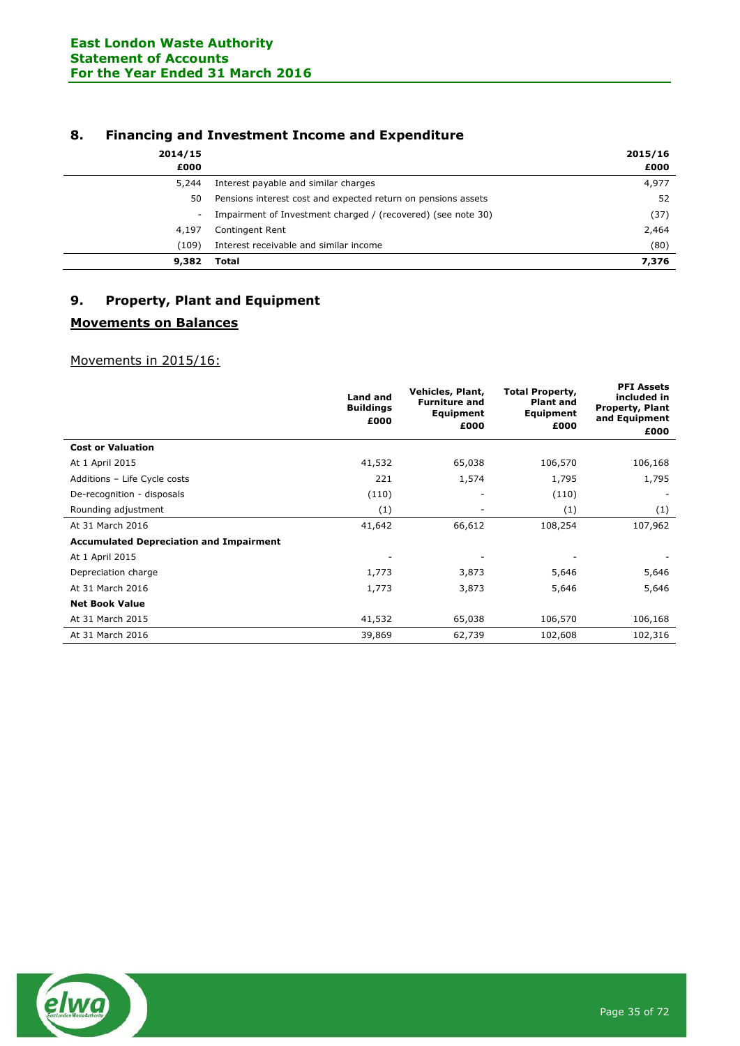## 8. Financing and Investment Income and Expenditure

| 2014/15 £000 | | 2015/16 £000 |
|---|---|---|
| 5,244 | Interest payable and similar charges | 4,977 |
| 50 | Pensions interest cost and expected return on pensions assets | 52 |
| - | Impairment of Investment charged / (recovered) (see note 30) | (37) |
| 4,197 | Contingent Rent | 2,464 |
| (109) | Interest receivable and similar income | (80) |
| **9,382** | **Total** | **7,376** |

## 9. Property, Plant and Equipment

### Movements on Balances

Movements in 2015/16:

| | Land and Buildings £000 | Vehicles, Plant, Furniture and Equipment £000 | Total Property, Plant and Equipment £000 | PFI Assets included in Property, Plant and Equipment £000 |
|---|---|---|---|---|
| **Cost or Valuation** | | | | |
| At 1 April 2015 | 41,532 | 65,038 | 106,570 | 106,168 |
| Additions – Life Cycle costs | 221 | 1,574 | 1,795 | 1,795 |
| De-recognition - disposals | (110) | - | (110) | - |
| Rounding adjustment | (1) | - | (1) | (1) |
| At 31 March 2016 | 41,642 | 66,612 | 108,254 | 107,962 |
| **Accumulated Depreciation and Impairment** | | | | |
| At 1 April 2015 | - | - | - | - |
| Depreciation charge | 1,773 | 3,873 | 5,646 | 5,646 |
| At 31 March 2016 | 1,773 | 3,873 | 5,646 | 5,646 |
| **Net Book Value** | | | | |
| At 31 March 2015 | 41,532 | 65,038 | 106,570 | 106,168 |
| At 31 March 2016 | 39,869 | 62,739 | 102,608 | 102,316 |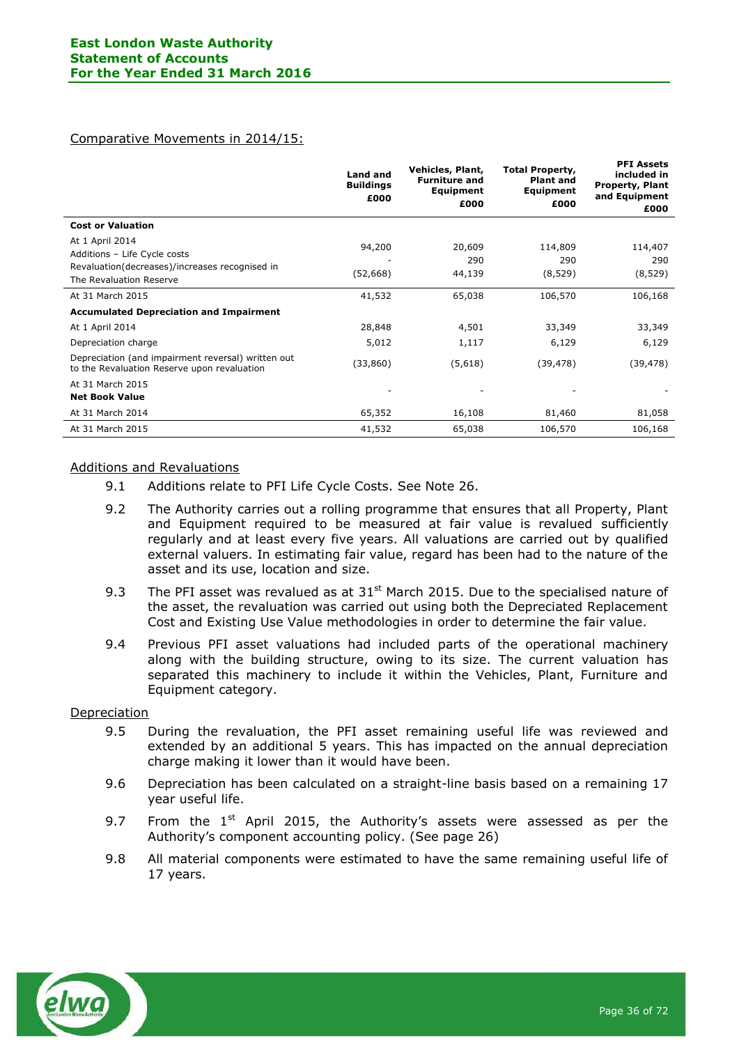Comparative Movements in 2014/15:

| | Land and Buildings £000 | Vehicles, Plant, Furniture and Equipment £000 | Total Property, Plant and Equipment £000 | PFI Assets included in Property, Plant and Equipment £000 |
|---|---|---|---|---|
| **Cost or Valuation** | | | | |
| At 1 April 2014 | 94,200 | 20,609 | 114,809 | 114,407 |
| Additions – Life Cycle costs | - | 290 | 290 | 290 |
| Revaluation(decreases)/increases recognised in The Revaluation Reserve | (52,668) | 44,139 | (8,529) | (8,529) |
| At 31 March 2015 | 41,532 | 65,038 | 106,570 | 106,168 |
| **Accumulated Depreciation and Impairment** | | | | |
| At 1 April 2014 | 28,848 | 4,501 | 33,349 | 33,349 |
| Depreciation charge | 5,012 | 1,117 | 6,129 | 6,129 |
| Depreciation (and impairment reversal) written out to the Revaluation Reserve upon revaluation | (33,860) | (5,618) | (39,478) | (39,478) |
| At 31 March 2015 | - | - | - | - |
| **Net Book Value** | | | | |
| At 31 March 2014 | 65,352 | 16,108 | 81,460 | 81,058 |
| At 31 March 2015 | 41,532 | 65,038 | 106,570 | 106,168 |

Additions and Revaluations

9.1 Additions relate to PFI Life Cycle Costs. See Note 26.

9.2 The Authority carries out a rolling programme that ensures that all Property, Plant and Equipment required to be measured at fair value is revalued sufficiently regularly and at least every five years. All valuations are carried out by qualified external valuers. In estimating fair value, regard has been had to the nature of the asset and its use, location and size.

9.3 The PFI asset was revalued as at 31st March 2015. Due to the specialised nature of the asset, the revaluation was carried out using both the Depreciated Replacement Cost and Existing Use Value methodologies in order to determine the fair value.

9.4 Previous PFI asset valuations had included parts of the operational machinery along with the building structure, owing to its size. The current valuation has separated this machinery to include it within the Vehicles, Plant, Furniture and Equipment category.

Depreciation

9.5 During the revaluation, the PFI asset remaining useful life was reviewed and extended by an additional 5 years. This has impacted on the annual depreciation charge making it lower than it would have been.

9.6 Depreciation has been calculated on a straight-line basis based on a remaining 17 year useful life.

9.7 From the 1st April 2015, the Authority's assets were assessed as per the Authority's component accounting policy. (See page 26)

9.8 All material components were estimated to have the same remaining useful life of 17 years.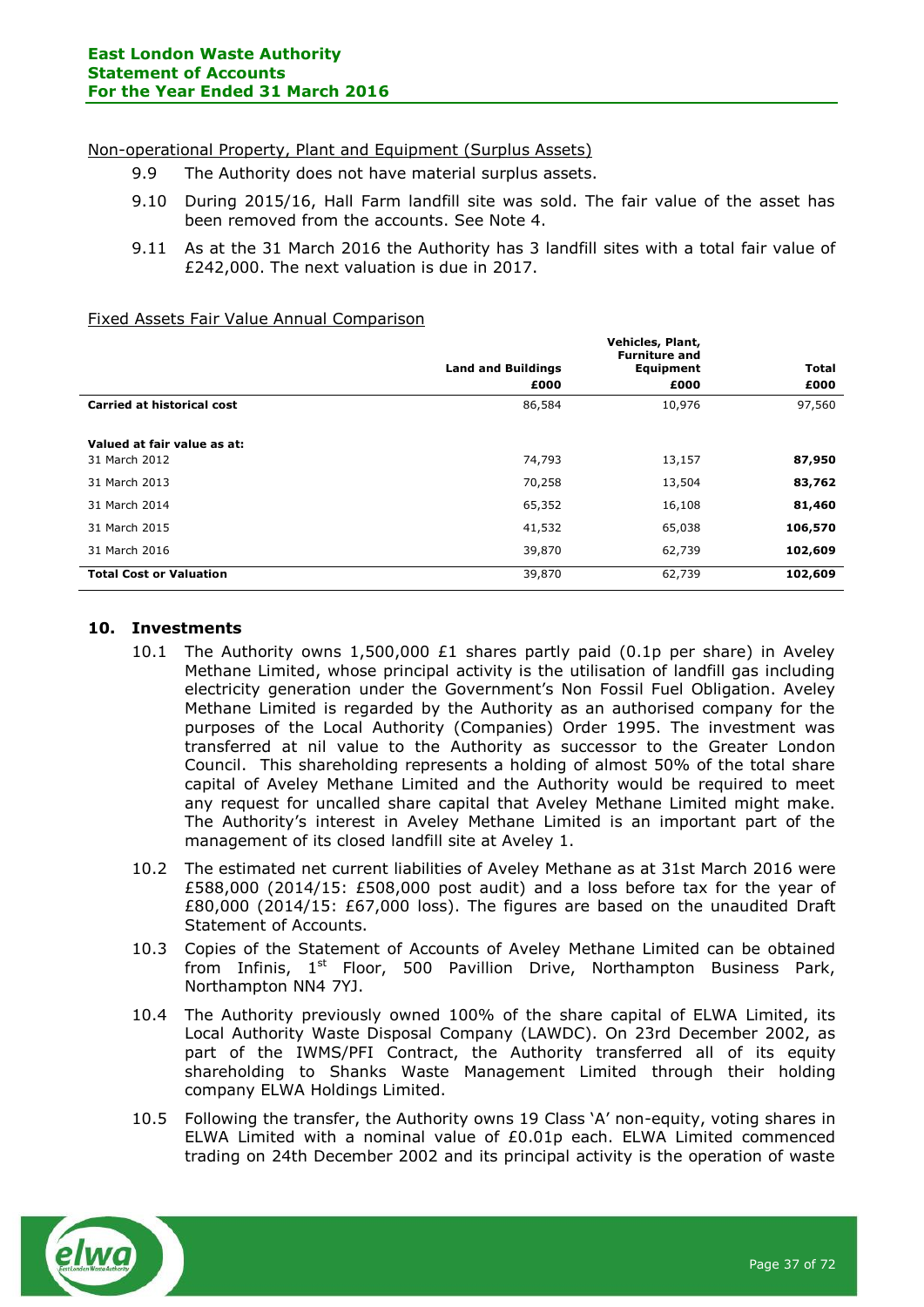Non-operational Property, Plant and Equipment (Surplus Assets)

9.9 The Authority does not have material surplus assets.

9.10 During 2015/16, Hall Farm landfill site was sold. The fair value of the asset has been removed from the accounts. See Note 4.

9.11 As at the 31 March 2016 the Authority has 3 landfill sites with a total fair value of £242,000. The next valuation is due in 2017.

Fixed Assets Fair Value Annual Comparison

| | Land and Buildings £000 | Vehicles, Plant, Furniture and Equipment £000 | Total £000 |
|---|---|---|---|
| **Carried at historical cost** | 86,584 | 10,976 | 97,560 |
| **Valued at fair value as at:** | | | |
| 31 March 2012 | 74,793 | 13,157 | **87,950** |
| 31 March 2013 | 70,258 | 13,504 | **83,762** |
| 31 March 2014 | 65,352 | 16,108 | **81,460** |
| 31 March 2015 | 41,532 | 65,038 | **106,570** |
| 31 March 2016 | 39,870 | 62,739 | **102,609** |
| **Total Cost or Valuation** | 39,870 | 62,739 | **102,609** |

## 10. Investments

10.1 The Authority owns 1,500,000 £1 shares partly paid (0.1p per share) in Aveley Methane Limited, whose principal activity is the utilisation of landfill gas including electricity generation under the Government's Non Fossil Fuel Obligation. Aveley Methane Limited is regarded by the Authority as an authorised company for the purposes of the Local Authority (Companies) Order 1995. The investment was transferred at nil value to the Authority as successor to the Greater London Council. This shareholding represents a holding of almost 50% of the total share capital of Aveley Methane Limited and the Authority would be required to meet any request for uncalled share capital that Aveley Methane Limited might make. The Authority's interest in Aveley Methane Limited is an important part of the management of its closed landfill site at Aveley 1.

10.2 The estimated net current liabilities of Aveley Methane as at 31st March 2016 were £588,000 (2014/15: £508,000 post audit) and a loss before tax for the year of £80,000 (2014/15: £67,000 loss). The figures are based on the unaudited Draft Statement of Accounts.

10.3 Copies of the Statement of Accounts of Aveley Methane Limited can be obtained from Infinis, 1st Floor, 500 Pavillion Drive, Northampton Business Park, Northampton NN4 7YJ.

10.4 The Authority previously owned 100% of the share capital of ELWA Limited, its Local Authority Waste Disposal Company (LAWDC). On 23rd December 2002, as part of the IWMS/PFI Contract, the Authority transferred all of its equity shareholding to Shanks Waste Management Limited through their holding company ELWA Holdings Limited.

10.5 Following the transfer, the Authority owns 19 Class 'A' non-equity, voting shares in ELWA Limited with a nominal value of £0.01p each. ELWA Limited commenced trading on 24th December 2002 and its principal activity is the operation of waste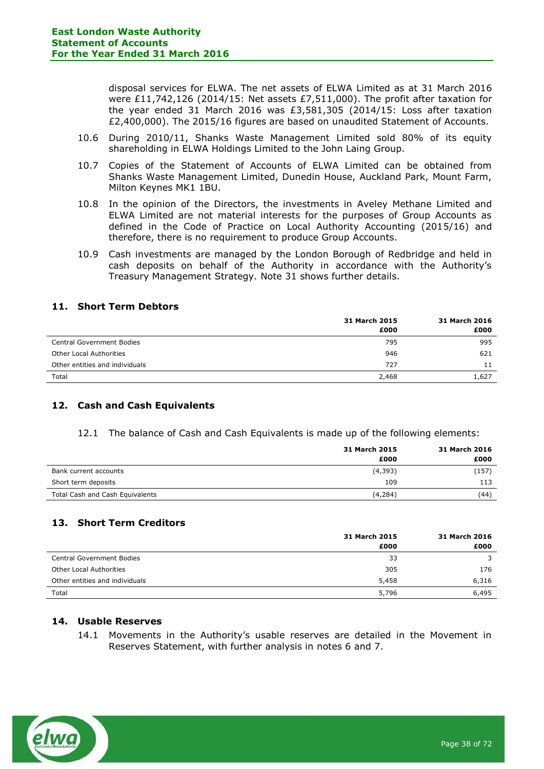disposal services for ELWA. The net assets of ELWA Limited as at 31 March 2016 were £11,742,126 (2014/15: Net assets £7,511,000). The profit after taxation for the year ended 31 March 2016 was £3,581,305 (2014/15: Loss after taxation £2,400,000). The 2015/16 figures are based on unaudited Statement of Accounts.

10.6 During 2010/11, Shanks Waste Management Limited sold 80% of its equity shareholding in ELWA Holdings Limited to the John Laing Group.

10.7 Copies of the Statement of Accounts of ELWA Limited can be obtained from Shanks Waste Management Limited, Dunedin House, Auckland Park, Mount Farm, Milton Keynes MK1 1BU.

10.8 In the opinion of the Directors, the investments in Aveley Methane Limited and ELWA Limited are not material interests for the purposes of Group Accounts as defined in the Code of Practice on Local Authority Accounting (2015/16) and therefore, there is no requirement to produce Group Accounts.

10.9 Cash investments are managed by the London Borough of Redbridge and held in cash deposits on behalf of the Authority in accordance with the Authority's Treasury Management Strategy. Note 31 shows further details.

## 11. Short Term Debtors

| | 31 March 2015 £000 | 31 March 2016 £000 |
|---|---|---|
| Central Government Bodies | 795 | 995 |
| Other Local Authorities | 946 | 621 |
| Other entities and individuals | 727 | 11 |
| Total | 2,468 | 1,627 |

## 12. Cash and Cash Equivalents

12.1 The balance of Cash and Cash Equivalents is made up of the following elements:

| | 31 March 2015 £000 | 31 March 2016 £000 |
|---|---|---|
| Bank current accounts | (4,393) | (157) |
| Short term deposits | 109 | 113 |
| Total Cash and Cash Equivalents | (4,284) | (44) |

## 13. Short Term Creditors

| | 31 March 2015 £000 | 31 March 2016 £000 |
|---|---|---|
| Central Government Bodies | 33 | 3 |
| Other Local Authorities | 305 | 176 |
| Other entities and individuals | 5,458 | 6,316 |
| Total | 5,796 | 6,495 |

## 14. Usable Reserves

14.1 Movements in the Authority's usable reserves are detailed in the Movement in Reserves Statement, with further analysis in notes 6 and 7.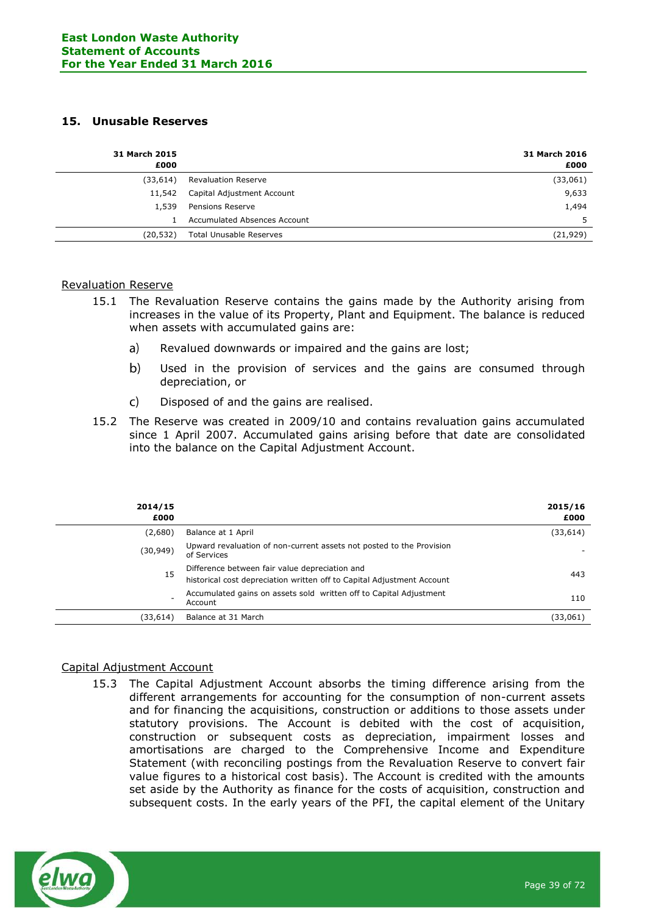## 15. Unusable Reserves

| 31 March 2015 £000 | | 31 March 2016 £000 |
|---|---|---|
| (33,614) | Revaluation Reserve | (33,061) |
| 11,542 | Capital Adjustment Account | 9,633 |
| 1,539 | Pensions Reserve | 1,494 |
| 1 | Accumulated Absences Account | 5 |
| (20,532) | Total Unusable Reserves | (21,929) |

### Revaluation Reserve

15.1 The Revaluation Reserve contains the gains made by the Authority arising from increases in the value of its Property, Plant and Equipment. The balance is reduced when assets with accumulated gains are:

a) Revalued downwards or impaired and the gains are lost;

b) Used in the provision of services and the gains are consumed through depreciation, or

c) Disposed of and the gains are realised.

15.2 The Reserve was created in 2009/10 and contains revaluation gains accumulated since 1 April 2007. Accumulated gains arising before that date are consolidated into the balance on the Capital Adjustment Account.

| 2014/15 £000 | | 2015/16 £000 |
|---|---|---|
| (2,680) | Balance at 1 April | (33,614) |
| (30,949) | Upward revaluation of non-current assets not posted to the Provision of Services | - |
| 15 | Difference between fair value depreciation and historical cost depreciation written off to Capital Adjustment Account | 443 |
| - | Accumulated gains on assets sold written off to Capital Adjustment Account | 110 |
| (33,614) | Balance at 31 March | (33,061) |

### Capital Adjustment Account

15.3 The Capital Adjustment Account absorbs the timing difference arising from the different arrangements for accounting for the consumption of non-current assets and for financing the acquisitions, construction or additions to those assets under statutory provisions. The Account is debited with the cost of acquisition, construction or subsequent costs as depreciation, impairment losses and amortisations are charged to the Comprehensive Income and Expenditure Statement (with reconciling postings from the Revaluation Reserve to convert fair value figures to a historical cost basis). The Account is credited with the amounts set aside by the Authority as finance for the costs of acquisition, construction and subsequent costs. In the early years of the PFI, the capital element of the Unitary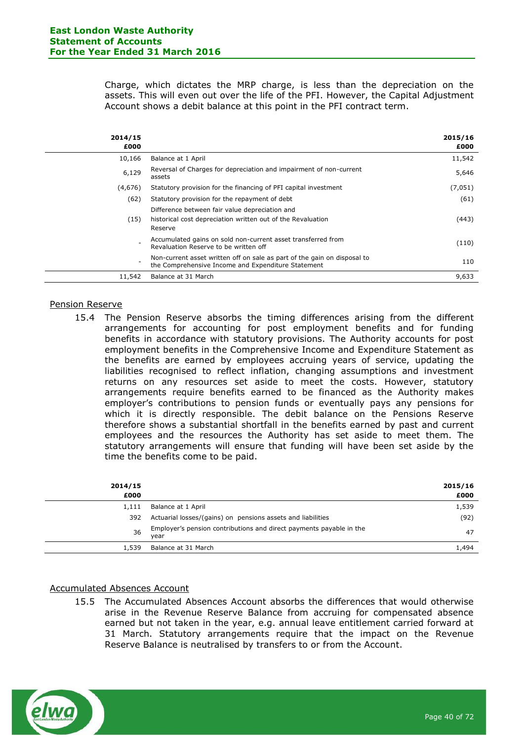Charge, which dictates the MRP charge, is less than the depreciation on the assets. This will even out over the life of the PFI. However, the Capital Adjustment Account shows a debit balance at this point in the PFI contract term.

| 2014/15 £000 | | 2015/16 £000 |
|---|---|---|
| 10,166 | Balance at 1 April | 11,542 |
| 6,129 | Reversal of Charges for depreciation and impairment of non-current assets | 5,646 |
| (4,676) | Statutory provision for the financing of PFI capital investment | (7,051) |
| (62) | Statutory provision for the repayment of debt | (61) |
| (15) | Difference between fair value depreciation and historical cost depreciation written out of the Revaluation Reserve | (443) |
| - | Accumulated gains on sold non-current asset transferred from Revaluation Reserve to be written off | (110) |
| - | Non-current asset written off on sale as part of the gain on disposal to the Comprehensive Income and Expenditure Statement | 110 |
| 11,542 | Balance at 31 March | 9,633 |

## Pension Reserve

15.4 The Pension Reserve absorbs the timing differences arising from the different arrangements for accounting for post employment benefits and for funding benefits in accordance with statutory provisions. The Authority accounts for post employment benefits in the Comprehensive Income and Expenditure Statement as the benefits are earned by employees accruing years of service, updating the liabilities recognised to reflect inflation, changing assumptions and investment returns on any resources set aside to meet the costs. However, statutory arrangements require benefits earned to be financed as the Authority makes employer's contributions to pension funds or eventually pays any pensions for which it is directly responsible. The debit balance on the Pensions Reserve therefore shows a substantial shortfall in the benefits earned by past and current employees and the resources the Authority has set aside to meet them. The statutory arrangements will ensure that funding will have been set aside by the time the benefits come to be paid.

| 2014/15 £000 | | 2015/16 £000 |
|---|---|---|
| 1,111 | Balance at 1 April | 1,539 |
| 392 | Actuarial losses/(gains) on pensions assets and liabilities | (92) |
| 36 | Employer's pension contributions and direct payments payable in the year | 47 |
| 1,539 | Balance at 31 March | 1,494 |

## Accumulated Absences Account

15.5 The Accumulated Absences Account absorbs the differences that would otherwise arise in the Revenue Reserve Balance from accruing for compensated absence earned but not taken in the year, e.g. annual leave entitlement carried forward at 31 March. Statutory arrangements require that the impact on the Revenue Reserve Balance is neutralised by transfers to or from the Account.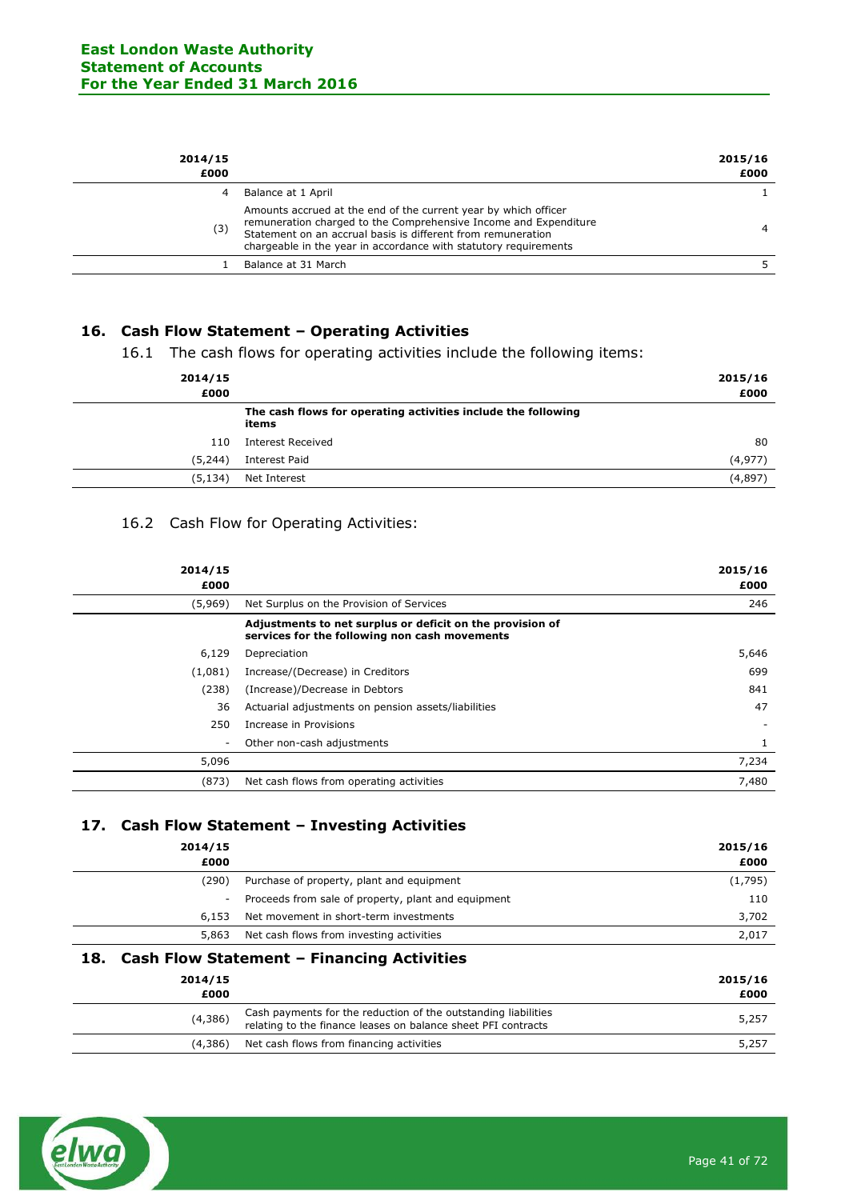| 2014/15 £000 | | 2015/16 £000 |
|---|---|---|
| 4 | Balance at 1 April | 1 |
| (3) | Amounts accrued at the end of the current year by which officer remuneration charged to the Comprehensive Income and Expenditure Statement on an accrual basis is different from remuneration chargeable in the year in accordance with statutory requirements | 4 |
| 1 | Balance at 31 March | 5 |

## 16. Cash Flow Statement – Operating Activities

16.1 The cash flows for operating activities include the following items:

| 2014/15 £000 | | 2015/16 £000 |
|---|---|---|
| | **The cash flows for operating activities include the following items** | |
| 110 | Interest Received | 80 |
| (5,244) | Interest Paid | (4,977) |
| (5,134) | Net Interest | (4,897) |

16.2 Cash Flow for Operating Activities:

| 2014/15 £000 | | 2015/16 £000 |
|---|---|---|
| (5,969) | Net Surplus on the Provision of Services | 246 |
| | **Adjustments to net surplus or deficit on the provision of services for the following non cash movements** | |
| 6,129 | Depreciation | 5,646 |
| (1,081) | Increase/(Decrease) in Creditors | 699 |
| (238) | (Increase)/Decrease in Debtors | 841 |
| 36 | Actuarial adjustments on pension assets/liabilities | 47 |
| 250 | Increase in Provisions | - |
| - | Other non-cash adjustments | 1 |
| 5,096 | | 7,234 |
| (873) | Net cash flows from operating activities | 7,480 |

## 17. Cash Flow Statement – Investing Activities

| 2014/15 £000 | | 2015/16 £000 |
|---|---|---|
| (290) | Purchase of property, plant and equipment | (1,795) |
| - | Proceeds from sale of property, plant and equipment | 110 |
| 6,153 | Net movement in short-term investments | 3,702 |
| 5,863 | Net cash flows from investing activities | 2,017 |

## 18. Cash Flow Statement – Financing Activities

| 2014/15 £000 | | 2015/16 £000 |
|---|---|---|
| (4,386) | Cash payments for the reduction of the outstanding liabilities relating to the finance leases on balance sheet PFI contracts | 5,257 |
| (4,386) | Net cash flows from financing activities | 5,257 |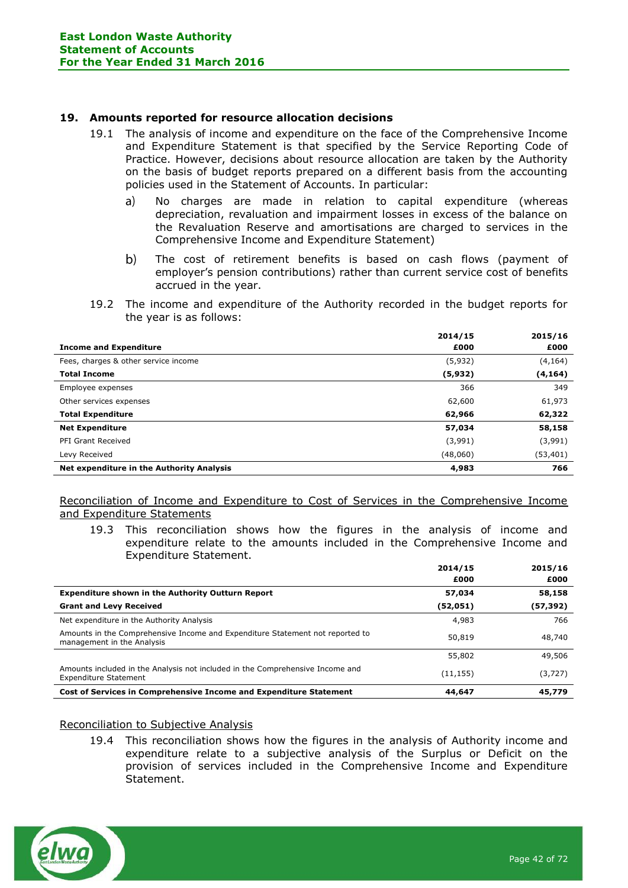## 19. Amounts reported for resource allocation decisions

19.1 The analysis of income and expenditure on the face of the Comprehensive Income and Expenditure Statement is that specified by the Service Reporting Code of Practice. However, decisions about resource allocation are taken by the Authority on the basis of budget reports prepared on a different basis from the accounting policies used in the Statement of Accounts. In particular:

a) No charges are made in relation to capital expenditure (whereas depreciation, revaluation and impairment losses in excess of the balance on the Revaluation Reserve and amortisations are charged to services in the Comprehensive Income and Expenditure Statement)

b) The cost of retirement benefits is based on cash flows (payment of employer's pension contributions) rather than current service cost of benefits accrued in the year.

19.2 The income and expenditure of the Authority recorded in the budget reports for the year is as follows:

| Income and Expenditure | 2014/15 £000 | 2015/16 £000 |
|---|---|---|
| Fees, charges & other service income | (5,932) | (4,164) |
| **Total Income** | **(5,932)** | **(4,164)** |
| Employee expenses | 366 | 349 |
| Other services expenses | 62,600 | 61,973 |
| **Total Expenditure** | **62,966** | **62,322** |
| **Net Expenditure** | **57,034** | **58,158** |
| PFI Grant Received | (3,991) | (3,991) |
| Levy Received | (48,060) | (53,401) |
| **Net expenditure in the Authority Analysis** | **4,983** | **766** |

<u>Reconciliation of Income and Expenditure to Cost of Services in the Comprehensive Income and Expenditure Statements</u>

19.3 This reconciliation shows how the figures in the analysis of income and expenditure relate to the amounts included in the Comprehensive Income and Expenditure Statement.

| | 2014/15 £000 | 2015/16 £000 |
|---|---|---|
| **Expenditure shown in the Authority Outturn Report** | **57,034** | **58,158** |
| **Grant and Levy Received** | **(52,051)** | **(57,392)** |
| Net expenditure in the Authority Analysis | 4,983 | 766 |
| Amounts in the Comprehensive Income and Expenditure Statement not reported to management in the Analysis | 50,819 | 48,740 |
| | 55,802 | 49,506 |
| Amounts included in the Analysis not included in the Comprehensive Income and Expenditure Statement | (11,155) | (3,727) |
| **Cost of Services in Comprehensive Income and Expenditure Statement** | **44,647** | **45,779** |

<u>Reconciliation to Subjective Analysis</u>

19.4 This reconciliation shows how the figures in the analysis of Authority income and expenditure relate to a subjective analysis of the Surplus or Deficit on the provision of services included in the Comprehensive Income and Expenditure Statement.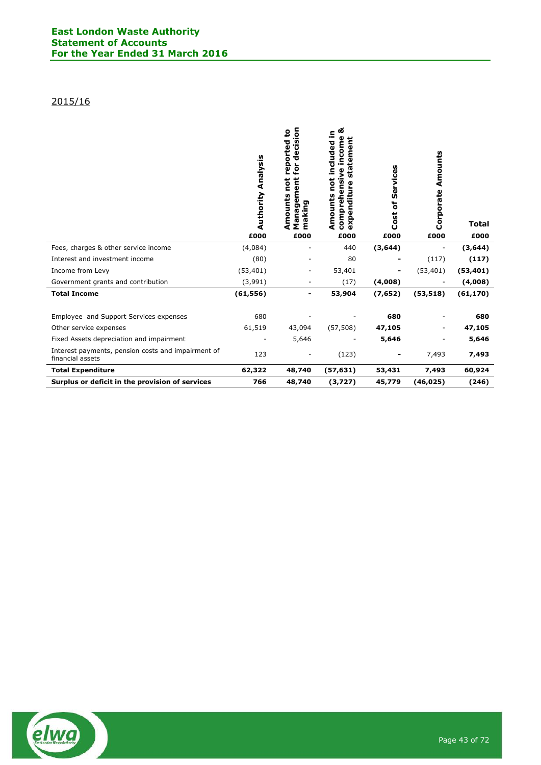## 2015/16

| | Authority Analysis | Amounts not reported to Management for decision making | Amounts not included in comprehensive income & expenditure statement | Cost of Services | Corporate Amounts | Total |
|---|---|---|---|---|---|---|
| | £000 | £000 | £000 | £000 | £000 | £000 |
| Fees, charges & other service income | (4,084) | - | 440 | **(3,644)** | - | **(3,644)** |
| Interest and investment income | (80) | - | 80 | **-** | (117) | **(117)** |
| Income from Levy | (53,401) | - | 53,401 | **-** | (53,401) | **(53,401)** |
| Government grants and contribution | (3,991) | - | (17) | **(4,008)** | - | **(4,008)** |
| **Total Income** | **(61,556)** | **-** | **53,904** | **(7,652)** | **(53,518)** | **(61,170)** |
| | | | | | | |
| Employee and Support Services expenses | 680 | - | - | **680** | - | **680** |
| Other service expenses | 61,519 | 43,094 | (57,508) | **47,105** | - | **47,105** |
| Fixed Assets depreciation and impairment | - | 5,646 | - | **5,646** | - | **5,646** |
| Interest payments, pension costs and impairment of financial assets | 123 | - | (123) | **-** | 7,493 | **7,493** |
| **Total Expenditure** | **62,322** | **48,740** | **(57,631)** | **53,431** | **7,493** | **60,924** |
| **Surplus or deficit in the provision of services** | **766** | **48,740** | **(3,727)** | **45,779** | **(46,025)** | **(246)** |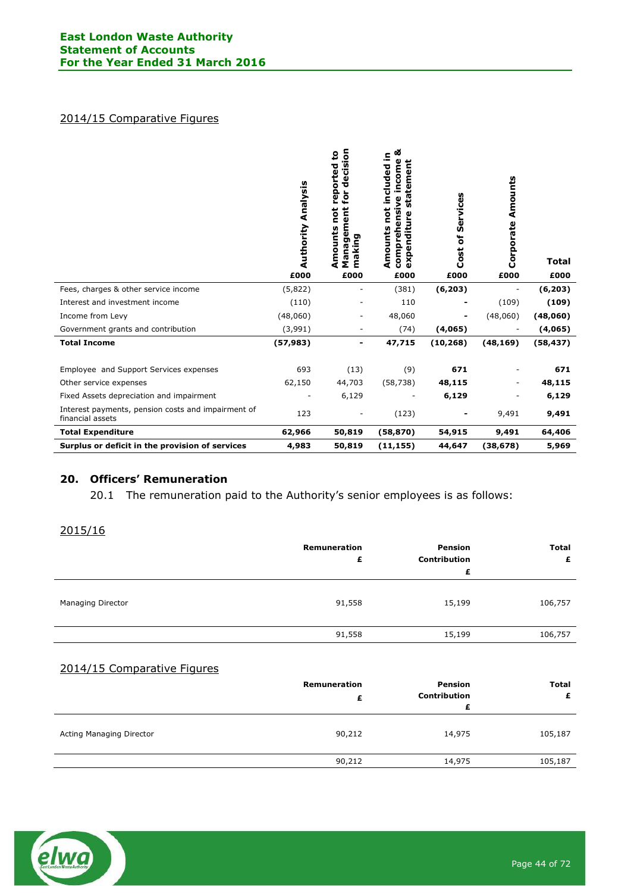## 2014/15 Comparative Figures

| | Authority Analysis | Amounts not reported to Management for decision making | Amounts not included in comprehensive income & expenditure statement | Cost of Services | Corporate Amounts | Total |
|---|---|---|---|---|---|---|
| | £000 | £000 | £000 | £000 | £000 | £000 |
| Fees, charges & other service income | (5,822) | - | (381) | **(6,203)** | - | **(6,203)** |
| Interest and investment income | (110) | - | 110 | **-** | (109) | **(109)** |
| Income from Levy | (48,060) | - | 48,060 | **-** | (48,060) | **(48,060)** |
| Government grants and contribution | (3,991) | - | (74) | **(4,065)** | - | **(4,065)** |
| **Total Income** | **(57,983)** | **-** | **47,715** | **(10,268)** | **(48,169)** | **(58,437)** |
| | | | | | | |
| Employee and Support Services expenses | 693 | (13) | (9) | **671** | - | **671** |
| Other service expenses | 62,150 | 44,703 | (58,738) | **48,115** | - | **48,115** |
| Fixed Assets depreciation and impairment | - | 6,129 | - | **6,129** | - | **6,129** |
| Interest payments, pension costs and impairment of financial assets | 123 | - | (123) | **-** | 9,491 | **9,491** |
| **Total Expenditure** | **62,966** | **50,819** | **(58,870)** | **54,915** | **9,491** | **64,406** |
| **Surplus or deficit in the provision of services** | **4,983** | **50,819** | **(11,155)** | **44,647** | **(38,678)** | **5,969** |

## 20. Officers' Remuneration

20.1 The remuneration paid to the Authority's senior employees is as follows:

### 2015/16

| | Remuneration £ | Pension Contribution £ | Total £ |
|---|---|---|---|
| Managing Director | 91,558 | 15,199 | 106,757 |
| | 91,558 | 15,199 | 106,757 |

### 2014/15 Comparative Figures

| | Remuneration £ | Pension Contribution £ | Total £ |
|---|---|---|---|
| Acting Managing Director | 90,212 | 14,975 | 105,187 |
| | 90,212 | 14,975 | 105,187 |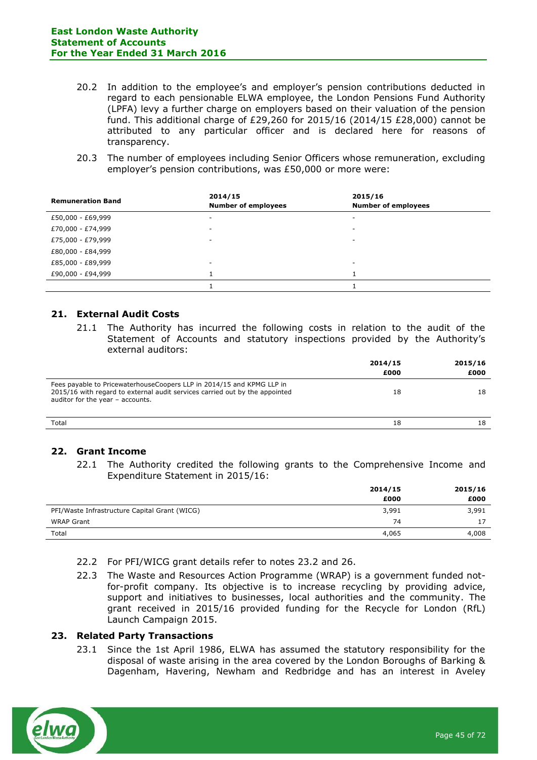20.2 In addition to the employee's and employer's pension contributions deducted in regard to each pensionable ELWA employee, the London Pensions Fund Authority (LPFA) levy a further charge on employers based on their valuation of the pension fund. This additional charge of £29,260 for 2015/16 (2014/15 £28,000) cannot be attributed to any particular officer and is declared here for reasons of transparency.

20.3 The number of employees including Senior Officers whose remuneration, excluding employer's pension contributions, was £50,000 or more were:

| Remuneration Band | 2014/15 Number of employees | 2015/16 Number of employees |
|---|---|---|
| £50,000 - £69,999 | - | - |
| £70,000 - £74,999 | - | - |
| £75,000 - £79,999 | - | - |
| £80,000 - £84,999 | | |
| £85,000 - £89,999 | - | - |
| £90,000 - £94,999 | 1 | 1 |
| | 1 | 1 |

## 21. External Audit Costs

21.1 The Authority has incurred the following costs in relation to the audit of the Statement of Accounts and statutory inspections provided by the Authority's external auditors:

| | 2014/15 £000 | 2015/16 £000 |
|---|---|---|
| Fees payable to PricewaterhouseCoopers LLP in 2014/15 and KPMG LLP in 2015/16 with regard to external audit services carried out by the appointed auditor for the year – accounts. | 18 | 18 |
| Total | 18 | 18 |

## 22. Grant Income

22.1 The Authority credited the following grants to the Comprehensive Income and Expenditure Statement in 2015/16:

| | 2014/15 £000 | 2015/16 £000 |
|---|---|---|
| PFI/Waste Infrastructure Capital Grant (WICG) | 3,991 | 3,991 |
| WRAP Grant | 74 | 17 |
| Total | 4,065 | 4,008 |

22.2 For PFI/WICG grant details refer to notes 23.2 and 26.

22.3 The Waste and Resources Action Programme (WRAP) is a government funded not-for-profit company. Its objective is to increase recycling by providing advice, support and initiatives to businesses, local authorities and the community. The grant received in 2015/16 provided funding for the Recycle for London (RfL) Launch Campaign 2015.

## 23. Related Party Transactions

23.1 Since the 1st April 1986, ELWA has assumed the statutory responsibility for the disposal of waste arising in the area covered by the London Boroughs of Barking & Dagenham, Havering, Newham and Redbridge and has an interest in Aveley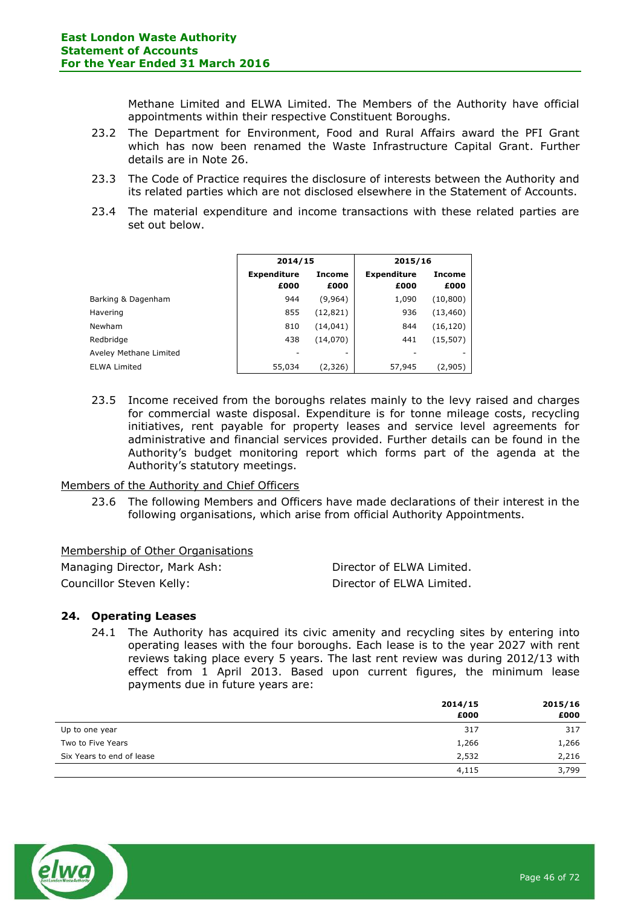Methane Limited and ELWA Limited. The Members of the Authority have official appointments within their respective Constituent Boroughs.

23.2 The Department for Environment, Food and Rural Affairs award the PFI Grant which has now been renamed the Waste Infrastructure Capital Grant. Further details are in Note 26.

23.3 The Code of Practice requires the disclosure of interests between the Authority and its related parties which are not disclosed elsewhere in the Statement of Accounts.

23.4 The material expenditure and income transactions with these related parties are set out below.

| | 2014/15 | | 2015/16 | |
|---|---|---|---|---|
| | Expenditure £000 | Income £000 | Expenditure £000 | Income £000 |
| Barking & Dagenham | 944 | (9,964) | 1,090 | (10,800) |
| Havering | 855 | (12,821) | 936 | (13,460) |
| Newham | 810 | (14,041) | 844 | (16,120) |
| Redbridge | 438 | (14,070) | 441 | (15,507) |
| Aveley Methane Limited | - | - | - | - |
| ELWA Limited | 55,034 | (2,326) | 57,945 | (2,905) |

23.5 Income received from the boroughs relates mainly to the levy raised and charges for commercial waste disposal. Expenditure is for tonne mileage costs, recycling initiatives, rent payable for property leases and service level agreements for administrative and financial services provided. Further details can be found in the Authority's budget monitoring report which forms part of the agenda at the Authority's statutory meetings.

Members of the Authority and Chief Officers

23.6 The following Members and Officers have made declarations of their interest in the following organisations, which arise from official Authority Appointments.

Membership of Other Organisations

Managing Director, Mark Ash: Director of ELWA Limited.

Councillor Steven Kelly: Director of ELWA Limited.

## 24. Operating Leases

24.1 The Authority has acquired its civic amenity and recycling sites by entering into operating leases with the four boroughs. Each lease is to the year 2027 with rent reviews taking place every 5 years. The last rent review was during 2012/13 with effect from 1 April 2013. Based upon current figures, the minimum lease payments due in future years are:

| | 2014/15 £000 | 2015/16 £000 |
|---|---|---|
| Up to one year | 317 | 317 |
| Two to Five Years | 1,266 | 1,266 |
| Six Years to end of lease | 2,532 | 2,216 |
| | 4,115 | 3,799 |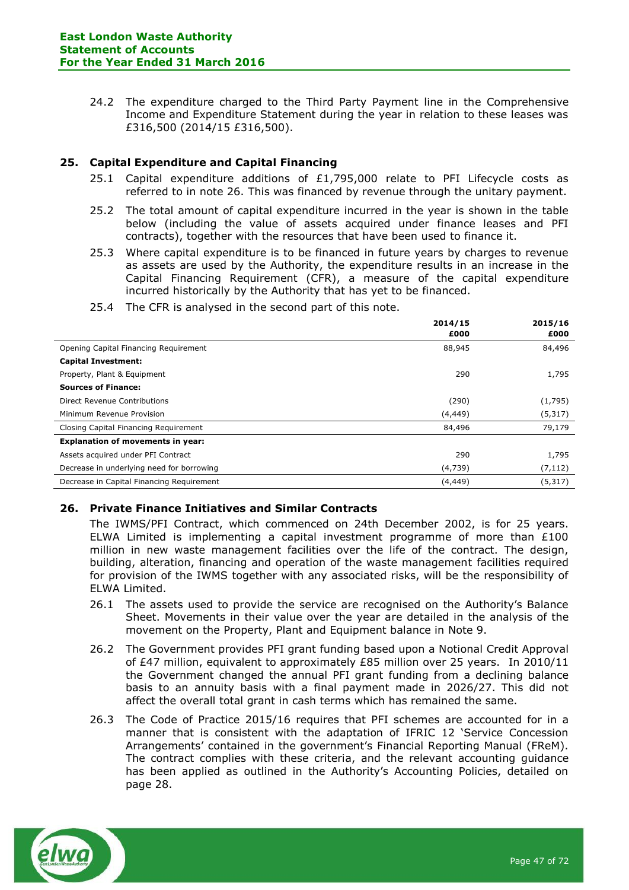24.2 The expenditure charged to the Third Party Payment line in the Comprehensive Income and Expenditure Statement during the year in relation to these leases was £316,500 (2014/15 £316,500).

## 25. Capital Expenditure and Capital Financing

25.1 Capital expenditure additions of £1,795,000 relate to PFI Lifecycle costs as referred to in note 26. This was financed by revenue through the unitary payment.

25.2 The total amount of capital expenditure incurred in the year is shown in the table below (including the value of assets acquired under finance leases and PFI contracts), together with the resources that have been used to finance it.

25.3 Where capital expenditure is to be financed in future years by charges to revenue as assets are used by the Authority, the expenditure results in an increase in the Capital Financing Requirement (CFR), a measure of the capital expenditure incurred historically by the Authority that has yet to be financed.

25.4 The CFR is analysed in the second part of this note.

| | 2014/15 £000 | 2015/16 £000 |
|---|---|---|
| Opening Capital Financing Requirement | 88,945 | 84,496 |
| **Capital Investment:** | | |
| Property, Plant & Equipment | 290 | 1,795 |
| **Sources of Finance:** | | |
| Direct Revenue Contributions | (290) | (1,795) |
| Minimum Revenue Provision | (4,449) | (5,317) |
| Closing Capital Financing Requirement | 84,496 | 79,179 |
| **Explanation of movements in year:** | | |
| Assets acquired under PFI Contract | 290 | 1,795 |
| Decrease in underlying need for borrowing | (4,739) | (7,112) |
| Decrease in Capital Financing Requirement | (4,449) | (5,317) |

## 26. Private Finance Initiatives and Similar Contracts

The IWMS/PFI Contract, which commenced on 24th December 2002, is for 25 years. ELWA Limited is implementing a capital investment programme of more than £100 million in new waste management facilities over the life of the contract. The design, building, alteration, financing and operation of the waste management facilities required for provision of the IWMS together with any associated risks, will be the responsibility of ELWA Limited.

26.1 The assets used to provide the service are recognised on the Authority's Balance Sheet. Movements in their value over the year are detailed in the analysis of the movement on the Property, Plant and Equipment balance in Note 9.

26.2 The Government provides PFI grant funding based upon a Notional Credit Approval of £47 million, equivalent to approximately £85 million over 25 years. In 2010/11 the Government changed the annual PFI grant funding from a declining balance basis to an annuity basis with a final payment made in 2026/27. This did not affect the overall total grant in cash terms which has remained the same.

26.3 The Code of Practice 2015/16 requires that PFI schemes are accounted for in a manner that is consistent with the adaptation of IFRIC 12 'Service Concession Arrangements' contained in the government's Financial Reporting Manual (FReM). The contract complies with these criteria, and the relevant accounting guidance has been applied as outlined in the Authority's Accounting Policies, detailed on page 28.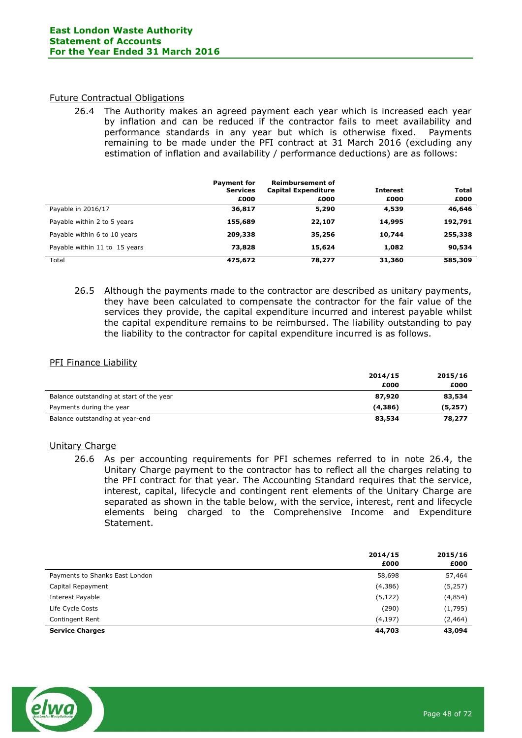### Future Contractual Obligations

26.4 The Authority makes an agreed payment each year which is increased each year by inflation and can be reduced if the contractor fails to meet availability and performance standards in any year but which is otherwise fixed. Payments remaining to be made under the PFI contract at 31 March 2016 (excluding any estimation of inflation and availability / performance deductions) are as follows:

| | Payment for Services £000 | Reimbursement of Capital Expenditure £000 | Interest £000 | Total £000 |
|---|---|---|---|---|
| Payable in 2016/17 | **36,817** | **5,290** | **4,539** | **46,646** |
| Payable within 2 to 5 years | **155,689** | **22,107** | **14,995** | **192,791** |
| Payable within 6 to 10 years | **209,338** | **35,256** | **10,744** | **255,338** |
| Payable within 11 to 15 years | **73,828** | **15,624** | **1,082** | **90,534** |
| Total | **475,672** | **78,277** | **31,360** | **585,309** |

26.5 Although the payments made to the contractor are described as unitary payments, they have been calculated to compensate the contractor for the fair value of the services they provide, the capital expenditure incurred and interest payable whilst the capital expenditure remains to be reimbursed. The liability outstanding to pay the liability to the contractor for capital expenditure incurred is as follows.

### PFI Finance Liability

| | 2014/15 £000 | 2015/16 £000 |
|---|---|---|
| Balance outstanding at start of the year | **87,920** | **83,534** |
| Payments during the year | **(4,386)** | **(5,257)** |
| Balance outstanding at year-end | **83,534** | **78,277** |

### Unitary Charge

26.6 As per accounting requirements for PFI schemes referred to in note 26.4, the Unitary Charge payment to the contractor has to reflect all the charges relating to the PFI contract for that year. The Accounting Standard requires that the service, interest, capital, lifecycle and contingent rent elements of the Unitary Charge are separated as shown in the table below, with the service, interest, rent and lifecycle elements being charged to the Comprehensive Income and Expenditure Statement.

| | 2014/15 £000 | 2015/16 £000 |
|---|---|---|
| Payments to Shanks East London | 58,698 | 57,464 |
| Capital Repayment | (4,386) | (5,257) |
| Interest Payable | (5,122) | (4,854) |
| Life Cycle Costs | (290) | (1,795) |
| Contingent Rent | (4,197) | (2,464) |
| **Service Charges** | **44,703** | **43,094** |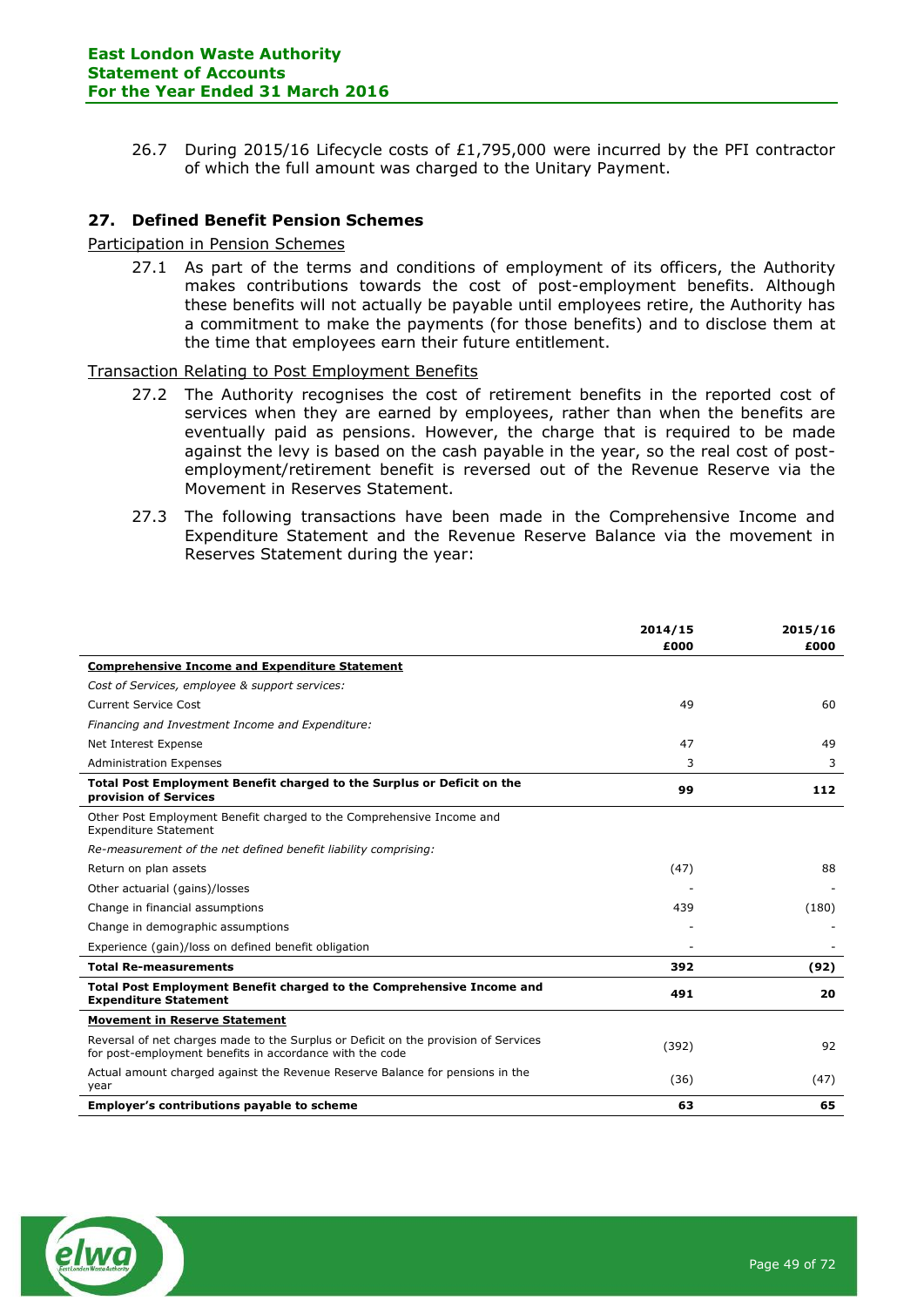26.7 During 2015/16 Lifecycle costs of £1,795,000 were incurred by the PFI contractor of which the full amount was charged to the Unitary Payment.

## 27. Defined Benefit Pension Schemes

Participation in Pension Schemes

27.1 As part of the terms and conditions of employment of its officers, the Authority makes contributions towards the cost of post-employment benefits. Although these benefits will not actually be payable until employees retire, the Authority has a commitment to make the payments (for those benefits) and to disclose them at the time that employees earn their future entitlement.

Transaction Relating to Post Employment Benefits

27.2 The Authority recognises the cost of retirement benefits in the reported cost of services when they are earned by employees, rather than when the benefits are eventually paid as pensions. However, the charge that is required to be made against the levy is based on the cash payable in the year, so the real cost of post-employment/retirement benefit is reversed out of the Revenue Reserve via the Movement in Reserves Statement.

27.3 The following transactions have been made in the Comprehensive Income and Expenditure Statement and the Revenue Reserve Balance via the movement in Reserves Statement during the year:

| | 2014/15 £000 | 2015/16 £000 |
|---|---|---|
| **Comprehensive Income and Expenditure Statement** | | |
| *Cost of Services, employee & support services:* | | |
| Current Service Cost | 49 | 60 |
| *Financing and Investment Income and Expenditure:* | | |
| Net Interest Expense | 47 | 49 |
| Administration Expenses | 3 | 3 |
| **Total Post Employment Benefit charged to the Surplus or Deficit on the provision of Services** | **99** | **112** |
| Other Post Employment Benefit charged to the Comprehensive Income and Expenditure Statement | | |
| *Re-measurement of the net defined benefit liability comprising:* | | |
| Return on plan assets | (47) | 88 |
| Other actuarial (gains)/losses | - | - |
| Change in financial assumptions | 439 | (180) |
| Change in demographic assumptions | - | - |
| Experience (gain)/loss on defined benefit obligation | - | - |
| **Total Re-measurements** | **392** | **(92)** |
| **Total Post Employment Benefit charged to the Comprehensive Income and Expenditure Statement** | **491** | **20** |
| **Movement in Reserve Statement** | | |
| Reversal of net charges made to the Surplus or Deficit on the provision of Services for post-employment benefits in accordance with the code | (392) | 92 |
| Actual amount charged against the Revenue Reserve Balance for pensions in the year | (36) | (47) |
| **Employer's contributions payable to scheme** | **63** | **65** |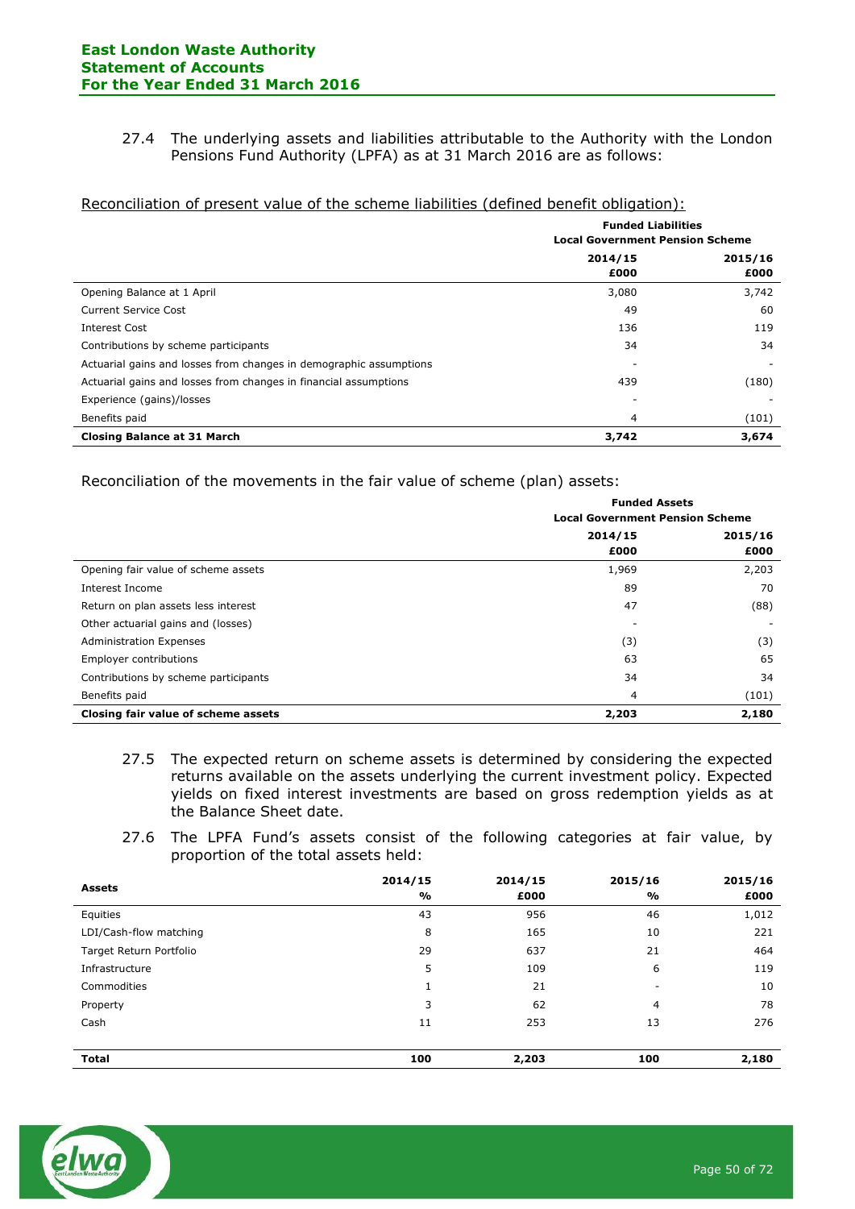27.4 The underlying assets and liabilities attributable to the Authority with the London Pensions Fund Authority (LPFA) as at 31 March 2016 are as follows:

Reconciliation of present value of the scheme liabilities (defined benefit obligation):

| | Funded Liabilities Local Government Pension Scheme | |
|---|---|---|
| | 2014/15 £000 | 2015/16 £000 |
| Opening Balance at 1 April | 3,080 | 3,742 |
| Current Service Cost | 49 | 60 |
| Interest Cost | 136 | 119 |
| Contributions by scheme participants | 34 | 34 |
| Actuarial gains and losses from changes in demographic assumptions | - | - |
| Actuarial gains and losses from changes in financial assumptions | 439 | (180) |
| Experience (gains)/losses | - | - |
| Benefits paid | 4 | (101) |
| **Closing Balance at 31 March** | **3,742** | **3,674** |

Reconciliation of the movements in the fair value of scheme (plan) assets:

| | Funded Assets Local Government Pension Scheme | |
|---|---|---|
| | 2014/15 £000 | 2015/16 £000 |
| Opening fair value of scheme assets | 1,969 | 2,203 |
| Interest Income | 89 | 70 |
| Return on plan assets less interest | 47 | (88) |
| Other actuarial gains and (losses) | - | - |
| Administration Expenses | (3) | (3) |
| Employer contributions | 63 | 65 |
| Contributions by scheme participants | 34 | 34 |
| Benefits paid | 4 | (101) |
| **Closing fair value of scheme assets** | **2,203** | **2,180** |

27.5 The expected return on scheme assets is determined by considering the expected returns available on the assets underlying the current investment policy. Expected yields on fixed interest investments are based on gross redemption yields as at the Balance Sheet date.

27.6 The LPFA Fund's assets consist of the following categories at fair value, by proportion of the total assets held:

| Assets | 2014/15 % | 2014/15 £000 | 2015/16 % | 2015/16 £000 |
|---|---|---|---|---|
| Equities | 43 | 956 | 46 | 1,012 |
| LDI/Cash-flow matching | 8 | 165 | 10 | 221 |
| Target Return Portfolio | 29 | 637 | 21 | 464 |
| Infrastructure | 5 | 109 | 6 | 119 |
| Commodities | 1 | 21 | - | 10 |
| Property | 3 | 62 | 4 | 78 |
| Cash | 11 | 253 | 13 | 276 |
| **Total** | **100** | **2,203** | **100** | **2,180** |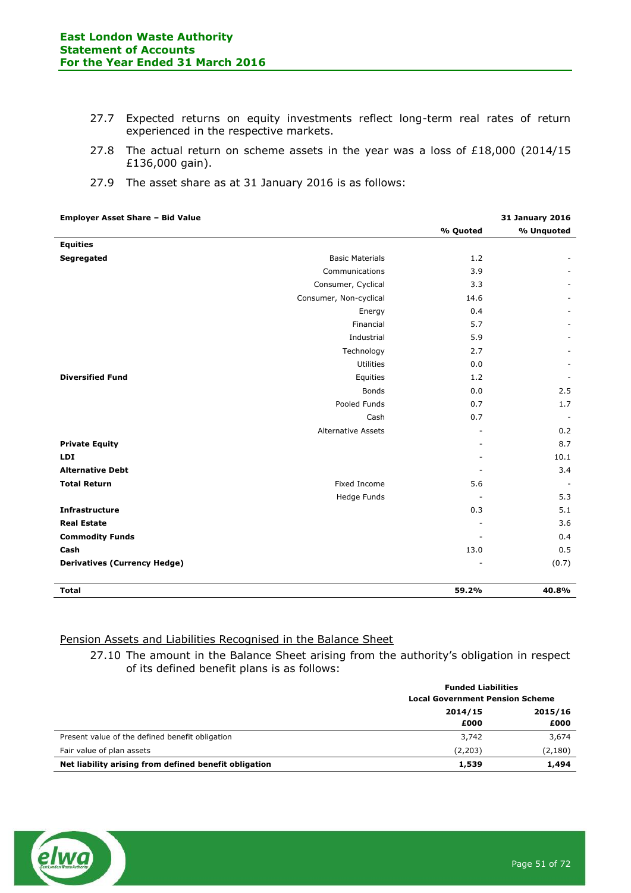27.7 Expected returns on equity investments reflect long-term real rates of return experienced in the respective markets.

27.8 The actual return on scheme assets in the year was a loss of £18,000 (2014/15 £136,000 gain).

27.9 The asset share as at 31 January 2016 is as follows:

| **Employer Asset Share – Bid Value** | | **31 January 2016** | |
|---|---|---|---|
| | | **% Quoted** | **% Unquoted** |
| **Equities** | | | |
| **Segregated** | Basic Materials | 1.2 | - |
| | Communications | 3.9 | - |
| | Consumer, Cyclical | 3.3 | - |
| | Consumer, Non-cyclical | 14.6 | - |
| | Energy | 0.4 | - |
| | Financial | 5.7 | - |
| | Industrial | 5.9 | - |
| | Technology | 2.7 | - |
| | Utilities | 0.0 | - |
| **Diversified Fund** | Equities | 1.2 | - |
| | Bonds | 0.0 | 2.5 |
| | Pooled Funds | 0.7 | 1.7 |
| | Cash | 0.7 | - |
| | Alternative Assets | - | 0.2 |
| **Private Equity** | | - | 8.7 |
| **LDI** | | - | 10.1 |
| **Alternative Debt** | | - | 3.4 |
| **Total Return** | Fixed Income | 5.6 | - |
| | Hedge Funds | - | 5.3 |
| **Infrastructure** | | 0.3 | 5.1 |
| **Real Estate** | | - | 3.6 |
| **Commodity Funds** | | - | 0.4 |
| **Cash** | | 13.0 | 0.5 |
| **Derivatives (Currency Hedge)** | | - | (0.7) |
| **Total** | | **59.2%** | **40.8%** |

## Pension Assets and Liabilities Recognised in the Balance Sheet

27.10 The amount in the Balance Sheet arising from the authority's obligation in respect of its defined benefit plans is as follows:

| | **Funded Liabilities** **Local Government Pension Scheme** | |
|---|---|---|
| | **2014/15** **£000** | **2015/16** **£000** |
| Present value of the defined benefit obligation | 3,742 | 3,674 |
| Fair value of plan assets | (2,203) | (2,180) |
| **Net liability arising from defined benefit obligation** | **1,539** | **1,494** |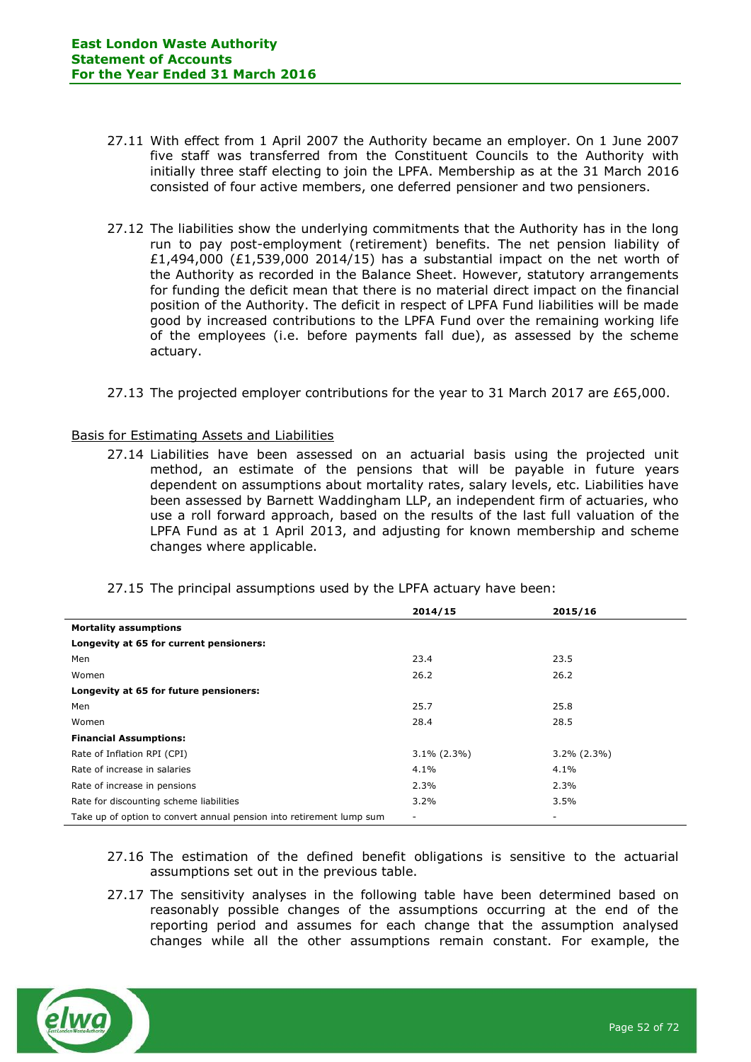27.11 With effect from 1 April 2007 the Authority became an employer. On 1 June 2007 five staff was transferred from the Constituent Councils to the Authority with initially three staff electing to join the LPFA. Membership as at the 31 March 2016 consisted of four active members, one deferred pensioner and two pensioners.

27.12 The liabilities show the underlying commitments that the Authority has in the long run to pay post-employment (retirement) benefits. The net pension liability of £1,494,000 (£1,539,000 2014/15) has a substantial impact on the net worth of the Authority as recorded in the Balance Sheet. However, statutory arrangements for funding the deficit mean that there is no material direct impact on the financial position of the Authority. The deficit in respect of LPFA Fund liabilities will be made good by increased contributions to the LPFA Fund over the remaining working life of the employees (i.e. before payments fall due), as assessed by the scheme actuary.

27.13 The projected employer contributions for the year to 31 March 2017 are £65,000.

## Basis for Estimating Assets and Liabilities

27.14 Liabilities have been assessed on an actuarial basis using the projected unit method, an estimate of the pensions that will be payable in future years dependent on assumptions about mortality rates, salary levels, etc. Liabilities have been assessed by Barnett Waddingham LLP, an independent firm of actuaries, who use a roll forward approach, based on the results of the last full valuation of the LPFA Fund as at 1 April 2013, and adjusting for known membership and scheme changes where applicable.

27.15 The principal assumptions used by the LPFA actuary have been:

| | 2014/15 | 2015/16 |
|---|---|---|
| **Mortality assumptions** | | |
| **Longevity at 65 for current pensioners:** | | |
| Men | 23.4 | 23.5 |
| Women | 26.2 | 26.2 |
| **Longevity at 65 for future pensioners:** | | |
| Men | 25.7 | 25.8 |
| Women | 28.4 | 28.5 |
| **Financial Assumptions:** | | |
| Rate of Inflation RPI (CPI) | 3.1% (2.3%) | 3.2% (2.3%) |
| Rate of increase in salaries | 4.1% | 4.1% |
| Rate of increase in pensions | 2.3% | 2.3% |
| Rate for discounting scheme liabilities | 3.2% | 3.5% |
| Take up of option to convert annual pension into retirement lump sum | - | - |

27.16 The estimation of the defined benefit obligations is sensitive to the actuarial assumptions set out in the previous table.

27.17 The sensitivity analyses in the following table have been determined based on reasonably possible changes of the assumptions occurring at the end of the reporting period and assumes for each change that the assumption analysed changes while all the other assumptions remain constant. For example, the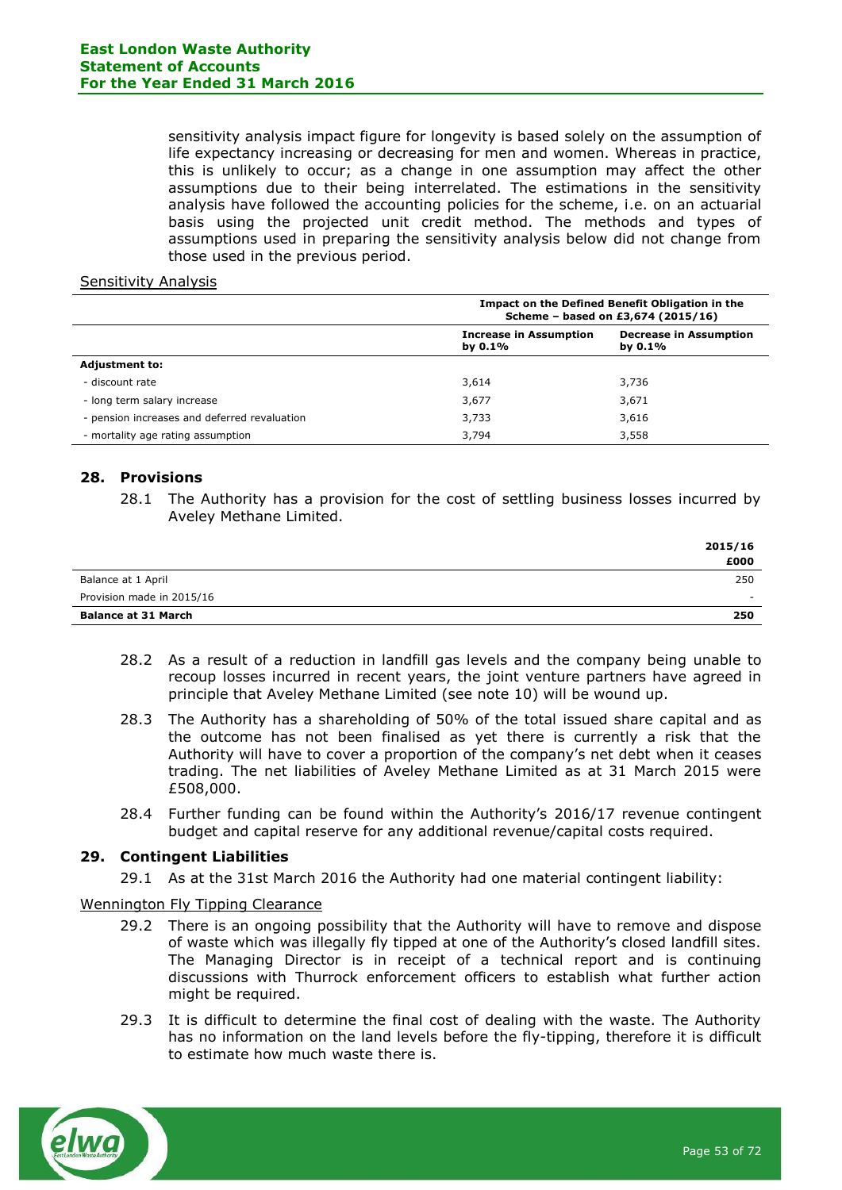sensitivity analysis impact figure for longevity is based solely on the assumption of life expectancy increasing or decreasing for men and women. Whereas in practice, this is unlikely to occur; as a change in one assumption may affect the other assumptions due to their being interrelated. The estimations in the sensitivity analysis have followed the accounting policies for the scheme, i.e. on an actuarial basis using the projected unit credit method. The methods and types of assumptions used in preparing the sensitivity analysis below did not change from those used in the previous period.

Sensitivity Analysis

| | Impact on the Defined Benefit Obligation in the Scheme – based on £3,674 (2015/16) | |
|---|---|---|
| | **Increase in Assumption by 0.1%** | **Decrease in Assumption by 0.1%** |
| **Adjustment to:** | | |
| - discount rate | 3,614 | 3,736 |
| - long term salary increase | 3,677 | 3,671 |
| - pension increases and deferred revaluation | 3,733 | 3,616 |
| - mortality age rating assumption | 3,794 | 3,558 |

## 28. Provisions

28.1 The Authority has a provision for the cost of settling business losses incurred by Aveley Methane Limited.

| | 2015/16 £000 |
|---|---|
| Balance at 1 April | 250 |
| Provision made in 2015/16 | - |
| **Balance at 31 March** | **250** |

28.2 As a result of a reduction in landfill gas levels and the company being unable to recoup losses incurred in recent years, the joint venture partners have agreed in principle that Aveley Methane Limited (see note 10) will be wound up.

28.3 The Authority has a shareholding of 50% of the total issued share capital and as the outcome has not been finalised as yet there is currently a risk that the Authority will have to cover a proportion of the company's net debt when it ceases trading. The net liabilities of Aveley Methane Limited as at 31 March 2015 were £508,000.

28.4 Further funding can be found within the Authority's 2016/17 revenue contingent budget and capital reserve for any additional revenue/capital costs required.

## 29. Contingent Liabilities

29.1 As at the 31st March 2016 the Authority had one material contingent liability:

Wennington Fly Tipping Clearance

29.2 There is an ongoing possibility that the Authority will have to remove and dispose of waste which was illegally fly tipped at one of the Authority's closed landfill sites. The Managing Director is in receipt of a technical report and is continuing discussions with Thurrock enforcement officers to establish what further action might be required.

29.3 It is difficult to determine the final cost of dealing with the waste. The Authority has no information on the land levels before the fly-tipping, therefore it is difficult to estimate how much waste there is.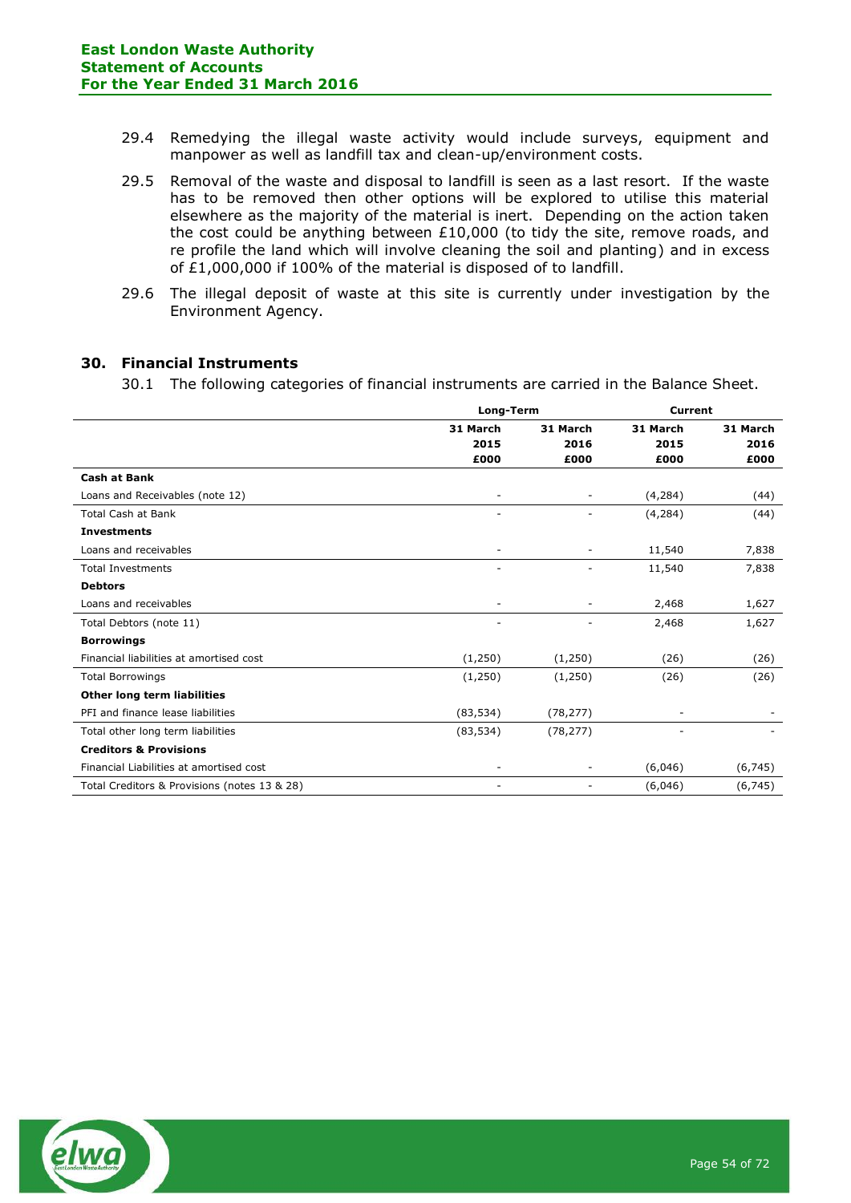29.4 Remedying the illegal waste activity would include surveys, equipment and manpower as well as landfill tax and clean-up/environment costs.

29.5 Removal of the waste and disposal to landfill is seen as a last resort. If the waste has to be removed then other options will be explored to utilise this material elsewhere as the majority of the material is inert. Depending on the action taken the cost could be anything between £10,000 (to tidy the site, remove roads, and re profile the land which will involve cleaning the soil and planting) and in excess of £1,000,000 if 100% of the material is disposed of to landfill.

29.6 The illegal deposit of waste at this site is currently under investigation by the Environment Agency.

## 30. Financial Instruments

30.1 The following categories of financial instruments are carried in the Balance Sheet.

| | Long-Term | | Current | |
|---|---|---|---|---|
| | 31 March 2015 £000 | 31 March 2016 £000 | 31 March 2015 £000 | 31 March 2016 £000 |
| **Cash at Bank** | | | | |
| Loans and Receivables (note 12) | - | - | (4,284) | (44) |
| Total Cash at Bank | - | - | (4,284) | (44) |
| **Investments** | | | | |
| Loans and receivables | - | - | 11,540 | 7,838 |
| Total Investments | - | - | 11,540 | 7,838 |
| **Debtors** | | | | |
| Loans and receivables | - | - | 2,468 | 1,627 |
| Total Debtors (note 11) | - | - | 2,468 | 1,627 |
| **Borrowings** | | | | |
| Financial liabilities at amortised cost | (1,250) | (1,250) | (26) | (26) |
| Total Borrowings | (1,250) | (1,250) | (26) | (26) |
| **Other long term liabilities** | | | | |
| PFI and finance lease liabilities | (83,534) | (78,277) | - | - |
| Total other long term liabilities | (83,534) | (78,277) | - | - |
| **Creditors & Provisions** | | | | |
| Financial Liabilities at amortised cost | - | - | (6,046) | (6,745) |
| Total Creditors & Provisions (notes 13 & 28) | - | - | (6,046) | (6,745) |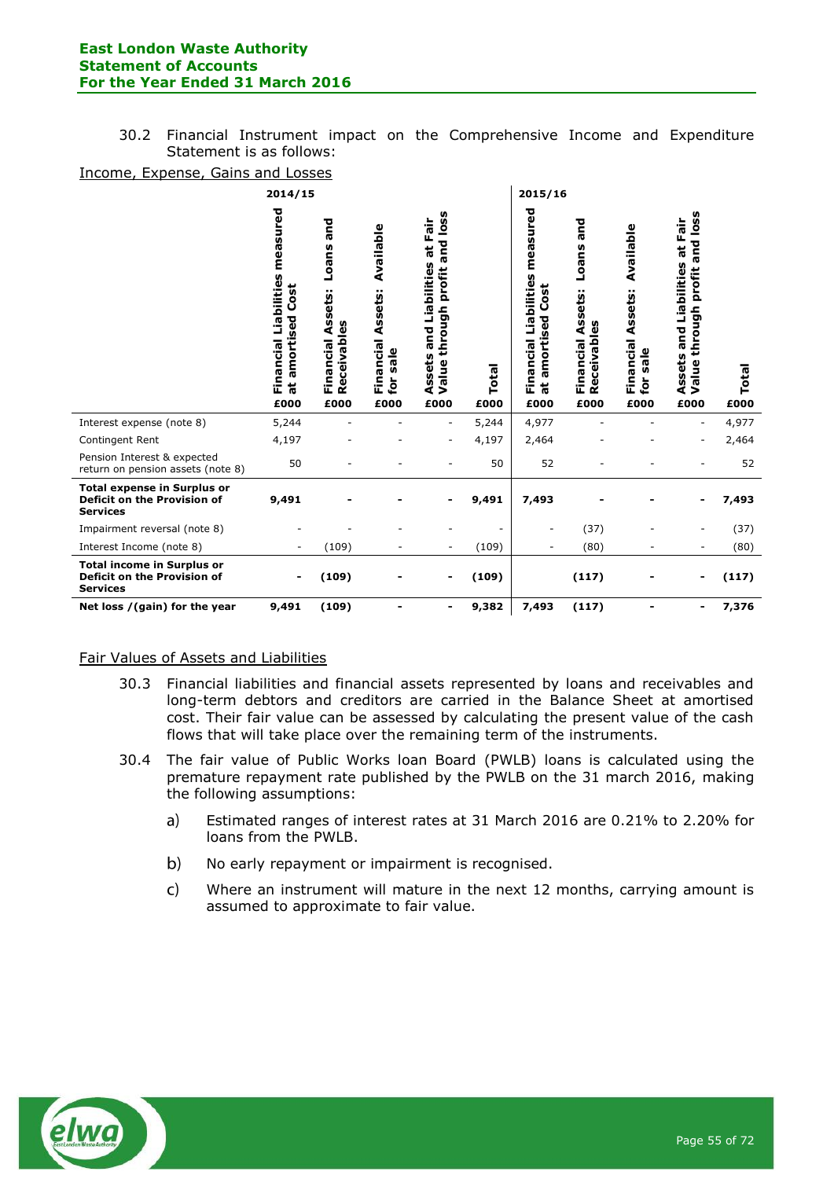30.2 Financial Instrument impact on the Comprehensive Income and Expenditure Statement is as follows:

Income, Expense, Gains and Losses

| | 2014/15 | | | | | 2015/16 | | | | |
|---|---|---|---|---|---|---|---|---|---|---|
| | Financial Liabilities measured at amortised Cost | Financial Assets: Loans and Receivables | Financial Assets: Available for sale | Assets and Liabilities at Fair Value through profit and loss | Total | Financial Liabilities measured at amortised Cost | Financial Assets: Loans and Receivables | Financial Assets: Available for sale | Assets and Liabilities at Fair Value through profit and loss | Total |
| | £000 | £000 | £000 | £000 | £000 | £000 | £000 | £000 | £000 | £000 |
| Interest expense (note 8) | 5,244 | - | - | - | 5,244 | 4,977 | - | - | - | 4,977 |
| Contingent Rent | 4,197 | - | - | - | 4,197 | 2,464 | - | - | - | 2,464 |
| Pension Interest & expected return on pension assets (note 8) | 50 | - | - | - | 50 | 52 | - | - | - | 52 |
| **Total expense in Surplus or Deficit on the Provision of Services** | **9,491** | **-** | **-** | **-** | **9,491** | **7,493** | **-** | **-** | **-** | **7,493** |
| Impairment reversal (note 8) | - | - | - | - | - | - | (37) | - | - | (37) |
| Interest Income (note 8) | - | (109) | - | - | (109) | - | (80) | - | - | (80) |
| **Total income in Surplus or Deficit on the Provision of Services** | **-** | **(109)** | **-** | **-** | **(109)** | | **(117)** | **-** | **-** | **(117)** |
| **Net loss /(gain) for the year** | **9,491** | **(109)** | **-** | **-** | **9,382** | **7,493** | **(117)** | **-** | **-** | **7,376** |

Fair Values of Assets and Liabilities

30.3 Financial liabilities and financial assets represented by loans and receivables and long-term debtors and creditors are carried in the Balance Sheet at amortised cost. Their fair value can be assessed by calculating the present value of the cash flows that will take place over the remaining term of the instruments.

30.4 The fair value of Public Works loan Board (PWLB) loans is calculated using the premature repayment rate published by the PWLB on the 31 march 2016, making the following assumptions:

a) Estimated ranges of interest rates at 31 March 2016 are 0.21% to 2.20% for loans from the PWLB.

b) No early repayment or impairment is recognised.

c) Where an instrument will mature in the next 12 months, carrying amount is assumed to approximate to fair value.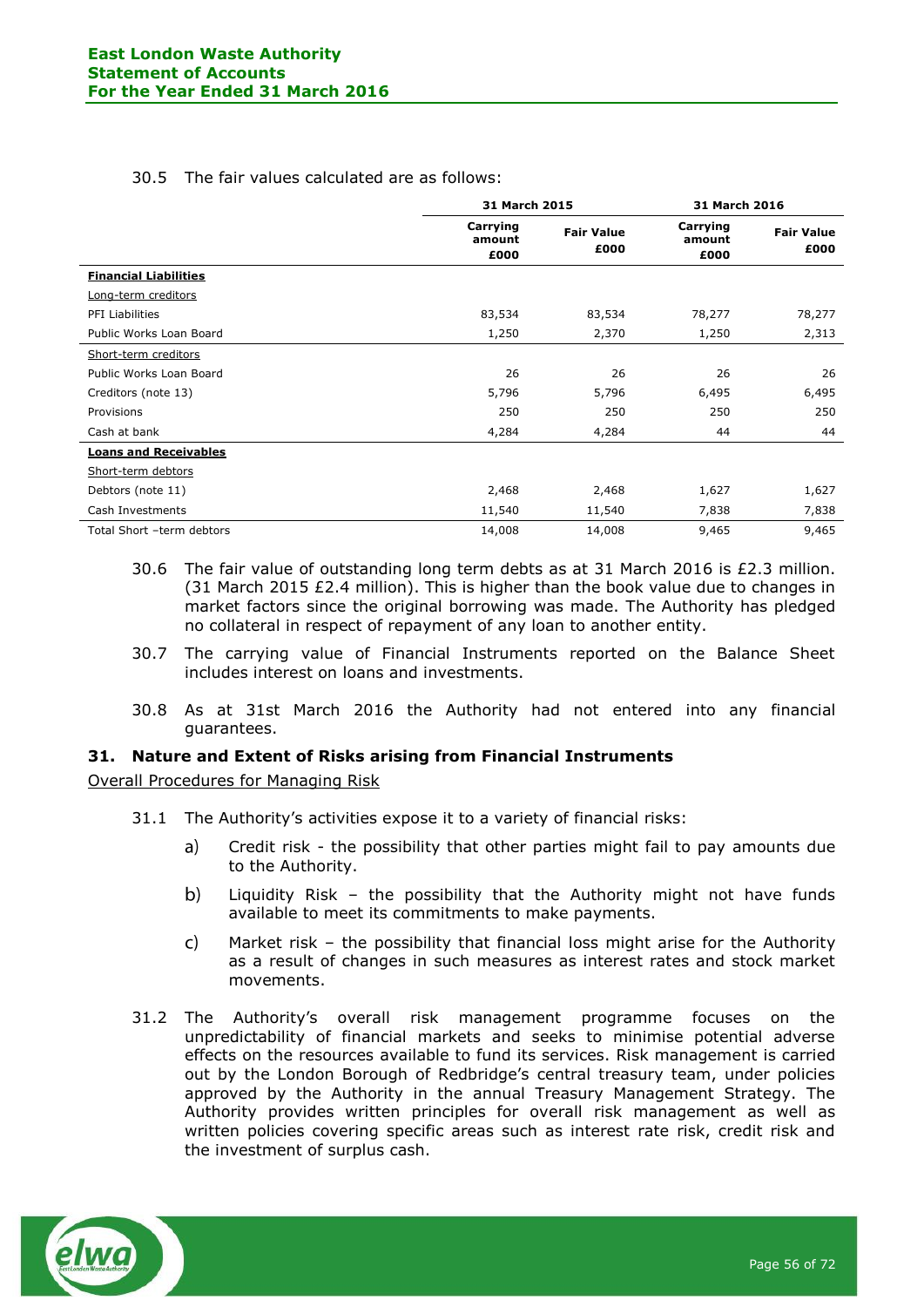30.5 The fair values calculated are as follows:

| | 31 March 2015 | | 31 March 2016 | |
|---|---|---|---|---|
| | Carrying amount £000 | Fair Value £000 | Carrying amount £000 | Fair Value £000 |
| **Financial Liabilities** | | | | |
| Long-term creditors | | | | |
| PFI Liabilities | 83,534 | 83,534 | 78,277 | 78,277 |
| Public Works Loan Board | 1,250 | 2,370 | 1,250 | 2,313 |
| Short-term creditors | | | | |
| Public Works Loan Board | 26 | 26 | 26 | 26 |
| Creditors (note 13) | 5,796 | 5,796 | 6,495 | 6,495 |
| Provisions | 250 | 250 | 250 | 250 |
| Cash at bank | 4,284 | 4,284 | 44 | 44 |
| **Loans and Receivables** | | | | |
| Short-term debtors | | | | |
| Debtors (note 11) | 2,468 | 2,468 | 1,627 | 1,627 |
| Cash Investments | 11,540 | 11,540 | 7,838 | 7,838 |
| Total Short –term debtors | 14,008 | 14,008 | 9,465 | 9,465 |

30.6 The fair value of outstanding long term debts as at 31 March 2016 is £2.3 million. (31 March 2015 £2.4 million). This is higher than the book value due to changes in market factors since the original borrowing was made. The Authority has pledged no collateral in respect of repayment of any loan to another entity.

30.7 The carrying value of Financial Instruments reported on the Balance Sheet includes interest on loans and investments.

30.8 As at 31st March 2016 the Authority had not entered into any financial guarantees.

## 31. Nature and Extent of Risks arising from Financial Instruments

Overall Procedures for Managing Risk

31.1 The Authority's activities expose it to a variety of financial risks:

a) Credit risk - the possibility that other parties might fail to pay amounts due to the Authority.

b) Liquidity Risk – the possibility that the Authority might not have funds available to meet its commitments to make payments.

c) Market risk – the possibility that financial loss might arise for the Authority as a result of changes in such measures as interest rates and stock market movements.

31.2 The Authority's overall risk management programme focuses on the unpredictability of financial markets and seeks to minimise potential adverse effects on the resources available to fund its services. Risk management is carried out by the London Borough of Redbridge's central treasury team, under policies approved by the Authority in the annual Treasury Management Strategy. The Authority provides written principles for overall risk management as well as written policies covering specific areas such as interest rate risk, credit risk and the investment of surplus cash.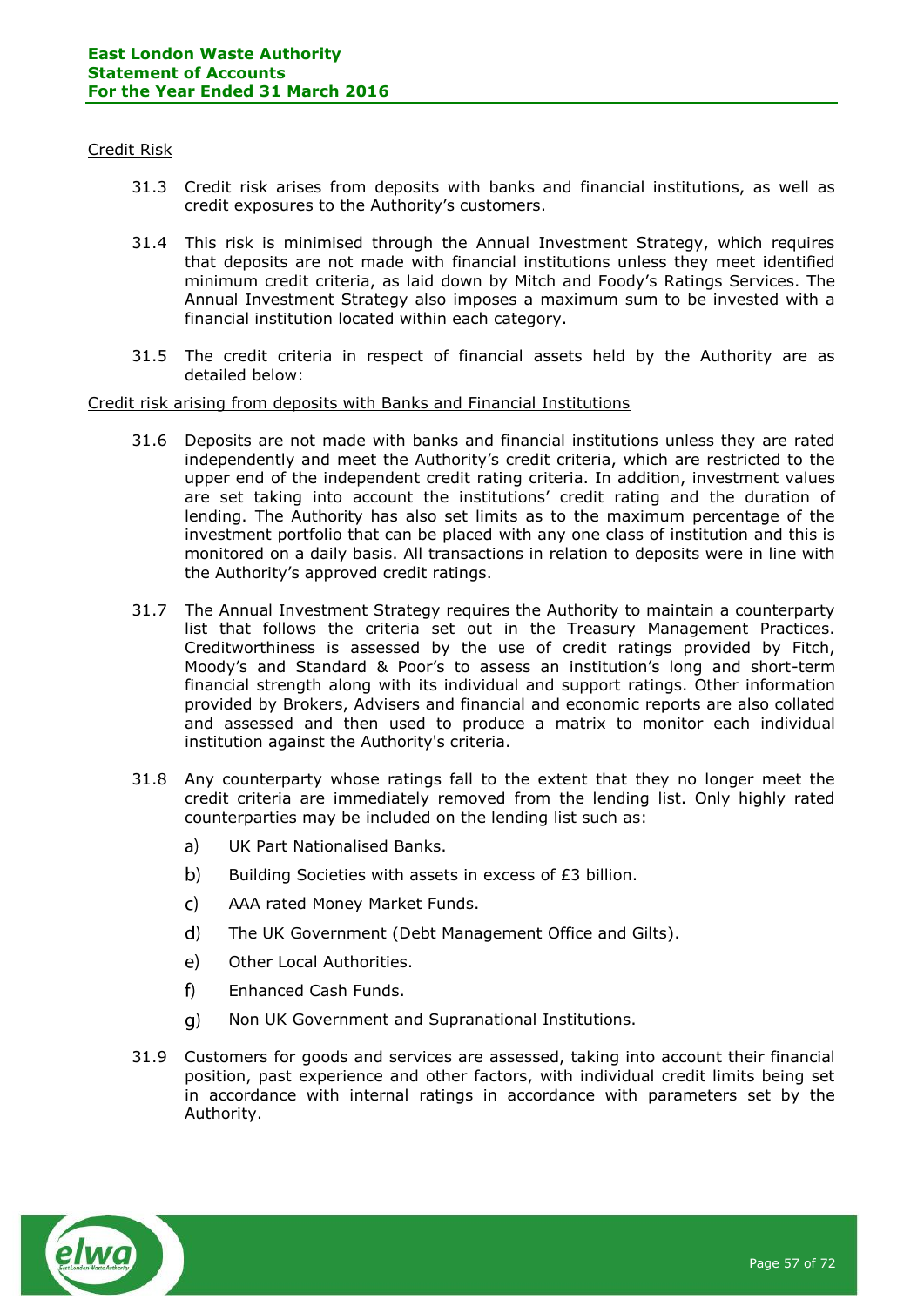Credit Risk

31.3 Credit risk arises from deposits with banks and financial institutions, as well as credit exposures to the Authority's customers.

31.4 This risk is minimised through the Annual Investment Strategy, which requires that deposits are not made with financial institutions unless they meet identified minimum credit criteria, as laid down by Mitch and Foody's Ratings Services. The Annual Investment Strategy also imposes a maximum sum to be invested with a financial institution located within each category.

31.5 The credit criteria in respect of financial assets held by the Authority are as detailed below:

Credit risk arising from deposits with Banks and Financial Institutions

31.6 Deposits are not made with banks and financial institutions unless they are rated independently and meet the Authority's credit criteria, which are restricted to the upper end of the independent credit rating criteria. In addition, investment values are set taking into account the institutions' credit rating and the duration of lending. The Authority has also set limits as to the maximum percentage of the investment portfolio that can be placed with any one class of institution and this is monitored on a daily basis. All transactions in relation to deposits were in line with the Authority's approved credit ratings.

31.7 The Annual Investment Strategy requires the Authority to maintain a counterparty list that follows the criteria set out in the Treasury Management Practices. Creditworthiness is assessed by the use of credit ratings provided by Fitch, Moody's and Standard & Poor's to assess an institution's long and short-term financial strength along with its individual and support ratings. Other information provided by Brokers, Advisers and financial and economic reports are also collated and assessed and then used to produce a matrix to monitor each individual institution against the Authority's criteria.

31.8 Any counterparty whose ratings fall to the extent that they no longer meet the credit criteria are immediately removed from the lending list. Only highly rated counterparties may be included on the lending list such as:

a) UK Part Nationalised Banks.

b) Building Societies with assets in excess of £3 billion.

c) AAA rated Money Market Funds.

d) The UK Government (Debt Management Office and Gilts).

e) Other Local Authorities.

f) Enhanced Cash Funds.

g) Non UK Government and Supranational Institutions.

31.9 Customers for goods and services are assessed, taking into account their financial position, past experience and other factors, with individual credit limits being set in accordance with internal ratings in accordance with parameters set by the Authority.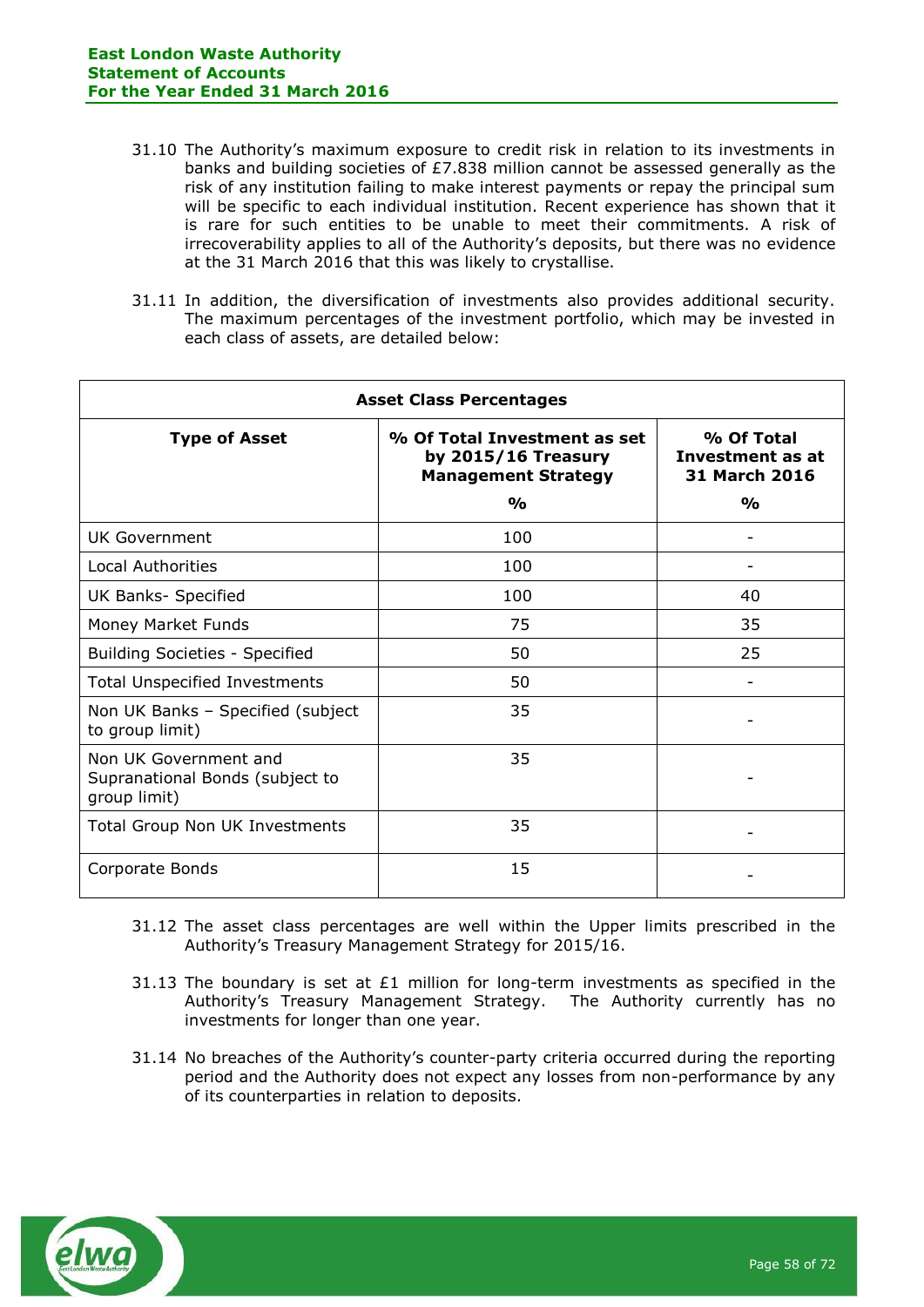31.10 The Authority's maximum exposure to credit risk in relation to its investments in banks and building societies of £7.838 million cannot be assessed generally as the risk of any institution failing to make interest payments or repay the principal sum will be specific to each individual institution. Recent experience has shown that it is rare for such entities to be unable to meet their commitments. A risk of irrecoverability applies to all of the Authority's deposits, but there was no evidence at the 31 March 2016 that this was likely to crystallise.

31.11 In addition, the diversification of investments also provides additional security. The maximum percentages of the investment portfolio, which may be invested in each class of assets, are detailed below:

| Asset Class Percentages | | |
|---|---|---|
| **Type of Asset** | **% Of Total Investment as set by 2015/16 Treasury Management Strategy** | **% Of Total Investment as at 31 March 2016** |
| | **%** | **%** |
| UK Government | 100 | - |
| Local Authorities | 100 | - |
| UK Banks- Specified | 100 | 40 |
| Money Market Funds | 75 | 35 |
| Building Societies - Specified | 50 | 25 |
| Total Unspecified Investments | 50 | - |
| Non UK Banks – Specified (subject to group limit) | 35 | - |
| Non UK Government and Supranational Bonds (subject to group limit) | 35 | - |
| Total Group Non UK Investments | 35 | - |
| Corporate Bonds | 15 | - |

31.12 The asset class percentages are well within the Upper limits prescribed in the Authority's Treasury Management Strategy for 2015/16.

31.13 The boundary is set at £1 million for long-term investments as specified in the Authority's Treasury Management Strategy. The Authority currently has no investments for longer than one year.

31.14 No breaches of the Authority's counter-party criteria occurred during the reporting period and the Authority does not expect any losses from non-performance by any of its counterparties in relation to deposits.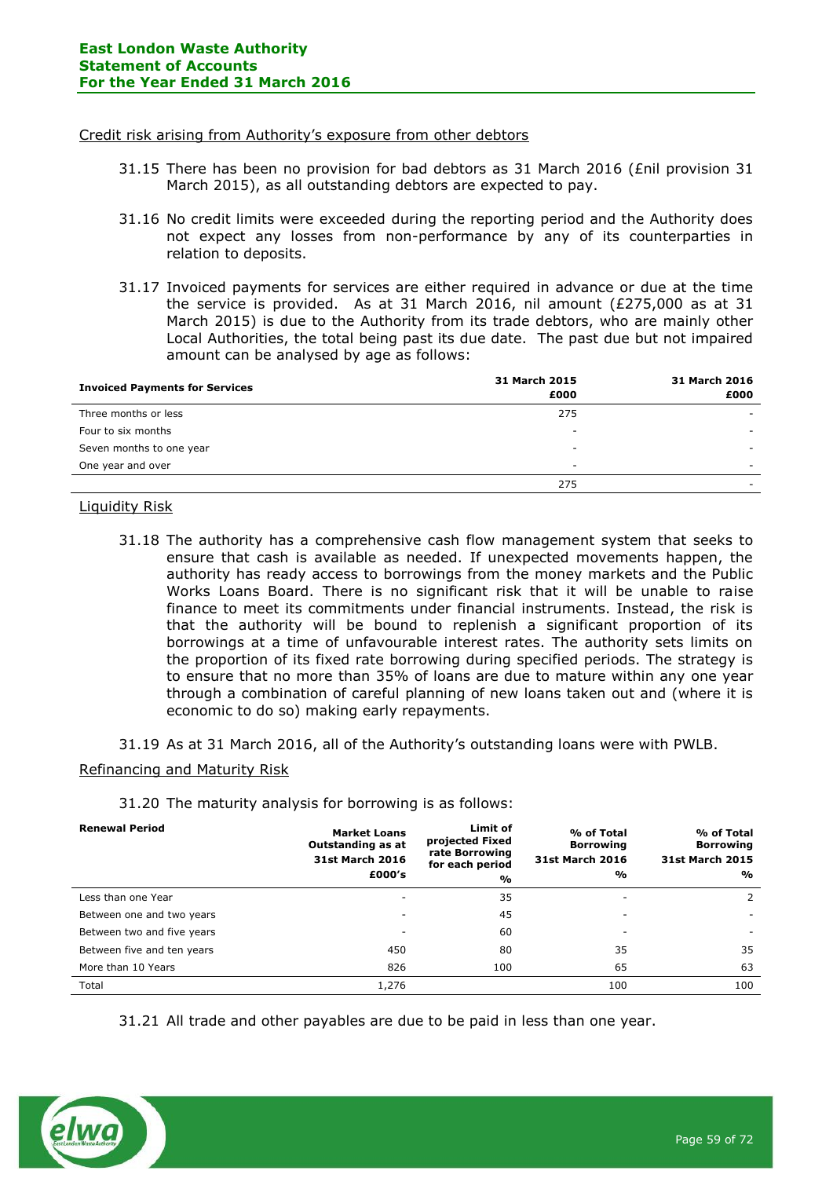Credit risk arising from Authority's exposure from other debtors

31.15 There has been no provision for bad debtors as 31 March 2016 (£nil provision 31 March 2015), as all outstanding debtors are expected to pay.

31.16 No credit limits were exceeded during the reporting period and the Authority does not expect any losses from non-performance by any of its counterparties in relation to deposits.

31.17 Invoiced payments for services are either required in advance or due at the time the service is provided. As at 31 March 2016, nil amount (£275,000 as at 31 March 2015) is due to the Authority from its trade debtors, who are mainly other Local Authorities, the total being past its due date. The past due but not impaired amount can be analysed by age as follows:

| Invoiced Payments for Services | 31 March 2015 £000 | 31 March 2016 £000 |
|---|---|---|
| Three months or less | 275 | - |
| Four to six months | - | - |
| Seven months to one year | - | - |
| One year and over | - | - |
| | 275 | - |

Liquidity Risk

31.18 The authority has a comprehensive cash flow management system that seeks to ensure that cash is available as needed. If unexpected movements happen, the authority has ready access to borrowings from the money markets and the Public Works Loans Board. There is no significant risk that it will be unable to raise finance to meet its commitments under financial instruments. Instead, the risk is that the authority will be bound to replenish a significant proportion of its borrowings at a time of unfavourable interest rates. The authority sets limits on the proportion of its fixed rate borrowing during specified periods. The strategy is to ensure that no more than 35% of loans are due to mature within any one year through a combination of careful planning of new loans taken out and (where it is economic to do so) making early repayments.

31.19 As at 31 March 2016, all of the Authority's outstanding loans were with PWLB.

Refinancing and Maturity Risk

31.20 The maturity analysis for borrowing is as follows:

| Renewal Period | Market Loans Outstanding as at 31st March 2016 £000's | Limit of projected Fixed rate Borrowing for each period % | % of Total Borrowing 31st March 2016 % | % of Total Borrowing 31st March 2015 % |
|---|---|---|---|---|
| Less than one Year | - | 35 | - | 2 |
| Between one and two years | - | 45 | - | - |
| Between two and five years | - | 60 | - | - |
| Between five and ten years | 450 | 80 | 35 | 35 |
| More than 10 Years | 826 | 100 | 65 | 63 |
| Total | 1,276 | | 100 | 100 |

31.21 All trade and other payables are due to be paid in less than one year.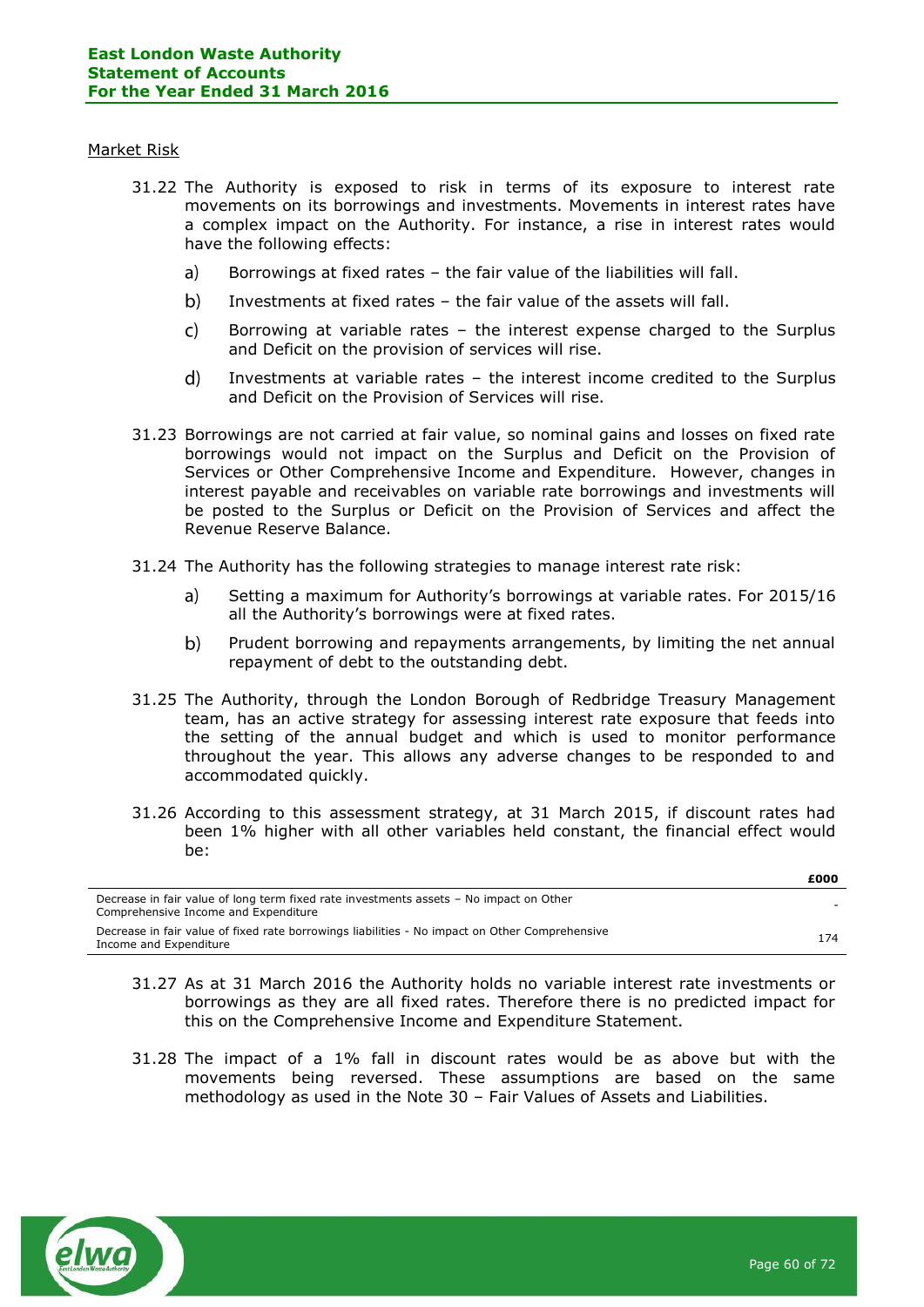Market Risk

31.22 The Authority is exposed to risk in terms of its exposure to interest rate movements on its borrowings and investments. Movements in interest rates have a complex impact on the Authority. For instance, a rise in interest rates would have the following effects:

a) Borrowings at fixed rates – the fair value of the liabilities will fall.

b) Investments at fixed rates – the fair value of the assets will fall.

c) Borrowing at variable rates – the interest expense charged to the Surplus and Deficit on the provision of services will rise.

d) Investments at variable rates – the interest income credited to the Surplus and Deficit on the Provision of Services will rise.

31.23 Borrowings are not carried at fair value, so nominal gains and losses on fixed rate borrowings would not impact on the Surplus and Deficit on the Provision of Services or Other Comprehensive Income and Expenditure. However, changes in interest payable and receivables on variable rate borrowings and investments will be posted to the Surplus or Deficit on the Provision of Services and affect the Revenue Reserve Balance.

31.24 The Authority has the following strategies to manage interest rate risk:

a) Setting a maximum for Authority's borrowings at variable rates. For 2015/16 all the Authority's borrowings were at fixed rates.

b) Prudent borrowing and repayments arrangements, by limiting the net annual repayment of debt to the outstanding debt.

31.25 The Authority, through the London Borough of Redbridge Treasury Management team, has an active strategy for assessing interest rate exposure that feeds into the setting of the annual budget and which is used to monitor performance throughout the year. This allows any adverse changes to be responded to and accommodated quickly.

31.26 According to this assessment strategy, at 31 March 2015, if discount rates had been 1% higher with all other variables held constant, the financial effect would be:

| | £000 |
|---|---|
| Decrease in fair value of long term fixed rate investments assets – No impact on Other Comprehensive Income and Expenditure | - |
| Decrease in fair value of fixed rate borrowings liabilities - No impact on Other Comprehensive Income and Expenditure | 174 |

31.27 As at 31 March 2016 the Authority holds no variable interest rate investments or borrowings as they are all fixed rates. Therefore there is no predicted impact for this on the Comprehensive Income and Expenditure Statement.

31.28 The impact of a 1% fall in discount rates would be as above but with the movements being reversed. These assumptions are based on the same methodology as used in the Note 30 – Fair Values of Assets and Liabilities.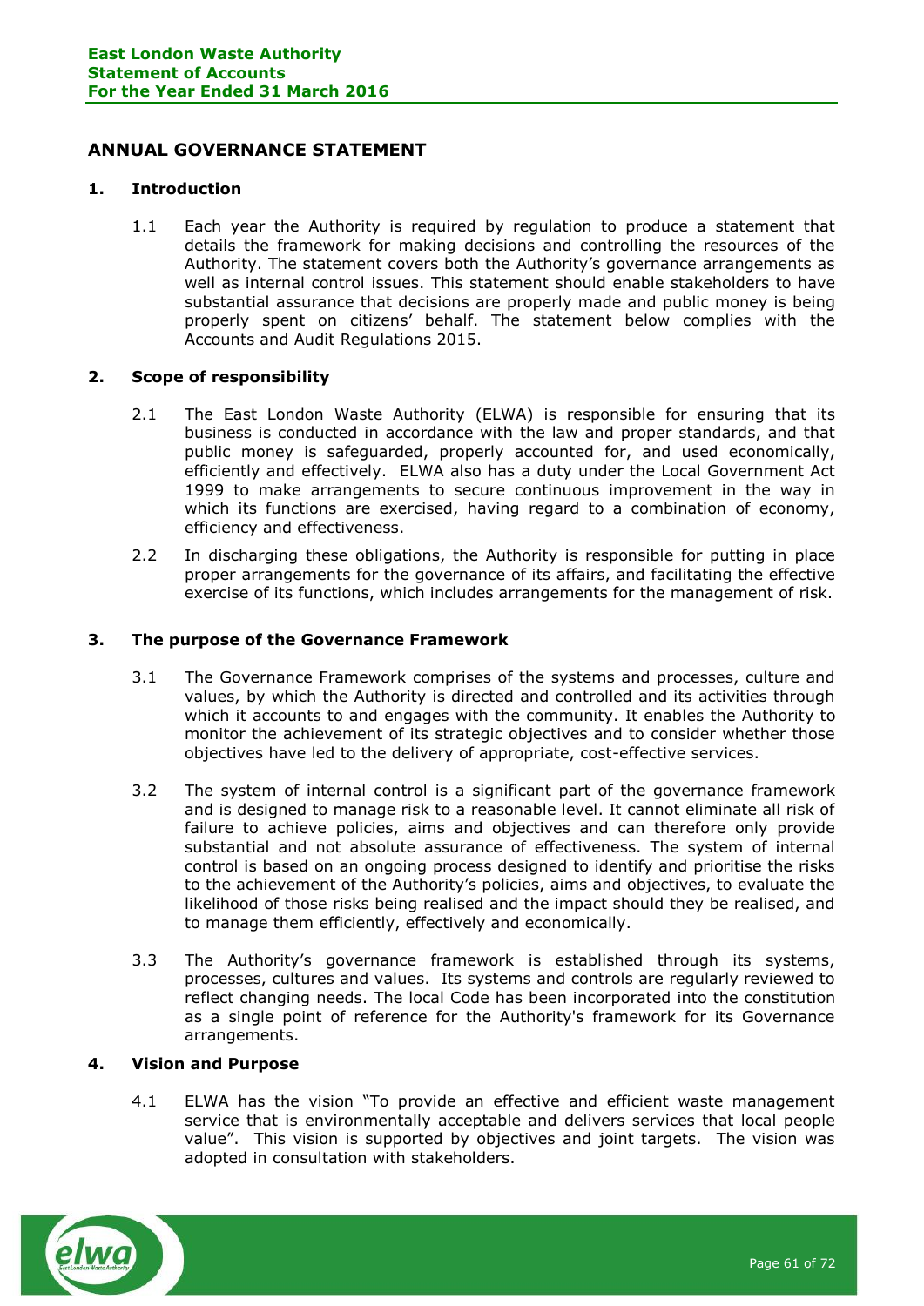# ANNUAL GOVERNANCE STATEMENT

## 1. Introduction

1.1 Each year the Authority is required by regulation to produce a statement that details the framework for making decisions and controlling the resources of the Authority. The statement covers both the Authority's governance arrangements as well as internal control issues. This statement should enable stakeholders to have substantial assurance that decisions are properly made and public money is being properly spent on citizens' behalf. The statement below complies with the Accounts and Audit Regulations 2015.

## 2. Scope of responsibility

2.1 The East London Waste Authority (ELWA) is responsible for ensuring that its business is conducted in accordance with the law and proper standards, and that public money is safeguarded, properly accounted for, and used economically, efficiently and effectively. ELWA also has a duty under the Local Government Act 1999 to make arrangements to secure continuous improvement in the way in which its functions are exercised, having regard to a combination of economy, efficiency and effectiveness.

2.2 In discharging these obligations, the Authority is responsible for putting in place proper arrangements for the governance of its affairs, and facilitating the effective exercise of its functions, which includes arrangements for the management of risk.

## 3. The purpose of the Governance Framework

3.1 The Governance Framework comprises of the systems and processes, culture and values, by which the Authority is directed and controlled and its activities through which it accounts to and engages with the community. It enables the Authority to monitor the achievement of its strategic objectives and to consider whether those objectives have led to the delivery of appropriate, cost-effective services.

3.2 The system of internal control is a significant part of the governance framework and is designed to manage risk to a reasonable level. It cannot eliminate all risk of failure to achieve policies, aims and objectives and can therefore only provide substantial and not absolute assurance of effectiveness. The system of internal control is based on an ongoing process designed to identify and prioritise the risks to the achievement of the Authority's policies, aims and objectives, to evaluate the likelihood of those risks being realised and the impact should they be realised, and to manage them efficiently, effectively and economically.

3.3 The Authority's governance framework is established through its systems, processes, cultures and values. Its systems and controls are regularly reviewed to reflect changing needs. The local Code has been incorporated into the constitution as a single point of reference for the Authority's framework for its Governance arrangements.

## 4. Vision and Purpose

4.1 ELWA has the vision "To provide an effective and efficient waste management service that is environmentally acceptable and delivers services that local people value". This vision is supported by objectives and joint targets. The vision was adopted in consultation with stakeholders.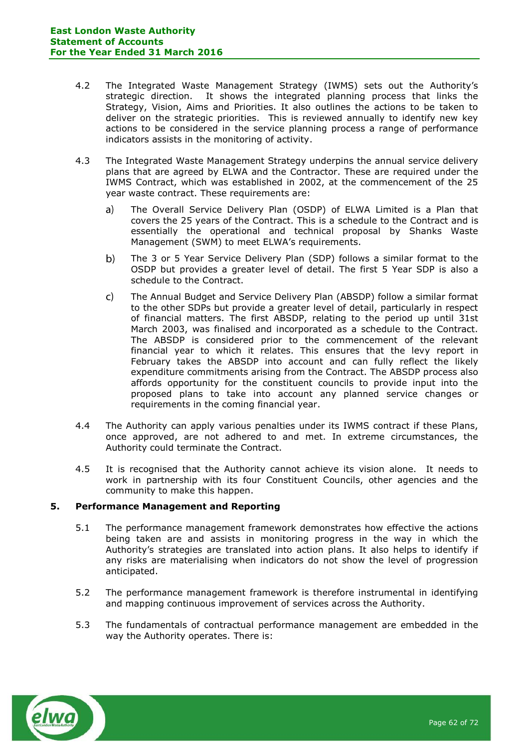4.2 The Integrated Waste Management Strategy (IWMS) sets out the Authority's strategic direction. It shows the integrated planning process that links the Strategy, Vision, Aims and Priorities. It also outlines the actions to be taken to deliver on the strategic priorities. This is reviewed annually to identify new key actions to be considered in the service planning process a range of performance indicators assists in the monitoring of activity.

4.3 The Integrated Waste Management Strategy underpins the annual service delivery plans that are agreed by ELWA and the Contractor. These are required under the IWMS Contract, which was established in 2002, at the commencement of the 25 year waste contract. These requirements are:

a) The Overall Service Delivery Plan (OSDP) of ELWA Limited is a Plan that covers the 25 years of the Contract. This is a schedule to the Contract and is essentially the operational and technical proposal by Shanks Waste Management (SWM) to meet ELWA's requirements.

b) The 3 or 5 Year Service Delivery Plan (SDP) follows a similar format to the OSDP but provides a greater level of detail. The first 5 Year SDP is also a schedule to the Contract.

c) The Annual Budget and Service Delivery Plan (ABSDP) follow a similar format to the other SDPs but provide a greater level of detail, particularly in respect of financial matters. The first ABSDP, relating to the period up until 31st March 2003, was finalised and incorporated as a schedule to the Contract. The ABSDP is considered prior to the commencement of the relevant financial year to which it relates. This ensures that the levy report in February takes the ABSDP into account and can fully reflect the likely expenditure commitments arising from the Contract. The ABSDP process also affords opportunity for the constituent councils to provide input into the proposed plans to take into account any planned service changes or requirements in the coming financial year.

4.4 The Authority can apply various penalties under its IWMS contract if these Plans, once approved, are not adhered to and met. In extreme circumstances, the Authority could terminate the Contract.

4.5 It is recognised that the Authority cannot achieve its vision alone. It needs to work in partnership with its four Constituent Councils, other agencies and the community to make this happen.

## 5. Performance Management and Reporting

5.1 The performance management framework demonstrates how effective the actions being taken are and assists in monitoring progress in the way in which the Authority's strategies are translated into action plans. It also helps to identify if any risks are materialising when indicators do not show the level of progression anticipated.

5.2 The performance management framework is therefore instrumental in identifying and mapping continuous improvement of services across the Authority.

5.3 The fundamentals of contractual performance management are embedded in the way the Authority operates. There is: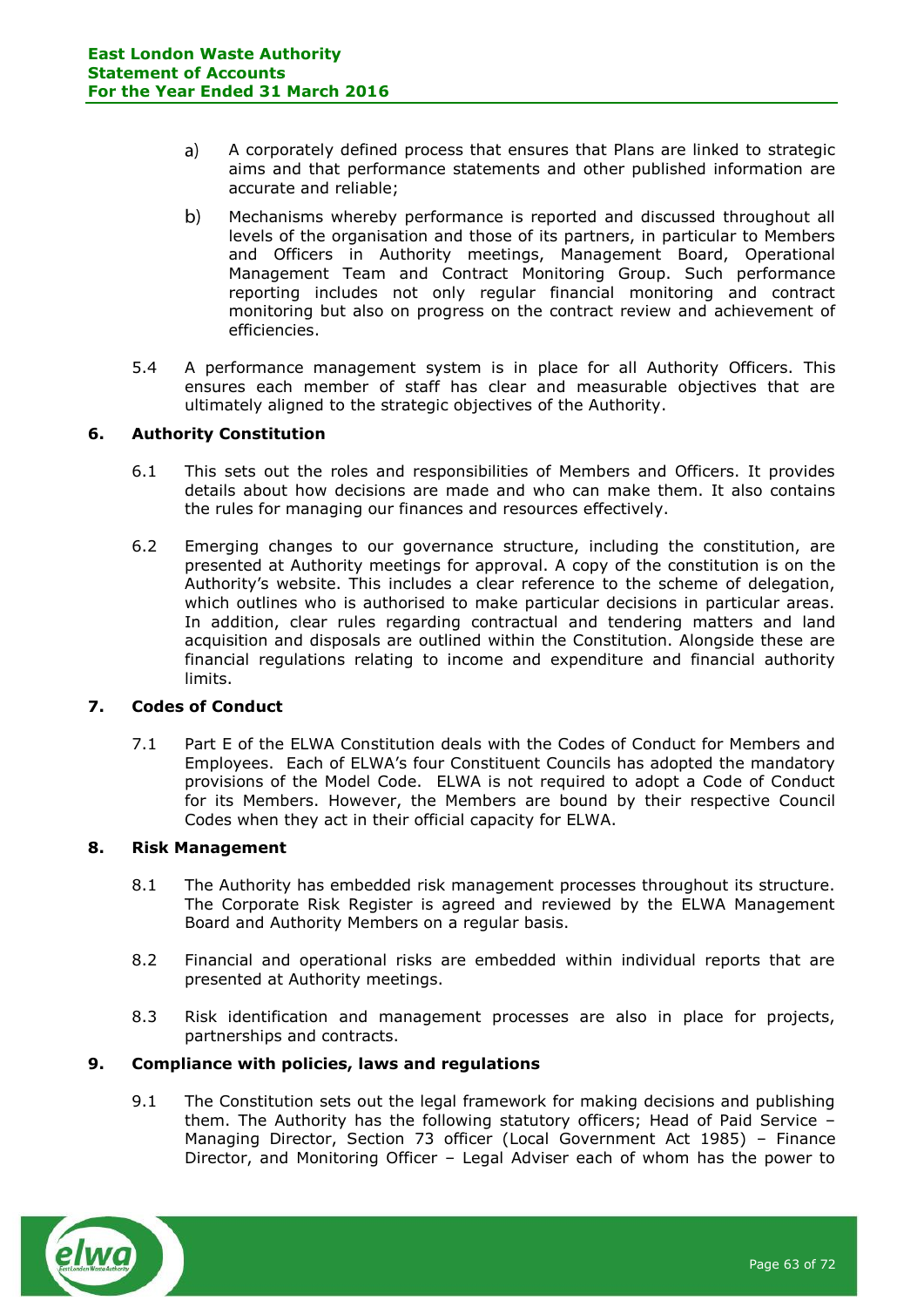a) A corporately defined process that ensures that Plans are linked to strategic aims and that performance statements and other published information are accurate and reliable;

b) Mechanisms whereby performance is reported and discussed throughout all levels of the organisation and those of its partners, in particular to Members and Officers in Authority meetings, Management Board, Operational Management Team and Contract Monitoring Group. Such performance reporting includes not only regular financial monitoring and contract monitoring but also on progress on the contract review and achievement of efficiencies.

5.4 A performance management system is in place for all Authority Officers. This ensures each member of staff has clear and measurable objectives that are ultimately aligned to the strategic objectives of the Authority.

## 6. Authority Constitution

6.1 This sets out the roles and responsibilities of Members and Officers. It provides details about how decisions are made and who can make them. It also contains the rules for managing our finances and resources effectively.

6.2 Emerging changes to our governance structure, including the constitution, are presented at Authority meetings for approval. A copy of the constitution is on the Authority's website. This includes a clear reference to the scheme of delegation, which outlines who is authorised to make particular decisions in particular areas. In addition, clear rules regarding contractual and tendering matters and land acquisition and disposals are outlined within the Constitution. Alongside these are financial regulations relating to income and expenditure and financial authority limits.

## 7. Codes of Conduct

7.1 Part E of the ELWA Constitution deals with the Codes of Conduct for Members and Employees. Each of ELWA's four Constituent Councils has adopted the mandatory provisions of the Model Code. ELWA is not required to adopt a Code of Conduct for its Members. However, the Members are bound by their respective Council Codes when they act in their official capacity for ELWA.

## 8. Risk Management

8.1 The Authority has embedded risk management processes throughout its structure. The Corporate Risk Register is agreed and reviewed by the ELWA Management Board and Authority Members on a regular basis.

8.2 Financial and operational risks are embedded within individual reports that are presented at Authority meetings.

8.3 Risk identification and management processes are also in place for projects, partnerships and contracts.

## 9. Compliance with policies, laws and regulations

9.1 The Constitution sets out the legal framework for making decisions and publishing them. The Authority has the following statutory officers; Head of Paid Service – Managing Director, Section 73 officer (Local Government Act 1985) – Finance Director, and Monitoring Officer – Legal Adviser each of whom has the power to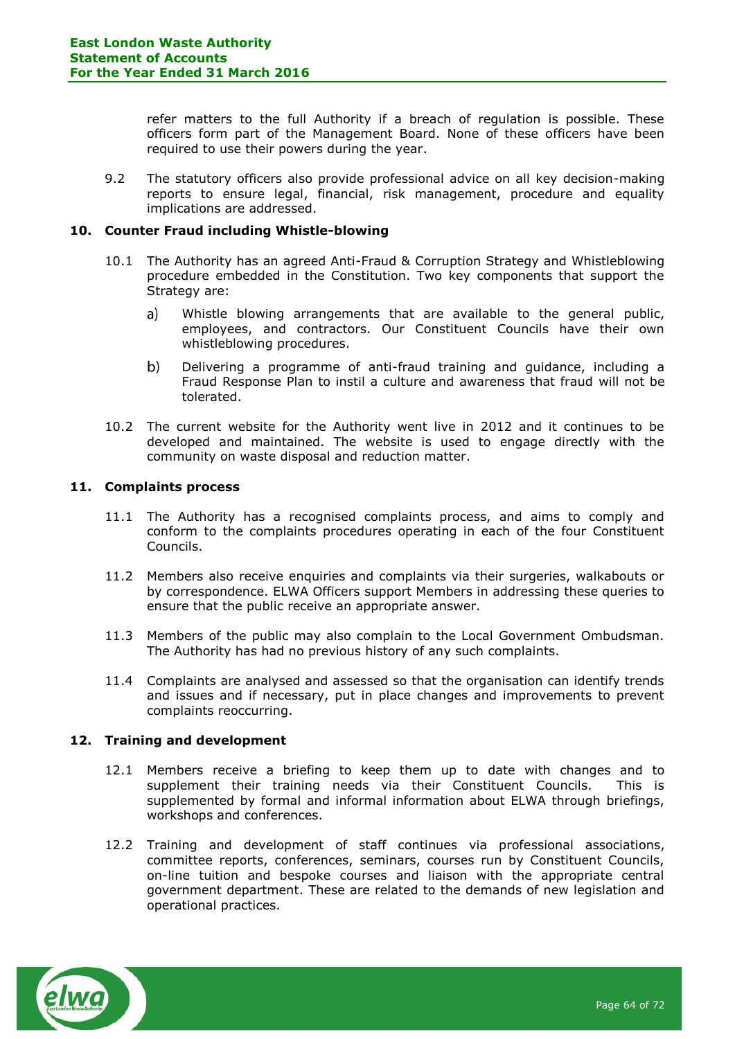refer matters to the full Authority if a breach of regulation is possible. These officers form part of the Management Board. None of these officers have been required to use their powers during the year.

9.2 The statutory officers also provide professional advice on all key decision-making reports to ensure legal, financial, risk management, procedure and equality implications are addressed.

## 10. Counter Fraud including Whistle-blowing

10.1 The Authority has an agreed Anti-Fraud & Corruption Strategy and Whistleblowing procedure embedded in the Constitution. Two key components that support the Strategy are:

a) Whistle blowing arrangements that are available to the general public, employees, and contractors. Our Constituent Councils have their own whistleblowing procedures.

b) Delivering a programme of anti-fraud training and guidance, including a Fraud Response Plan to instil a culture and awareness that fraud will not be tolerated.

10.2 The current website for the Authority went live in 2012 and it continues to be developed and maintained. The website is used to engage directly with the community on waste disposal and reduction matter.

## 11. Complaints process

11.1 The Authority has a recognised complaints process, and aims to comply and conform to the complaints procedures operating in each of the four Constituent Councils.

11.2 Members also receive enquiries and complaints via their surgeries, walkabouts or by correspondence. ELWA Officers support Members in addressing these queries to ensure that the public receive an appropriate answer.

11.3 Members of the public may also complain to the Local Government Ombudsman. The Authority has had no previous history of any such complaints.

11.4 Complaints are analysed and assessed so that the organisation can identify trends and issues and if necessary, put in place changes and improvements to prevent complaints reoccurring.

## 12. Training and development

12.1 Members receive a briefing to keep them up to date with changes and to supplement their training needs via their Constituent Councils. This is supplemented by formal and informal information about ELWA through briefings, workshops and conferences.

12.2 Training and development of staff continues via professional associations, committee reports, conferences, seminars, courses run by Constituent Councils, on-line tuition and bespoke courses and liaison with the appropriate central government department. These are related to the demands of new legislation and operational practices.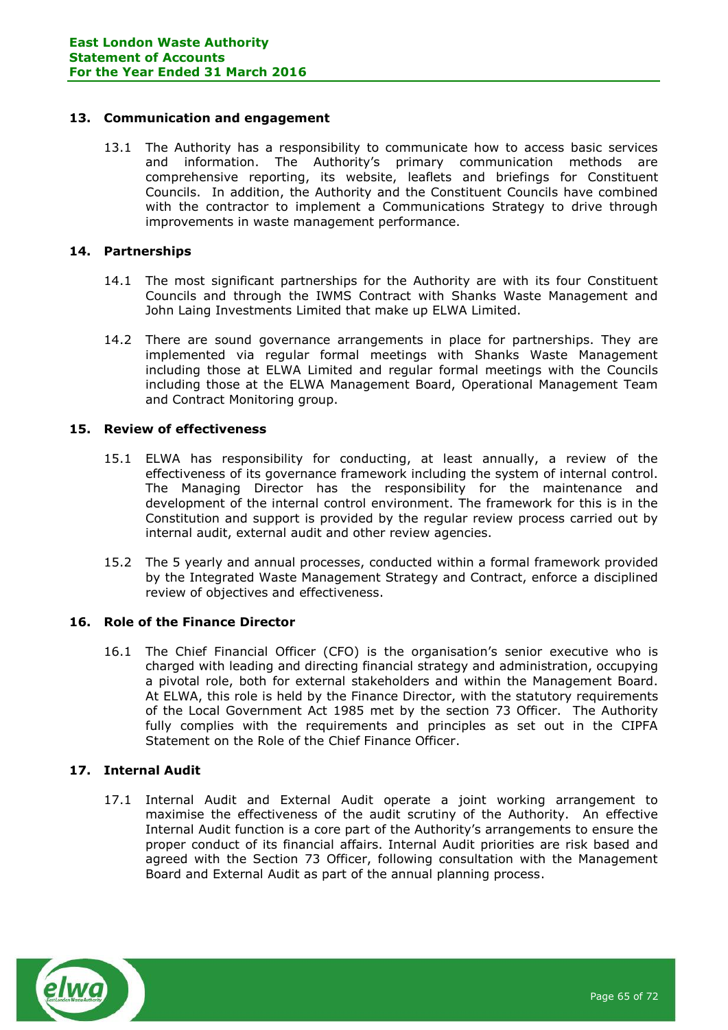## 13. Communication and engagement

13.1 The Authority has a responsibility to communicate how to access basic services and information. The Authority's primary communication methods are comprehensive reporting, its website, leaflets and briefings for Constituent Councils. In addition, the Authority and the Constituent Councils have combined with the contractor to implement a Communications Strategy to drive through improvements in waste management performance.

## 14. Partnerships

14.1 The most significant partnerships for the Authority are with its four Constituent Councils and through the IWMS Contract with Shanks Waste Management and John Laing Investments Limited that make up ELWA Limited.

14.2 There are sound governance arrangements in place for partnerships. They are implemented via regular formal meetings with Shanks Waste Management including those at ELWA Limited and regular formal meetings with the Councils including those at the ELWA Management Board, Operational Management Team and Contract Monitoring group.

## 15. Review of effectiveness

15.1 ELWA has responsibility for conducting, at least annually, a review of the effectiveness of its governance framework including the system of internal control. The Managing Director has the responsibility for the maintenance and development of the internal control environment. The framework for this is in the Constitution and support is provided by the regular review process carried out by internal audit, external audit and other review agencies.

15.2 The 5 yearly and annual processes, conducted within a formal framework provided by the Integrated Waste Management Strategy and Contract, enforce a disciplined review of objectives and effectiveness.

## 16. Role of the Finance Director

16.1 The Chief Financial Officer (CFO) is the organisation's senior executive who is charged with leading and directing financial strategy and administration, occupying a pivotal role, both for external stakeholders and within the Management Board. At ELWA, this role is held by the Finance Director, with the statutory requirements of the Local Government Act 1985 met by the section 73 Officer. The Authority fully complies with the requirements and principles as set out in the CIPFA Statement on the Role of the Chief Finance Officer.

## 17. Internal Audit

17.1 Internal Audit and External Audit operate a joint working arrangement to maximise the effectiveness of the audit scrutiny of the Authority. An effective Internal Audit function is a core part of the Authority's arrangements to ensure the proper conduct of its financial affairs. Internal Audit priorities are risk based and agreed with the Section 73 Officer, following consultation with the Management Board and External Audit as part of the annual planning process.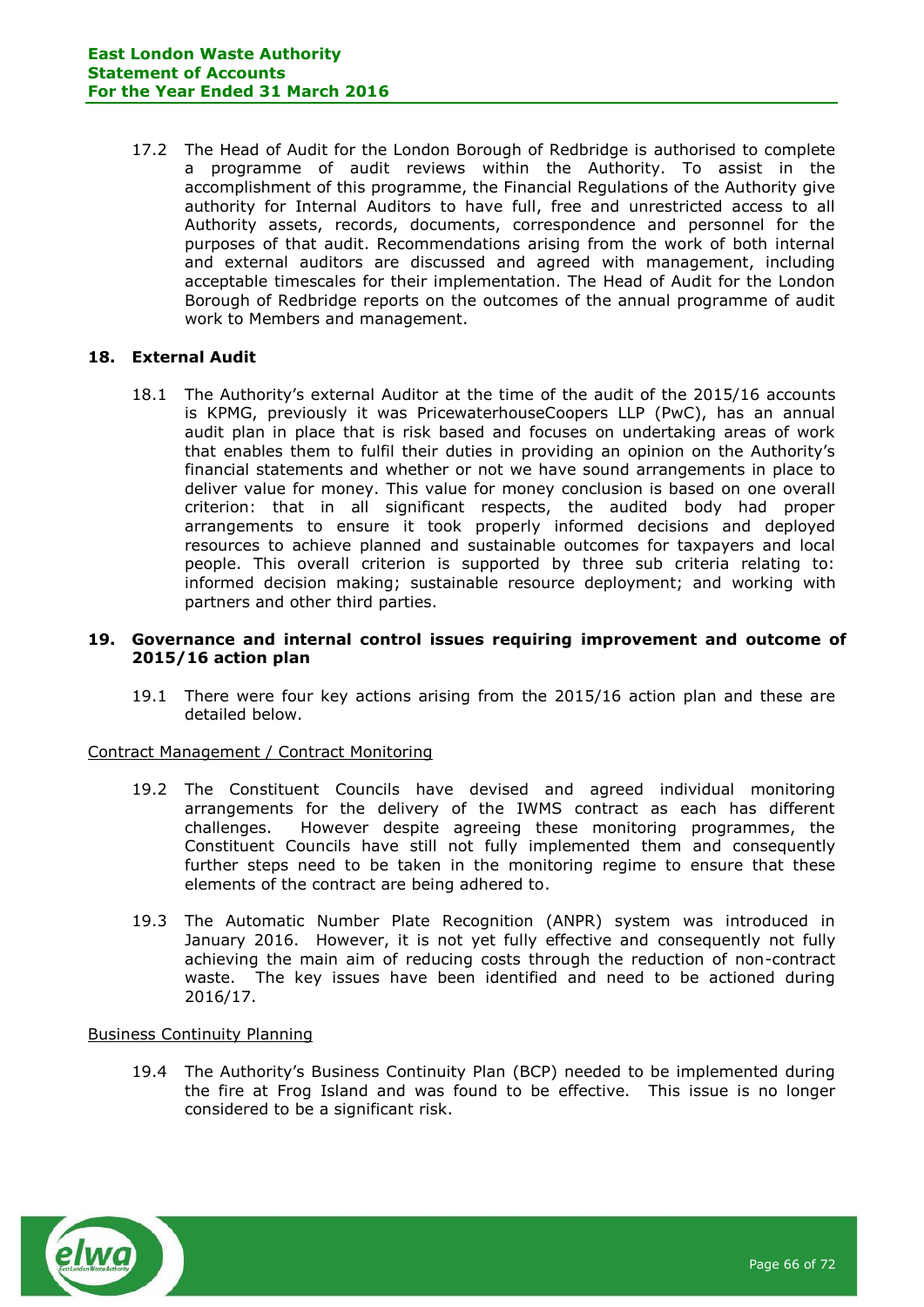17.2 The Head of Audit for the London Borough of Redbridge is authorised to complete a programme of audit reviews within the Authority. To assist in the accomplishment of this programme, the Financial Regulations of the Authority give authority for Internal Auditors to have full, free and unrestricted access to all Authority assets, records, documents, correspondence and personnel for the purposes of that audit. Recommendations arising from the work of both internal and external auditors are discussed and agreed with management, including acceptable timescales for their implementation. The Head of Audit for the London Borough of Redbridge reports on the outcomes of the annual programme of audit work to Members and management.

## 18. External Audit

18.1 The Authority's external Auditor at the time of the audit of the 2015/16 accounts is KPMG, previously it was PricewaterhouseCoopers LLP (PwC), has an annual audit plan in place that is risk based and focuses on undertaking areas of work that enables them to fulfil their duties in providing an opinion on the Authority's financial statements and whether or not we have sound arrangements in place to deliver value for money. This value for money conclusion is based on one overall criterion: that in all significant respects, the audited body had proper arrangements to ensure it took properly informed decisions and deployed resources to achieve planned and sustainable outcomes for taxpayers and local people. This overall criterion is supported by three sub criteria relating to: informed decision making; sustainable resource deployment; and working with partners and other third parties.

## 19. Governance and internal control issues requiring improvement and outcome of 2015/16 action plan

19.1 There were four key actions arising from the 2015/16 action plan and these are detailed below.

Contract Management / Contract Monitoring

19.2 The Constituent Councils have devised and agreed individual monitoring arrangements for the delivery of the IWMS contract as each has different challenges. However despite agreeing these monitoring programmes, the Constituent Councils have still not fully implemented them and consequently further steps need to be taken in the monitoring regime to ensure that these elements of the contract are being adhered to.

19.3 The Automatic Number Plate Recognition (ANPR) system was introduced in January 2016. However, it is not yet fully effective and consequently not fully achieving the main aim of reducing costs through the reduction of non-contract waste. The key issues have been identified and need to be actioned during 2016/17.

Business Continuity Planning

19.4 The Authority's Business Continuity Plan (BCP) needed to be implemented during the fire at Frog Island and was found to be effective. This issue is no longer considered to be a significant risk.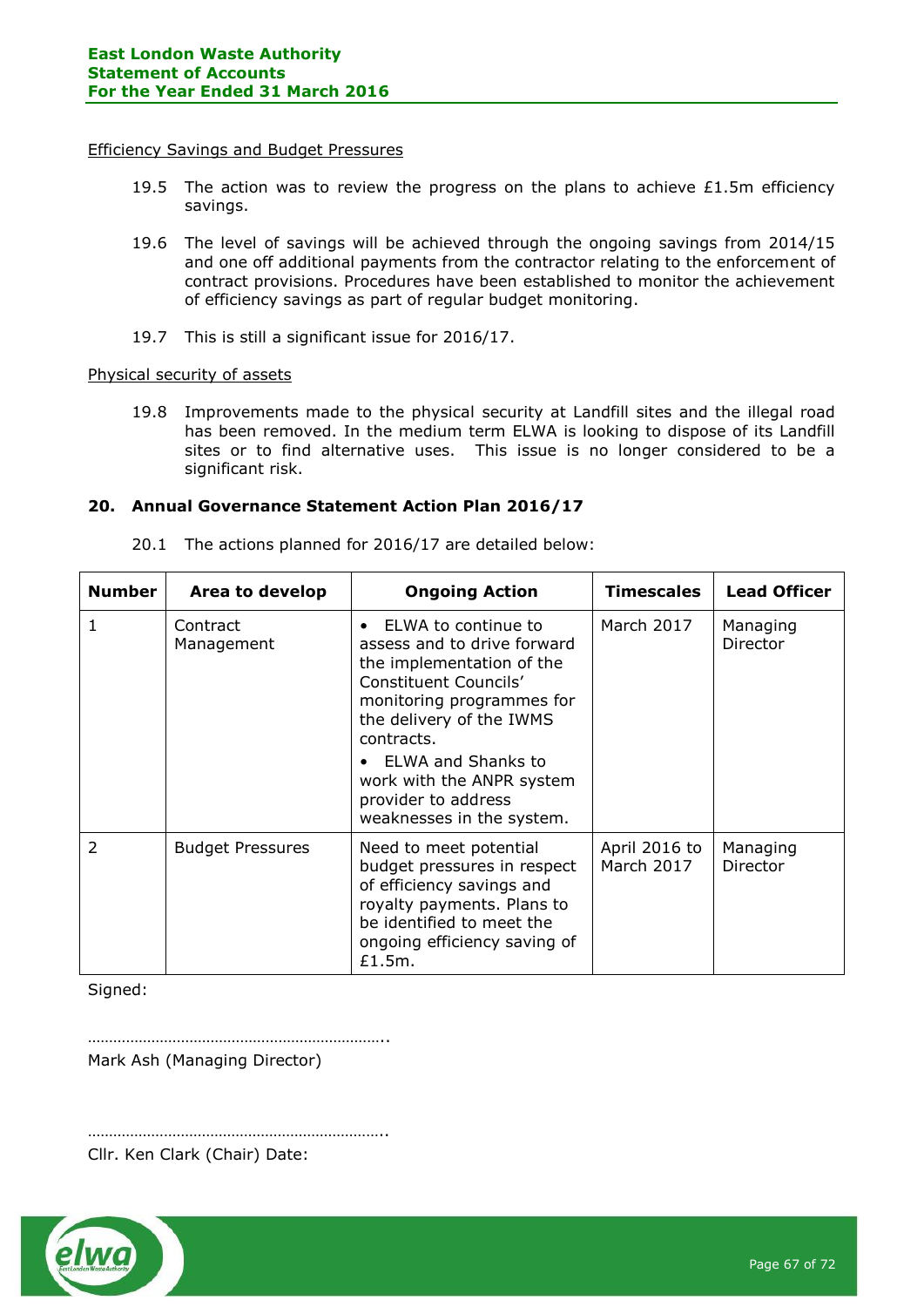Efficiency Savings and Budget Pressures

19.5 The action was to review the progress on the plans to achieve £1.5m efficiency savings.

19.6 The level of savings will be achieved through the ongoing savings from 2014/15 and one off additional payments from the contractor relating to the enforcement of contract provisions. Procedures have been established to monitor the achievement of efficiency savings as part of regular budget monitoring.

19.7 This is still a significant issue for 2016/17.

Physical security of assets

19.8 Improvements made to the physical security at Landfill sites and the illegal road has been removed. In the medium term ELWA is looking to dispose of its Landfill sites or to find alternative uses. This issue is no longer considered to be a significant risk.

## 20. Annual Governance Statement Action Plan 2016/17

20.1 The actions planned for 2016/17 are detailed below:

| Number | Area to develop | Ongoing Action | Timescales | Lead Officer |
|---|---|---|---|---|
| 1 | Contract Management | • ELWA to continue to assess and to drive forward the implementation of the Constituent Councils' monitoring programmes for the delivery of the IWMS contracts. • ELWA and Shanks to work with the ANPR system provider to address weaknesses in the system. | March 2017 | Managing Director |
| 2 | Budget Pressures | Need to meet potential budget pressures in respect of efficiency savings and royalty payments. Plans to be identified to meet the ongoing efficiency saving of £1.5m. | April 2016 to March 2017 | Managing Director |

Signed:

……………………………………………………………..
Mark Ash (Managing Director)

……………………………………………………………..
Cllr. Ken Clark (Chair) Date: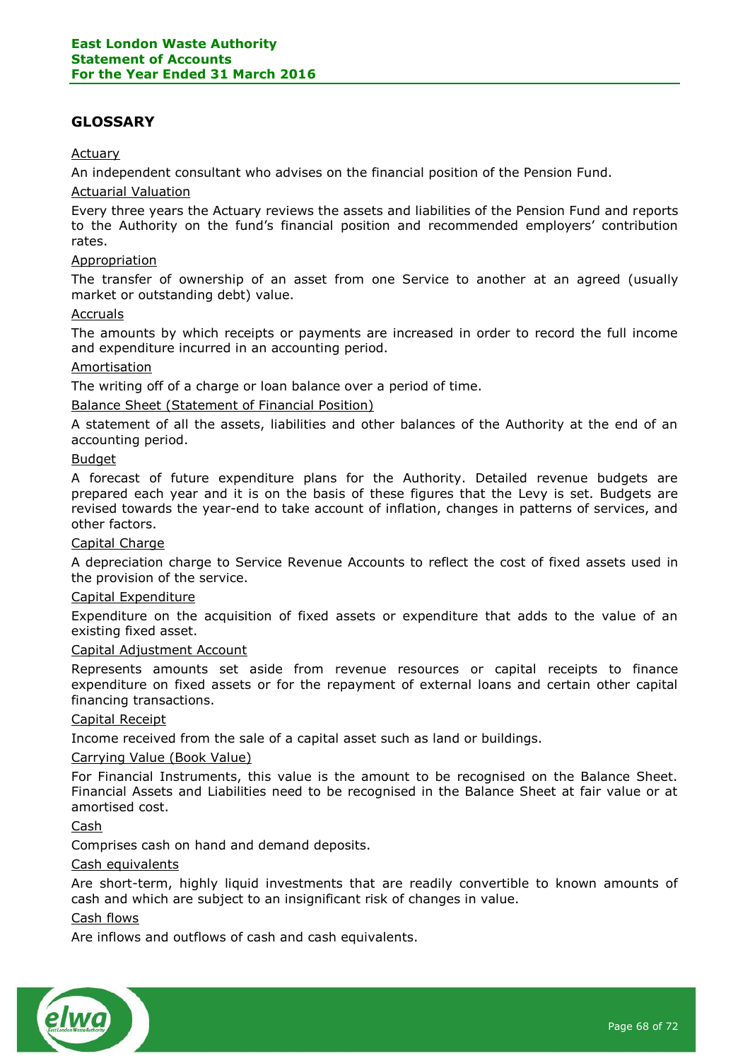## GLOSSARY

Actuary

An independent consultant who advises on the financial position of the Pension Fund.

Actuarial Valuation

Every three years the Actuary reviews the assets and liabilities of the Pension Fund and reports to the Authority on the fund's financial position and recommended employers' contribution rates.

Appropriation

The transfer of ownership of an asset from one Service to another at an agreed (usually market or outstanding debt) value.

Accruals

The amounts by which receipts or payments are increased in order to record the full income and expenditure incurred in an accounting period.

Amortisation

The writing off of a charge or loan balance over a period of time.

Balance Sheet (Statement of Financial Position)

A statement of all the assets, liabilities and other balances of the Authority at the end of an accounting period.

Budget

A forecast of future expenditure plans for the Authority. Detailed revenue budgets are prepared each year and it is on the basis of these figures that the Levy is set. Budgets are revised towards the year-end to take account of inflation, changes in patterns of services, and other factors.

Capital Charge

A depreciation charge to Service Revenue Accounts to reflect the cost of fixed assets used in the provision of the service.

Capital Expenditure

Expenditure on the acquisition of fixed assets or expenditure that adds to the value of an existing fixed asset.

Capital Adjustment Account

Represents amounts set aside from revenue resources or capital receipts to finance expenditure on fixed assets or for the repayment of external loans and certain other capital financing transactions.

Capital Receipt

Income received from the sale of a capital asset such as land or buildings.

Carrying Value (Book Value)

For Financial Instruments, this value is the amount to be recognised on the Balance Sheet. Financial Assets and Liabilities need to be recognised in the Balance Sheet at fair value or at amortised cost.

Cash

Comprises cash on hand and demand deposits.

Cash equivalents

Are short-term, highly liquid investments that are readily convertible to known amounts of cash and which are subject to an insignificant risk of changes in value.

Cash flows

Are inflows and outflows of cash and cash equivalents.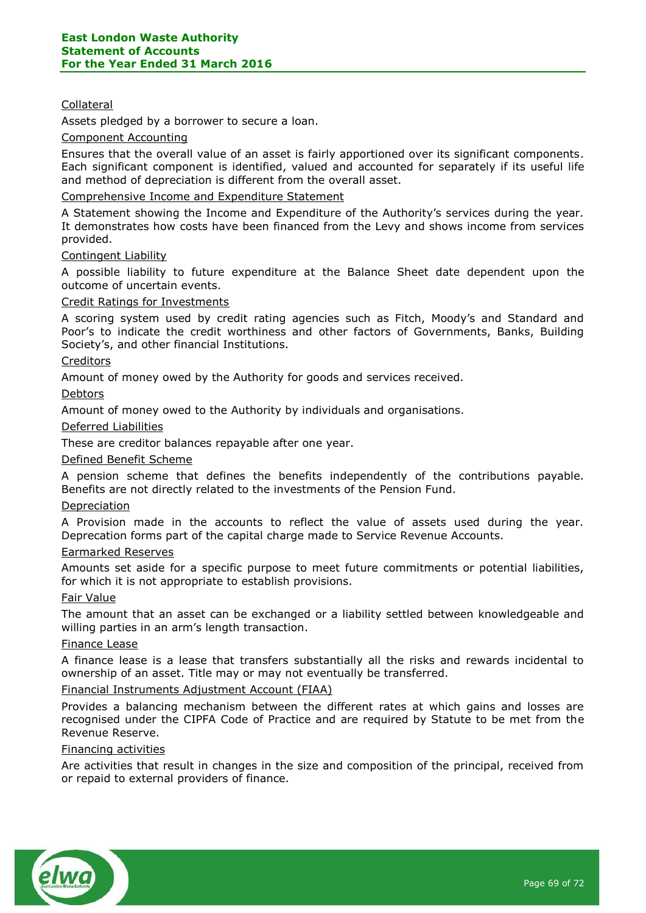Collateral

Assets pledged by a borrower to secure a loan.

Component Accounting

Ensures that the overall value of an asset is fairly apportioned over its significant components. Each significant component is identified, valued and accounted for separately if its useful life and method of depreciation is different from the overall asset.

Comprehensive Income and Expenditure Statement

A Statement showing the Income and Expenditure of the Authority's services during the year. It demonstrates how costs have been financed from the Levy and shows income from services provided.

Contingent Liability

A possible liability to future expenditure at the Balance Sheet date dependent upon the outcome of uncertain events.

Credit Ratings for Investments

A scoring system used by credit rating agencies such as Fitch, Moody's and Standard and Poor's to indicate the credit worthiness and other factors of Governments, Banks, Building Society's, and other financial Institutions.

Creditors

Amount of money owed by the Authority for goods and services received.

Debtors

Amount of money owed to the Authority by individuals and organisations.

Deferred Liabilities

These are creditor balances repayable after one year.

Defined Benefit Scheme

A pension scheme that defines the benefits independently of the contributions payable. Benefits are not directly related to the investments of the Pension Fund.

Depreciation

A Provision made in the accounts to reflect the value of assets used during the year. Deprecation forms part of the capital charge made to Service Revenue Accounts.

Earmarked Reserves

Amounts set aside for a specific purpose to meet future commitments or potential liabilities, for which it is not appropriate to establish provisions.

Fair Value

The amount that an asset can be exchanged or a liability settled between knowledgeable and willing parties in an arm's length transaction.

Finance Lease

A finance lease is a lease that transfers substantially all the risks and rewards incidental to ownership of an asset. Title may or may not eventually be transferred.

Financial Instruments Adjustment Account (FIAA)

Provides a balancing mechanism between the different rates at which gains and losses are recognised under the CIPFA Code of Practice and are required by Statute to be met from the Revenue Reserve.

Financing activities

Are activities that result in changes in the size and composition of the principal, received from or repaid to external providers of finance.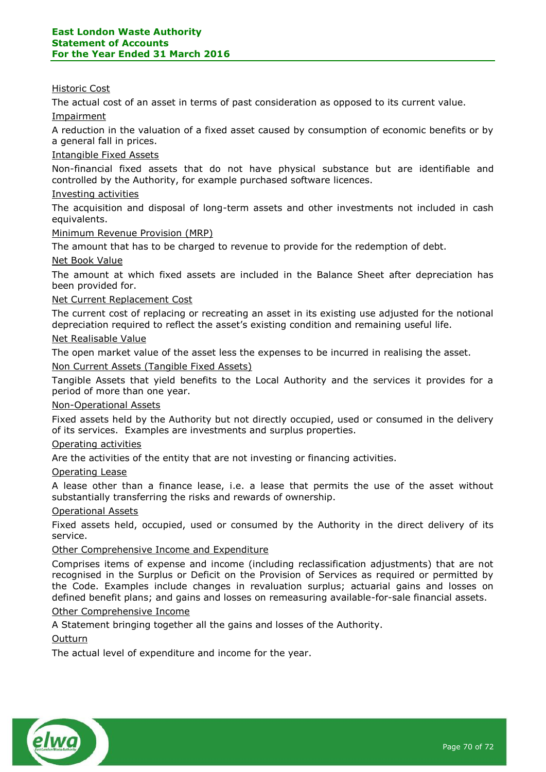Historic Cost

The actual cost of an asset in terms of past consideration as opposed to its current value.

Impairment

A reduction in the valuation of a fixed asset caused by consumption of economic benefits or by a general fall in prices.

Intangible Fixed Assets

Non-financial fixed assets that do not have physical substance but are identifiable and controlled by the Authority, for example purchased software licences.

Investing activities

The acquisition and disposal of long-term assets and other investments not included in cash equivalents.

Minimum Revenue Provision (MRP)

The amount that has to be charged to revenue to provide for the redemption of debt.

Net Book Value

The amount at which fixed assets are included in the Balance Sheet after depreciation has been provided for.

Net Current Replacement Cost

The current cost of replacing or recreating an asset in its existing use adjusted for the notional depreciation required to reflect the asset's existing condition and remaining useful life.

Net Realisable Value

The open market value of the asset less the expenses to be incurred in realising the asset.

Non Current Assets (Tangible Fixed Assets)

Tangible Assets that yield benefits to the Local Authority and the services it provides for a period of more than one year.

Non-Operational Assets

Fixed assets held by the Authority but not directly occupied, used or consumed in the delivery of its services. Examples are investments and surplus properties.

Operating activities

Are the activities of the entity that are not investing or financing activities.

Operating Lease

A lease other than a finance lease, i.e. a lease that permits the use of the asset without substantially transferring the risks and rewards of ownership.

Operational Assets

Fixed assets held, occupied, used or consumed by the Authority in the direct delivery of its service.

Other Comprehensive Income and Expenditure

Comprises items of expense and income (including reclassification adjustments) that are not recognised in the Surplus or Deficit on the Provision of Services as required or permitted by the Code. Examples include changes in revaluation surplus; actuarial gains and losses on defined benefit plans; and gains and losses on remeasuring available-for-sale financial assets.

Other Comprehensive Income

A Statement bringing together all the gains and losses of the Authority.

Outturn

The actual level of expenditure and income for the year.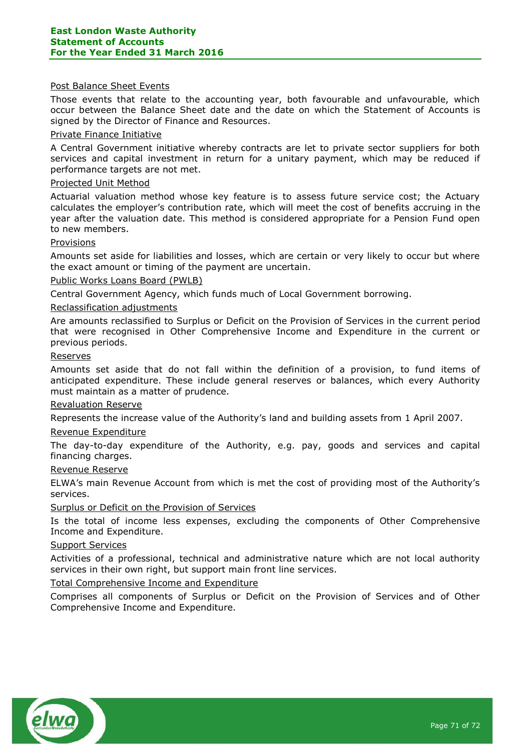Post Balance Sheet Events

Those events that relate to the accounting year, both favourable and unfavourable, which occur between the Balance Sheet date and the date on which the Statement of Accounts is signed by the Director of Finance and Resources.

Private Finance Initiative

A Central Government initiative whereby contracts are let to private sector suppliers for both services and capital investment in return for a unitary payment, which may be reduced if performance targets are not met.

Projected Unit Method

Actuarial valuation method whose key feature is to assess future service cost; the Actuary calculates the employer's contribution rate, which will meet the cost of benefits accruing in the year after the valuation date. This method is considered appropriate for a Pension Fund open to new members.

Provisions

Amounts set aside for liabilities and losses, which are certain or very likely to occur but where the exact amount or timing of the payment are uncertain.

Public Works Loans Board (PWLB)

Central Government Agency, which funds much of Local Government borrowing.

Reclassification adjustments

Are amounts reclassified to Surplus or Deficit on the Provision of Services in the current period that were recognised in Other Comprehensive Income and Expenditure in the current or previous periods.

Reserves

Amounts set aside that do not fall within the definition of a provision, to fund items of anticipated expenditure. These include general reserves or balances, which every Authority must maintain as a matter of prudence.

Revaluation Reserve

Represents the increase value of the Authority's land and building assets from 1 April 2007.

Revenue Expenditure

The day-to-day expenditure of the Authority, e.g. pay, goods and services and capital financing charges.

Revenue Reserve

ELWA's main Revenue Account from which is met the cost of providing most of the Authority's services.

Surplus or Deficit on the Provision of Services

Is the total of income less expenses, excluding the components of Other Comprehensive Income and Expenditure.

Support Services

Activities of a professional, technical and administrative nature which are not local authority services in their own right, but support main front line services.

Total Comprehensive Income and Expenditure

Comprises all components of Surplus or Deficit on the Provision of Services and of Other Comprehensive Income and Expenditure.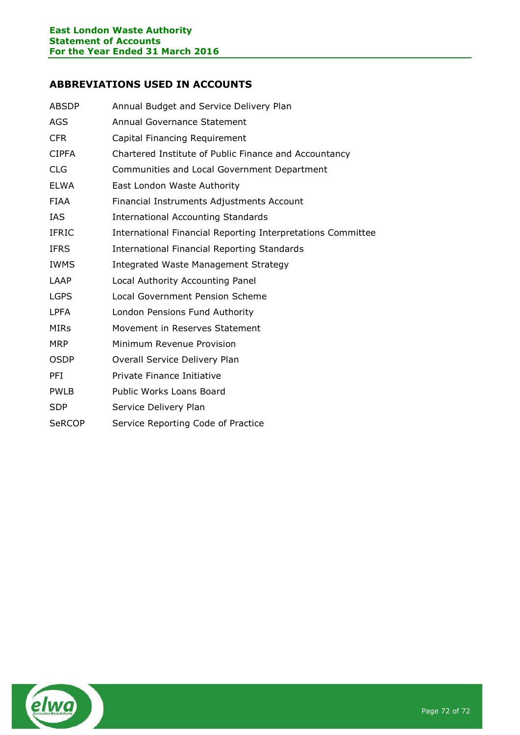## ABBREVIATIONS USED IN ACCOUNTS

| | |
|---|---|
| ABSDP | Annual Budget and Service Delivery Plan |
| AGS | Annual Governance Statement |
| CFR | Capital Financing Requirement |
| CIPFA | Chartered Institute of Public Finance and Accountancy |
| CLG | Communities and Local Government Department |
| ELWA | East London Waste Authority |
| FIAA | Financial Instruments Adjustments Account |
| IAS | International Accounting Standards |
| IFRIC | International Financial Reporting Interpretations Committee |
| IFRS | International Financial Reporting Standards |
| IWMS | Integrated Waste Management Strategy |
| LAAP | Local Authority Accounting Panel |
| LGPS | Local Government Pension Scheme |
| LPFA | London Pensions Fund Authority |
| MIRs | Movement in Reserves Statement |
| MRP | Minimum Revenue Provision |
| OSDP | Overall Service Delivery Plan |
| PFI | Private Finance Initiative |
| PWLB | Public Works Loans Board |
| SDP | Service Delivery Plan |
| SeRCOP | Service Reporting Code of Practice |